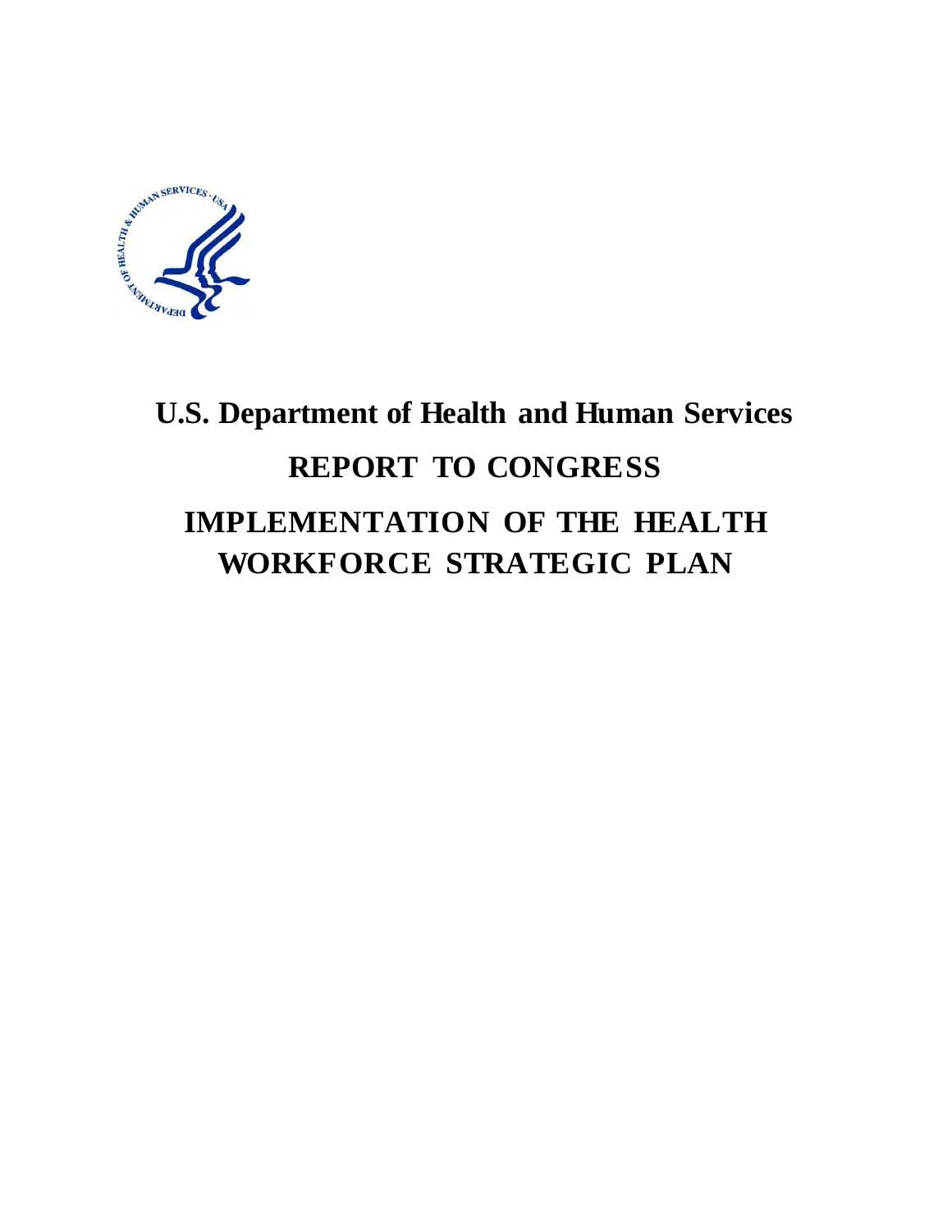# U.S. Department of Health and Human Services

## REPORT TO CONGRESS

## IMPLEMENTATION OF THE HEALTH WORKFORCE STRATEGIC PLAN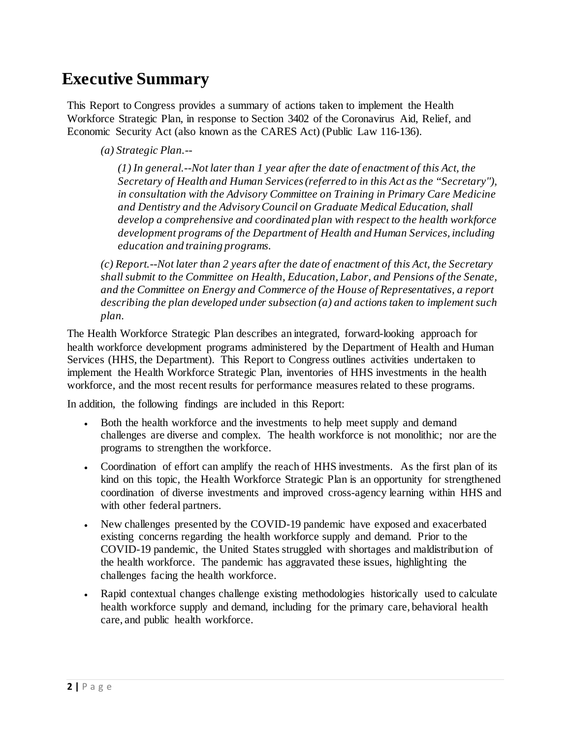# Executive Summary

This Report to Congress provides a summary of actions taken to implement the Health Workforce Strategic Plan, in response to Section 3402 of the Coronavirus Aid, Relief, and Economic Security Act (also known as the CARES Act) (Public Law 116-136).

> *(a) Strategic Plan.--*
>
> > *(1) In general.--Not later than 1 year after the date of enactment of this Act, the Secretary of Health and Human Services (referred to in this Act as the "Secretary"), in consultation with the Advisory Committee on Training in Primary Care Medicine and Dentistry and the Advisory Council on Graduate Medical Education, shall develop a comprehensive and coordinated plan with respect to the health workforce development programs of the Department of Health and Human Services, including education and training programs.*
>
> *(c) Report.--Not later than 2 years after the date of enactment of this Act, the Secretary shall submit to the Committee on Health, Education, Labor, and Pensions of the Senate, and the Committee on Energy and Commerce of the House of Representatives, a report describing the plan developed under subsection (a) and actions taken to implement such plan.*

The Health Workforce Strategic Plan describes an integrated, forward-looking approach for health workforce development programs administered by the Department of Health and Human Services (HHS, the Department). This Report to Congress outlines activities undertaken to implement the Health Workforce Strategic Plan, inventories of HHS investments in the health workforce, and the most recent results for performance measures related to these programs.

In addition, the following findings are included in this Report:

- Both the health workforce and the investments to help meet supply and demand challenges are diverse and complex. The health workforce is not monolithic; nor are the programs to strengthen the workforce.
- Coordination of effort can amplify the reach of HHS investments. As the first plan of its kind on this topic, the Health Workforce Strategic Plan is an opportunity for strengthened coordination of diverse investments and improved cross-agency learning within HHS and with other federal partners.
- New challenges presented by the COVID-19 pandemic have exposed and exacerbated existing concerns regarding the health workforce supply and demand. Prior to the COVID-19 pandemic, the United States struggled with shortages and maldistribution of the health workforce. The pandemic has aggravated these issues, highlighting the challenges facing the health workforce.
- Rapid contextual changes challenge existing methodologies historically used to calculate health workforce supply and demand, including for the primary care, behavioral health care, and public health workforce.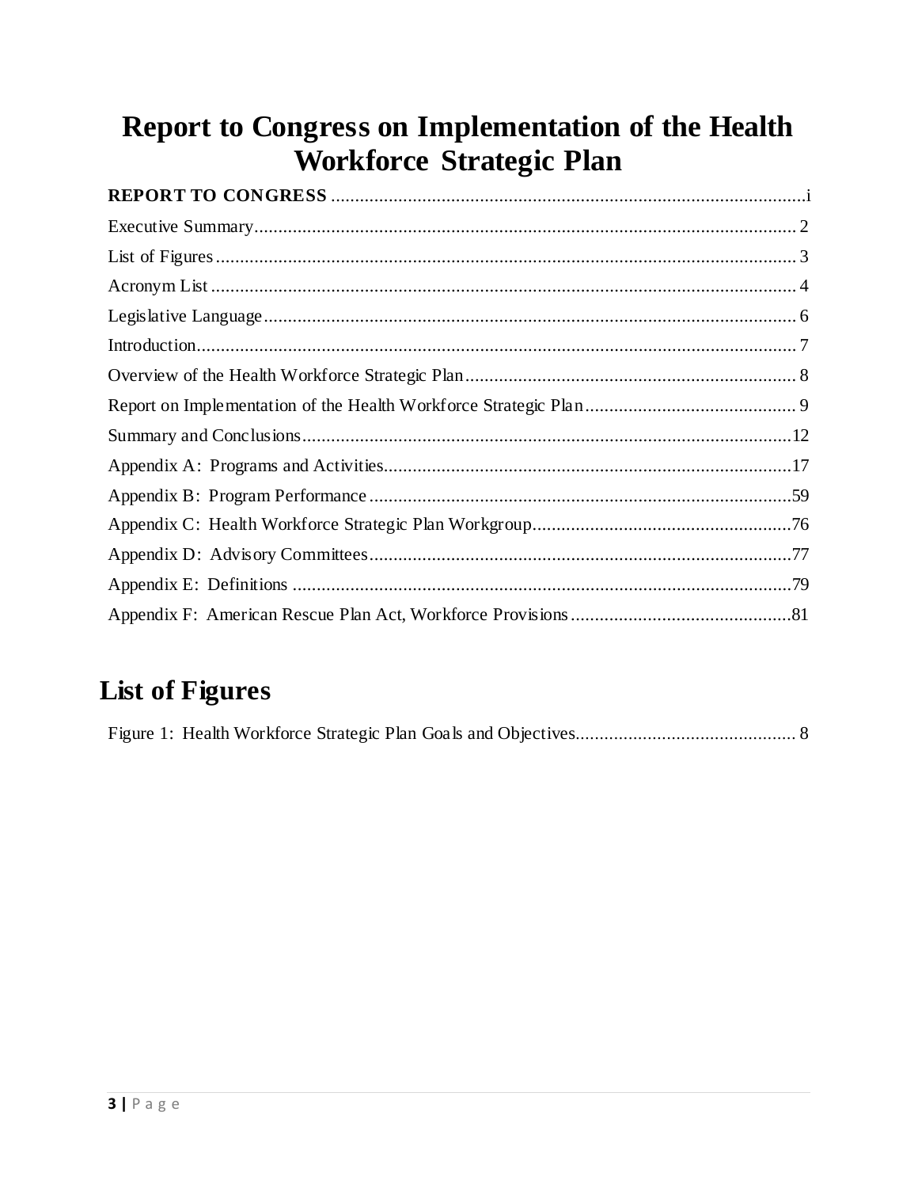# Report to Congress on Implementation of the Health Workforce Strategic Plan

**REPORT TO CONGRESS** .................................................................................................i

Executive Summary ................................................................................................. 2

List of Figures ......................................................................................................... 3

Acronym List .......................................................................................................... 4

Legislative Language ............................................................................................... 6

Introduction ............................................................................................................. 7

Overview of the Health Workforce Strategic Plan ..................................................... 8

Report on Implementation of the Health Workforce Strategic Plan ............................. 9

Summary and Conclusions ......................................................................................12

Appendix A: Programs and Activities .....................................................................17

Appendix B: Program Performance ........................................................................59

Appendix C: Health Workforce Strategic Plan Workgroup ......................................76

Appendix D: Advisory Committees ........................................................................77

Appendix E: Definitions .........................................................................................79

Appendix F: American Rescue Plan Act, Workforce Provisions ..............................81

## List of Figures

Figure 1: Health Workforce Strategic Plan Goals and Objectives ............................................. 8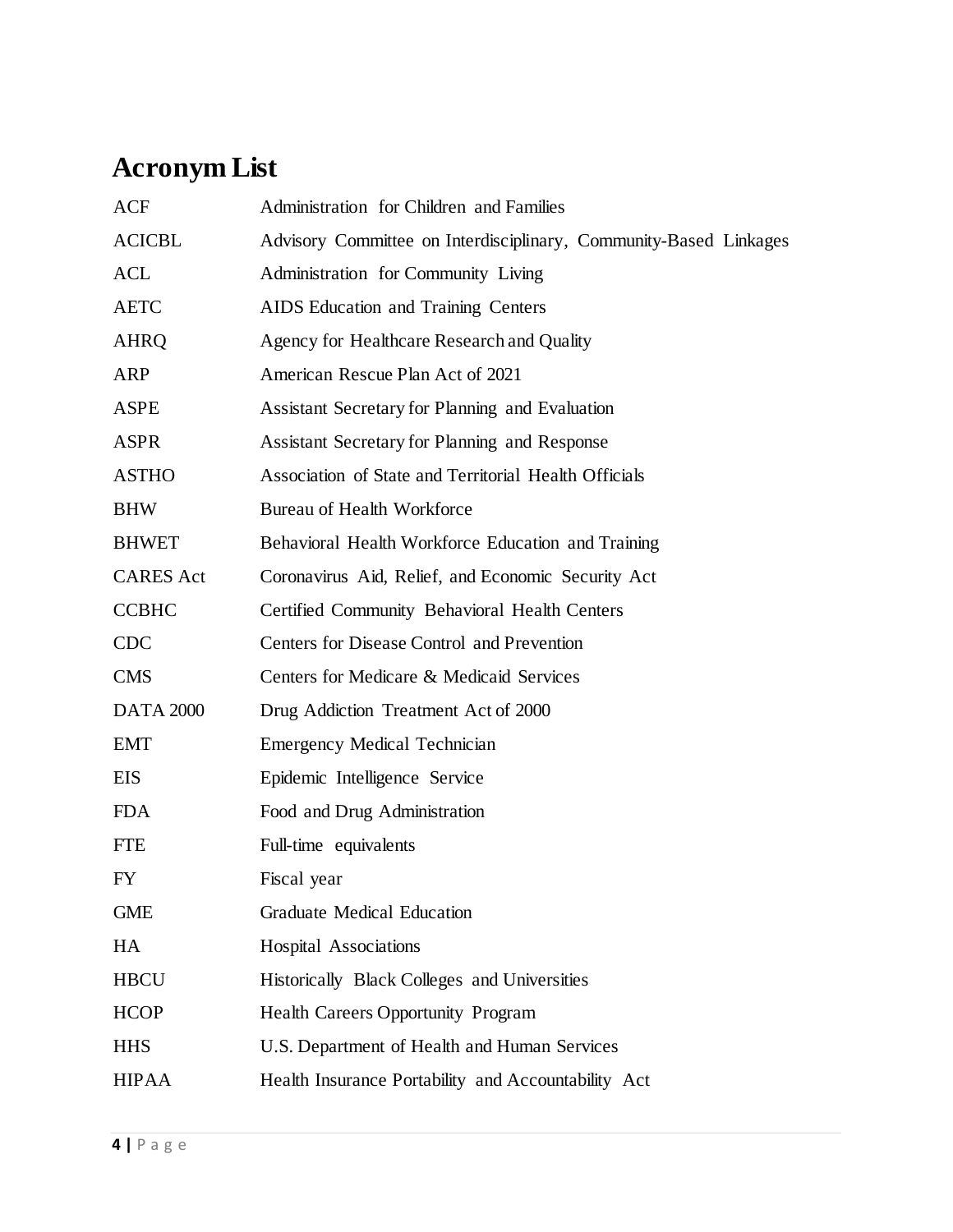# Acronym List

| | |
|---|---|
| ACF | Administration for Children and Families |
| ACICBL | Advisory Committee on Interdisciplinary, Community-Based Linkages |
| ACL | Administration for Community Living |
| AETC | AIDS Education and Training Centers |
| AHRQ | Agency for Healthcare Research and Quality |
| ARP | American Rescue Plan Act of 2021 |
| ASPE | Assistant Secretary for Planning and Evaluation |
| ASPR | Assistant Secretary for Planning and Response |
| ASTHO | Association of State and Territorial Health Officials |
| BHW | Bureau of Health Workforce |
| BHWET | Behavioral Health Workforce Education and Training |
| CARES Act | Coronavirus Aid, Relief, and Economic Security Act |
| CCBHC | Certified Community Behavioral Health Centers |
| CDC | Centers for Disease Control and Prevention |
| CMS | Centers for Medicare & Medicaid Services |
| DATA 2000 | Drug Addiction Treatment Act of 2000 |
| EMT | Emergency Medical Technician |
| EIS | Epidemic Intelligence Service |
| FDA | Food and Drug Administration |
| FTE | Full-time equivalents |
| FY | Fiscal year |
| GME | Graduate Medical Education |
| HA | Hospital Associations |
| HBCU | Historically Black Colleges and Universities |
| HCOP | Health Careers Opportunity Program |
| HHS | U.S. Department of Health and Human Services |
| HIPAA | Health Insurance Portability and Accountability Act |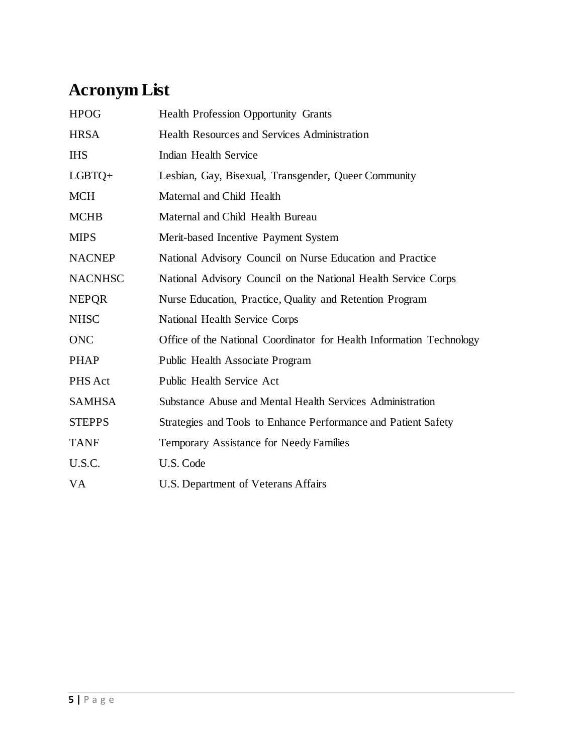# Acronym List

| | |
|---|---|
| HPOG | Health Profession Opportunity Grants |
| HRSA | Health Resources and Services Administration |
| IHS | Indian Health Service |
| LGBTQ+ | Lesbian, Gay, Bisexual, Transgender, Queer Community |
| MCH | Maternal and Child Health |
| MCHB | Maternal and Child Health Bureau |
| MIPS | Merit-based Incentive Payment System |
| NACNEP | National Advisory Council on Nurse Education and Practice |
| NACNHSC | National Advisory Council on the National Health Service Corps |
| NEPQR | Nurse Education, Practice, Quality and Retention Program |
| NHSC | National Health Service Corps |
| ONC | Office of the National Coordinator for Health Information Technology |
| PHAP | Public Health Associate Program |
| PHS Act | Public Health Service Act |
| SAMHSA | Substance Abuse and Mental Health Services Administration |
| STEPPS | Strategies and Tools to Enhance Performance and Patient Safety |
| TANF | Temporary Assistance for Needy Families |
| U.S.C. | U.S. Code |
| VA | U.S. Department of Veterans Affairs |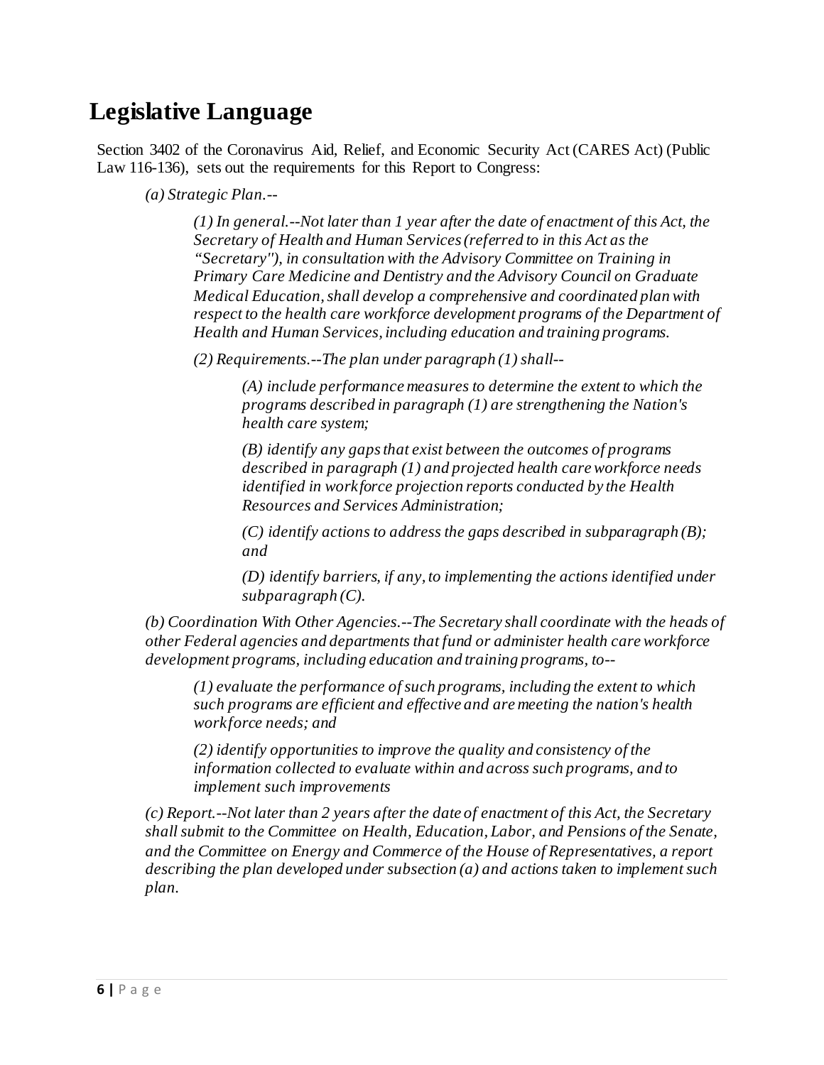# Legislative Language

Section 3402 of the Coronavirus Aid, Relief, and Economic Security Act (CARES Act) (Public Law 116-136), sets out the requirements for this Report to Congress:

*(a) Strategic Plan.--*

*(1) In general.--Not later than 1 year after the date of enactment of this Act, the Secretary of Health and Human Services (referred to in this Act as the "Secretary''), in consultation with the Advisory Committee on Training in Primary Care Medicine and Dentistry and the Advisory Council on Graduate Medical Education, shall develop a comprehensive and coordinated plan with respect to the health care workforce development programs of the Department of Health and Human Services, including education and training programs.*

*(2) Requirements.--The plan under paragraph (1) shall--*

*(A) include performance measures to determine the extent to which the programs described in paragraph (1) are strengthening the Nation's health care system;*

*(B) identify any gaps that exist between the outcomes of programs described in paragraph (1) and projected health care workforce needs identified in workforce projection reports conducted by the Health Resources and Services Administration;*

*(C) identify actions to address the gaps described in subparagraph (B); and*

*(D) identify barriers, if any, to implementing the actions identified under subparagraph (C).*

*(b) Coordination With Other Agencies.--The Secretary shall coordinate with the heads of other Federal agencies and departments that fund or administer health care workforce development programs, including education and training programs, to--*

*(1) evaluate the performance of such programs, including the extent to which such programs are efficient and effective and are meeting the nation's health workforce needs; and*

*(2) identify opportunities to improve the quality and consistency of the information collected to evaluate within and across such programs, and to implement such improvements*

*(c) Report.--Not later than 2 years after the date of enactment of this Act, the Secretary shall submit to the Committee on Health, Education, Labor, and Pensions of the Senate, and the Committee on Energy and Commerce of the House of Representatives, a report describing the plan developed under subsection (a) and actions taken to implement such plan.*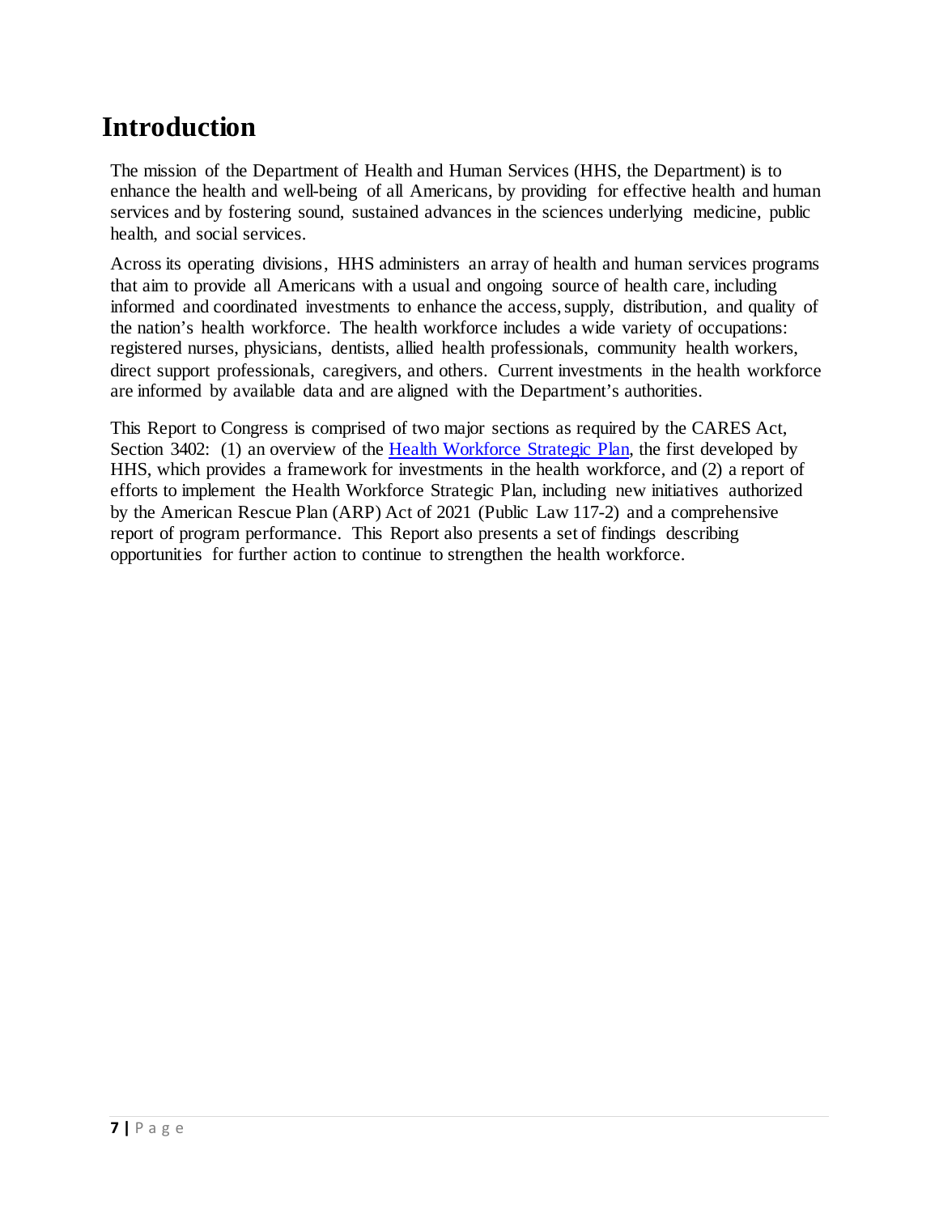# Introduction

The mission of the Department of Health and Human Services (HHS, the Department) is to enhance the health and well-being of all Americans, by providing for effective health and human services and by fostering sound, sustained advances in the sciences underlying medicine, public health, and social services.

Across its operating divisions, HHS administers an array of health and human services programs that aim to provide all Americans with a usual and ongoing source of health care, including informed and coordinated investments to enhance the access, supply, distribution, and quality of the nation's health workforce. The health workforce includes a wide variety of occupations: registered nurses, physicians, dentists, allied health professionals, community health workers, direct support professionals, caregivers, and others. Current investments in the health workforce are informed by available data and are aligned with the Department's authorities.

This Report to Congress is comprised of two major sections as required by the CARES Act, Section 3402: (1) an overview of the Health Workforce Strategic Plan, the first developed by HHS, which provides a framework for investments in the health workforce, and (2) a report of efforts to implement the Health Workforce Strategic Plan, including new initiatives authorized by the American Rescue Plan (ARP) Act of 2021 (Public Law 117-2) and a comprehensive report of program performance. This Report also presents a set of findings describing opportunities for further action to continue to strengthen the health workforce.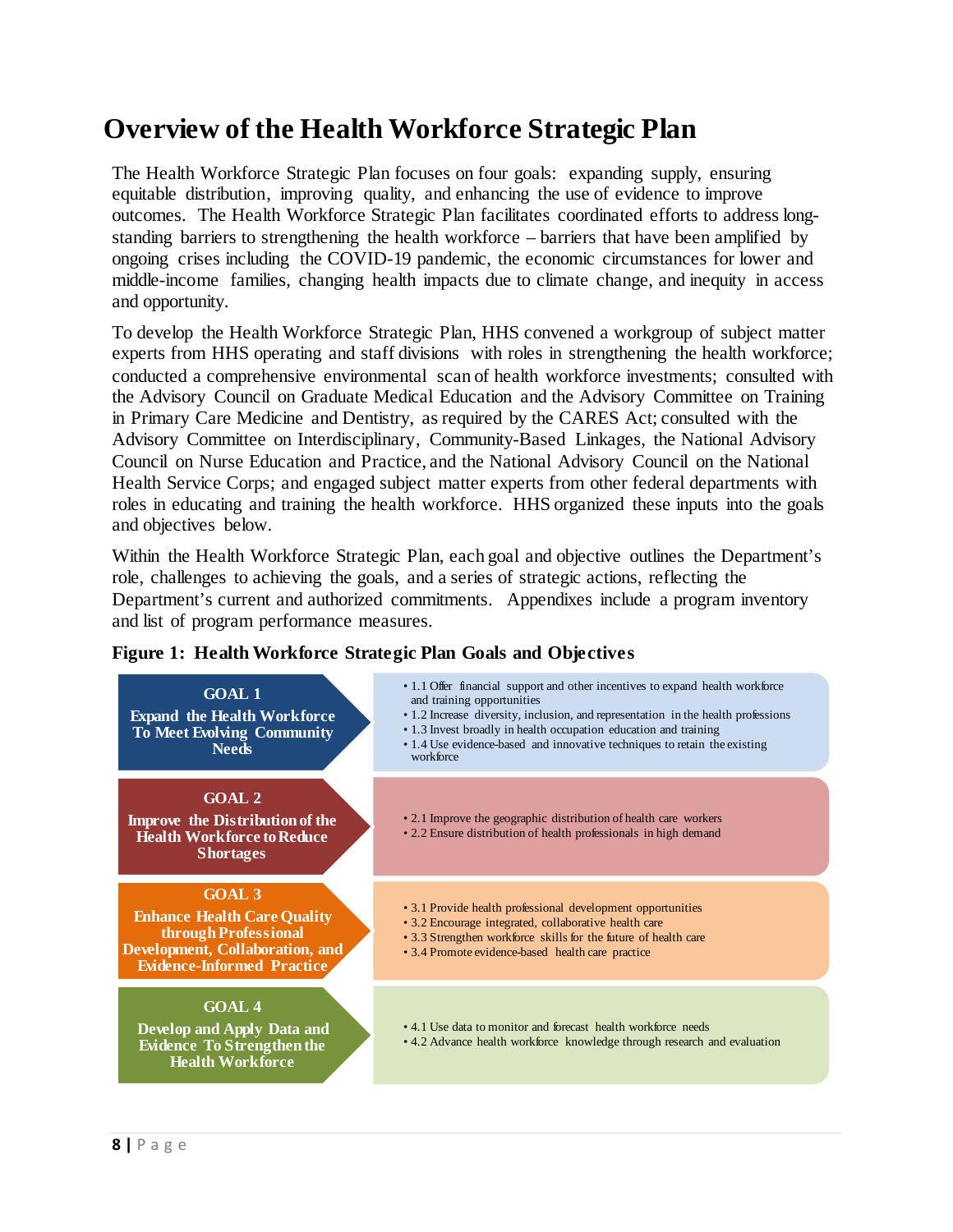# Overview of the Health Workforce Strategic Plan

The Health Workforce Strategic Plan focuses on four goals: expanding supply, ensuring equitable distribution, improving quality, and enhancing the use of evidence to improve outcomes. The Health Workforce Strategic Plan facilitates coordinated efforts to address long-standing barriers to strengthening the health workforce – barriers that have been amplified by ongoing crises including the COVID-19 pandemic, the economic circumstances for lower and middle-income families, changing health impacts due to climate change, and inequity in access and opportunity.

To develop the Health Workforce Strategic Plan, HHS convened a workgroup of subject matter experts from HHS operating and staff divisions with roles in strengthening the health workforce; conducted a comprehensive environmental scan of health workforce investments; consulted with the Advisory Council on Graduate Medical Education and the Advisory Committee on Training in Primary Care Medicine and Dentistry, as required by the CARES Act; consulted with the Advisory Committee on Interdisciplinary, Community-Based Linkages, the National Advisory Council on Nurse Education and Practice, and the National Advisory Council on the National Health Service Corps; and engaged subject matter experts from other federal departments with roles in educating and training the health workforce. HHS organized these inputs into the goals and objectives below.

Within the Health Workforce Strategic Plan, each goal and objective outlines the Department's role, challenges to achieving the goals, and a series of strategic actions, reflecting the Department's current and authorized commitments. Appendixes include a program inventory and list of program performance measures.

**Figure 1: Health Workforce Strategic Plan Goals and Objectives**

| Goal | Objectives |
|---|---|
| **GOAL 1** Expand the Health Workforce To Meet Evolving Community Needs | • 1.1 Offer financial support and other incentives to expand health workforce and training opportunities<br>• 1.2 Increase diversity, inclusion, and representation in the health professions<br>• 1.3 Invest broadly in health occupation education and training<br>• 1.4 Use evidence-based and innovative techniques to retain the existing workforce |
| **GOAL 2** Improve the Distribution of the Health Workforce to Reduce Shortages | • 2.1 Improve the geographic distribution of health care workers<br>• 2.2 Ensure distribution of health professionals in high demand |
| **GOAL 3** Enhance Health Care Quality through Professional Development, Collaboration, and Evidence-Informed Practice | • 3.1 Provide health professional development opportunities<br>• 3.2 Encourage integrated, collaborative health care<br>• 3.3 Strengthen workforce skills for the future of health care<br>• 3.4 Promote evidence-based health care practice |
| **GOAL 4** Develop and Apply Data and Evidence To Strengthen the Health Workforce | • 4.1 Use data to monitor and forecast health workforce needs<br>• 4.2 Advance health workforce knowledge through research and evaluation |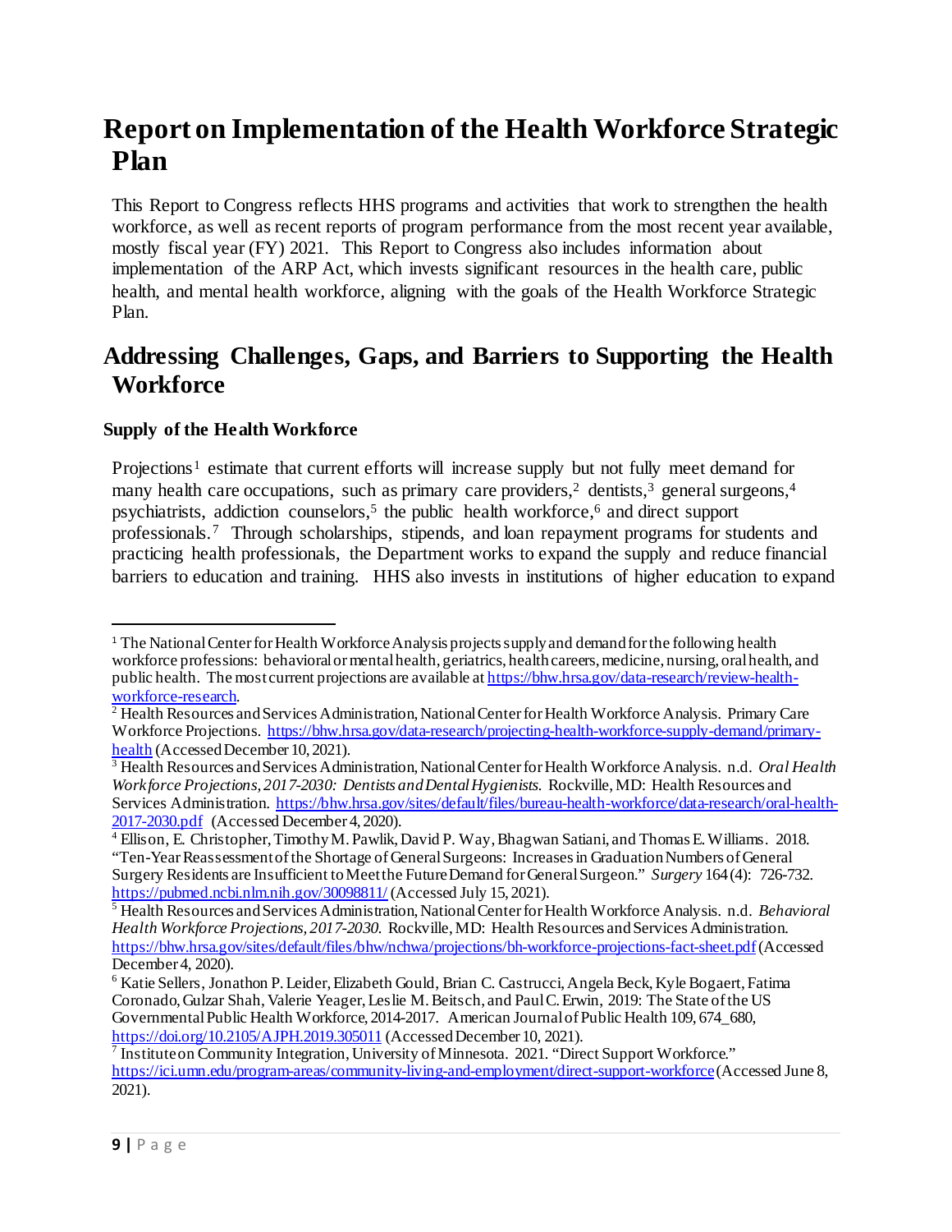# Report on Implementation of the Health Workforce Strategic Plan

This Report to Congress reflects HHS programs and activities that work to strengthen the health workforce, as well as recent reports of program performance from the most recent year available, mostly fiscal year (FY) 2021. This Report to Congress also includes information about implementation of the ARP Act, which invests significant resources in the health care, public health, and mental health workforce, aligning with the goals of the Health Workforce Strategic Plan.

# Addressing Challenges, Gaps, and Barriers to Supporting the Health Workforce

### Supply of the Health Workforce

Projections[1] estimate that current efforts will increase supply but not fully meet demand for many health care occupations, such as primary care providers,[2] dentists,[3] general surgeons,[4] psychiatrists, addiction counselors,[5] the public health workforce,[6] and direct support professionals.[7] Through scholarships, stipends, and loan repayment programs for students and practicing health professionals, the Department works to expand the supply and reduce financial barriers to education and training. HHS also invests in institutions of higher education to expand

---

[1] The National Center for Health Workforce Analysis projects supply and demand for the following health workforce professions: behavioral or mental health, geriatrics, health careers, medicine, nursing, oral health, and public health. The most current projections are available at https://bhw.hrsa.gov/data-research/review-health-workforce-research.

[2] Health Resources and Services Administration, National Center for Health Workforce Analysis. Primary Care Workforce Projections. https://bhw.hrsa.gov/data-research/projecting-health-workforce-supply-demand/primary-health (Accessed December 10, 2021).

[3] Health Resources and Services Administration, National Center for Health Workforce Analysis. n.d. *Oral Health Workforce Projections, 2017-2030: Dentists and Dental Hygienists.* Rockville, MD: Health Resources and Services Administration. https://bhw.hrsa.gov/sites/default/files/bureau-health-workforce/data-research/oral-health-2017-2030.pdf (Accessed December 4, 2020).

[4] Ellison, E. Christopher, Timothy M. Pawlik, David P. Way, Bhagwan Satiani, and Thomas E. Williams. 2018. "Ten-Year Reassessment of the Shortage of General Surgeons: Increases in Graduation Numbers of General Surgery Residents are Insufficient to Meet the Future Demand for General Surgeon." *Surgery* 164 (4): 726-732. https://pubmed.ncbi.nlm.nih.gov/30098811/ (Accessed July 15, 2021).

[5] Health Resources and Services Administration, National Center for Health Workforce Analysis. n.d. *Behavioral Health Workforce Projections, 2017-2030.* Rockville, MD: Health Resources and Services Administration. https://bhw.hrsa.gov/sites/default/files/bhw/nchwa/projections/bh-workforce-projections-fact-sheet.pdf (Accessed December 4, 2020).

[6] Katie Sellers, Jonathon P. Leider, Elizabeth Gould, Brian C. Castrucci, Angela Beck, Kyle Bogaert, Fatima Coronado, Gulzar Shah, Valerie Yeager, Leslie M. Beitsch, and Paul C. Erwin, 2019: The State of the US Governmental Public Health Workforce, 2014-2017. American Journal of Public Health 109, 674_680, https://doi.org/10.2105/AJPH.2019.305011 (Accessed December 10, 2021).

[7] Institute on Community Integration, University of Minnesota. 2021. "Direct Support Workforce." https://ici.umn.edu/program-areas/community-living-and-employment/direct-support-workforce (Accessed June 8, 2021).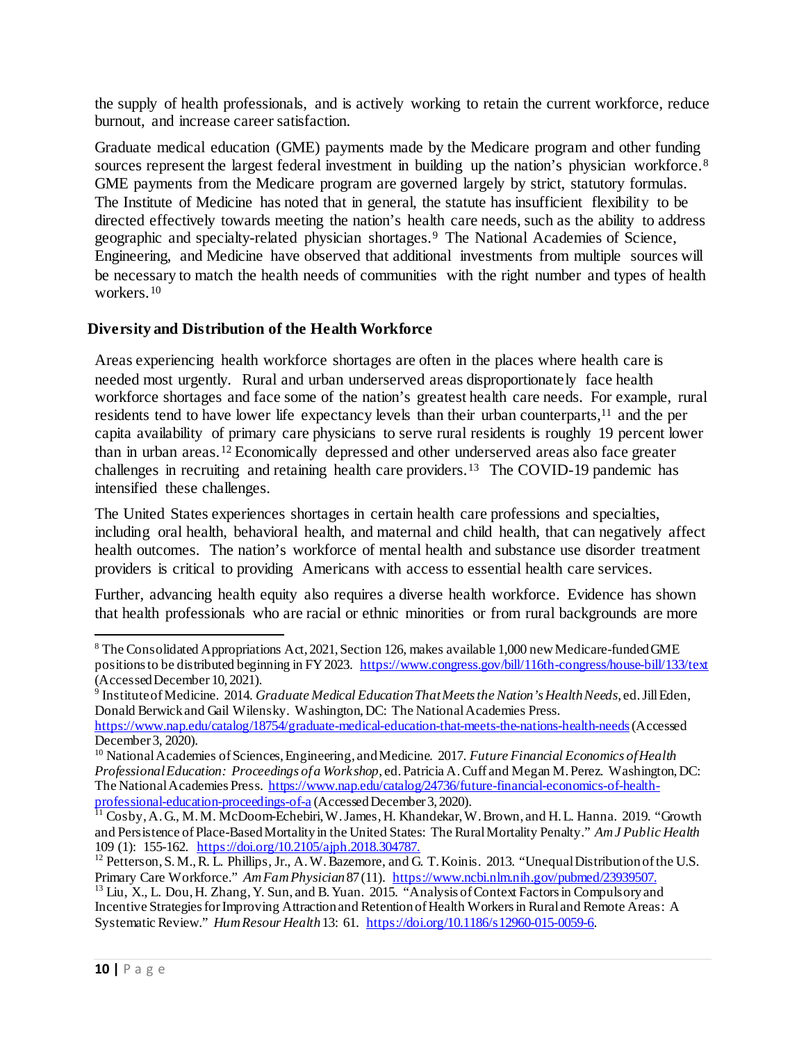the supply of health professionals, and is actively working to retain the current workforce, reduce burnout, and increase career satisfaction.

Graduate medical education (GME) payments made by the Medicare program and other funding sources represent the largest federal investment in building up the nation's physician workforce.[8] GME payments from the Medicare program are governed largely by strict, statutory formulas. The Institute of Medicine has noted that in general, the statute has insufficient flexibility to be directed effectively towards meeting the nation's health care needs, such as the ability to address geographic and specialty-related physician shortages.[9] The National Academies of Science, Engineering, and Medicine have observed that additional investments from multiple sources will be necessary to match the health needs of communities with the right number and types of health workers.[10]

## Diversity and Distribution of the Health Workforce

Areas experiencing health workforce shortages are often in the places where health care is needed most urgently. Rural and urban underserved areas disproportionately face health workforce shortages and face some of the nation's greatest health care needs. For example, rural residents tend to have lower life expectancy levels than their urban counterparts,[11] and the per capita availability of primary care physicians to serve rural residents is roughly 19 percent lower than in urban areas.[12] Economically depressed and other underserved areas also face greater challenges in recruiting and retaining health care providers.[13] The COVID-19 pandemic has intensified these challenges.

The United States experiences shortages in certain health care professions and specialties, including oral health, behavioral health, and maternal and child health, that can negatively affect health outcomes. The nation's workforce of mental health and substance use disorder treatment providers is critical to providing Americans with access to essential health care services.

Further, advancing health equity also requires a diverse health workforce. Evidence has shown that health professionals who are racial or ethnic minorities or from rural backgrounds are more

---

[8] The Consolidated Appropriations Act, 2021, Section 126, makes available 1,000 new Medicare-funded GME positions to be distributed beginning in FY 2023. https://www.congress.gov/bill/116th-congress/house-bill/133/text (Accessed December 10, 2021).

[9] Institute of Medicine. 2014. *Graduate Medical Education That Meets the Nation's Health Needs*, ed. Jill Eden, Donald Berwick and Gail Wilensky. Washington, DC: The National Academies Press. https://www.nap.edu/catalog/18754/graduate-medical-education-that-meets-the-nations-health-needs (Accessed December 3, 2020).

[10] National Academies of Sciences, Engineering, and Medicine. 2017. *Future Financial Economics of Health Professional Education: Proceedings of a Workshop*, ed. Patricia A. Cuff and Megan M. Perez. Washington, DC: The National Academies Press. https://www.nap.edu/catalog/24736/future-financial-economics-of-health-professional-education-proceedings-of-a (Accessed December 3, 2020).

[11] Cosby, A. G., M. M. McDoom-Echebiri, W. James, H. Khandekar, W. Brown, and H. L. Hanna. 2019. "Growth and Persistence of Place-Based Mortality in the United States: The Rural Mortality Penalty." *Am J Public Health* 109 (1): 155-162. https://doi.org/10.2105/ajph.2018.304787.

[12] Petterson, S. M., R. L. Phillips, Jr., A. W. Bazemore, and G. T. Koinis. 2013. "Unequal Distribution of the U.S. Primary Care Workforce." *Am Fam Physician* 87 (11). https://www.ncbi.nlm.nih.gov/pubmed/23939507.

[13] Liu, X., L. Dou, H. Zhang, Y. Sun, and B. Yuan. 2015. "Analysis of Context Factors in Compulsory and Incentive Strategies for Improving Attraction and Retention of Health Workers in Rural and Remote Areas: A Systematic Review." *Hum Resour Health* 13: 61. https://doi.org/10.1186/s12960-015-0059-6.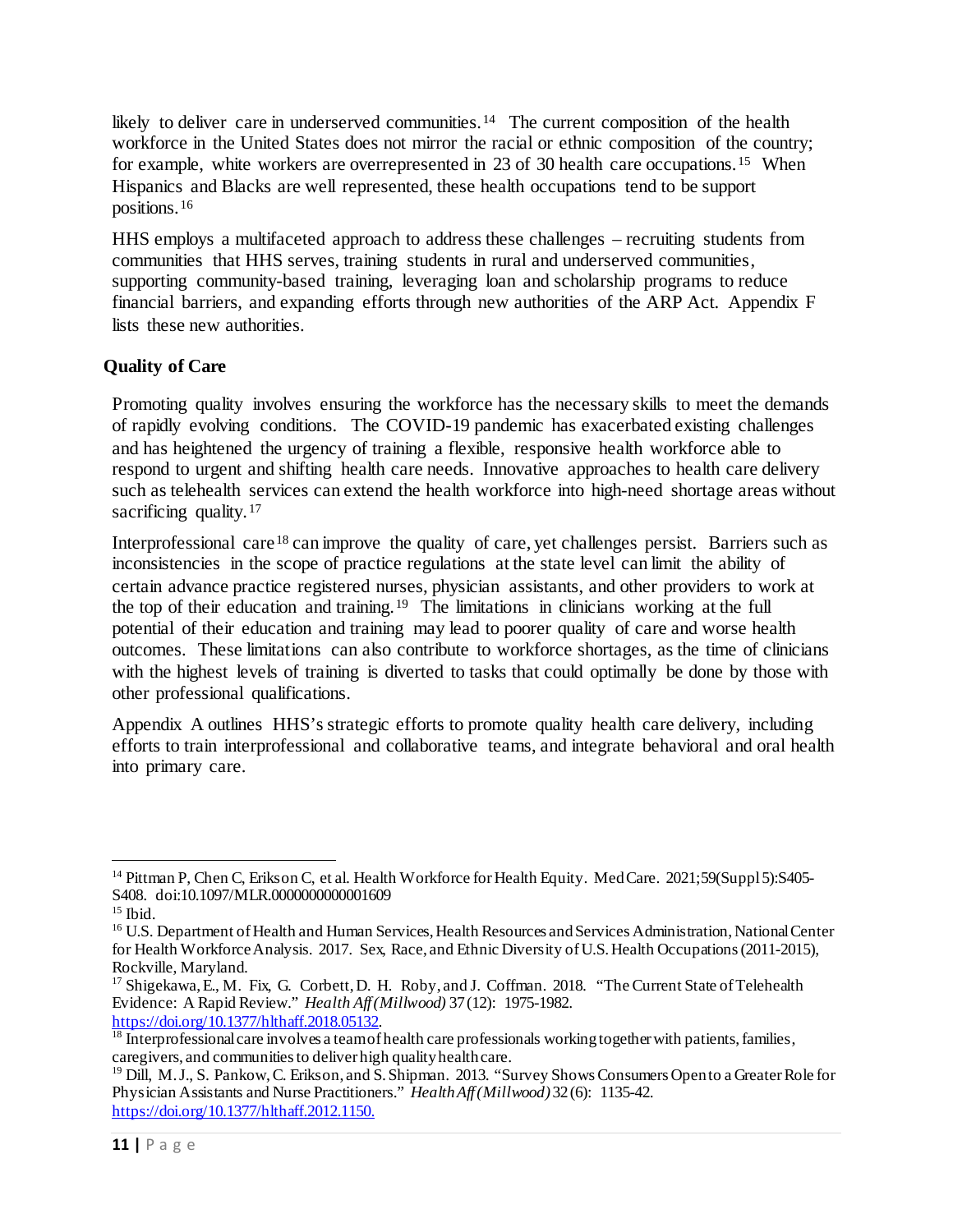likely to deliver care in underserved communities.[14] The current composition of the health workforce in the United States does not mirror the racial or ethnic composition of the country; for example, white workers are overrepresented in 23 of 30 health care occupations.[15] When Hispanics and Blacks are well represented, these health occupations tend to be support positions.[16]

HHS employs a multifaceted approach to address these challenges – recruiting students from communities that HHS serves, training students in rural and underserved communities, supporting community-based training, leveraging loan and scholarship programs to reduce financial barriers, and expanding efforts through new authorities of the ARP Act. Appendix F lists these new authorities.

## Quality of Care

Promoting quality involves ensuring the workforce has the necessary skills to meet the demands of rapidly evolving conditions. The COVID-19 pandemic has exacerbated existing challenges and has heightened the urgency of training a flexible, responsive health workforce able to respond to urgent and shifting health care needs. Innovative approaches to health care delivery such as telehealth services can extend the health workforce into high-need shortage areas without sacrificing quality.[17]

Interprofessional care[18] can improve the quality of care, yet challenges persist. Barriers such as inconsistencies in the scope of practice regulations at the state level can limit the ability of certain advance practice registered nurses, physician assistants, and other providers to work at the top of their education and training.[19] The limitations in clinicians working at the full potential of their education and training may lead to poorer quality of care and worse health outcomes. These limitations can also contribute to workforce shortages, as the time of clinicians with the highest levels of training is diverted to tasks that could optimally be done by those with other professional qualifications.

Appendix A outlines HHS's strategic efforts to promote quality health care delivery, including efforts to train interprofessional and collaborative teams, and integrate behavioral and oral health into primary care.

---

[14] Pittman P, Chen C, Erikson C, et al. Health Workforce for Health Equity. Med Care. 2021;59(Suppl 5):S405-S408. doi:10.1097/MLR.0000000000001609

[15] Ibid.

[16] U.S. Department of Health and Human Services, Health Resources and Services Administration, National Center for Health Workforce Analysis. 2017. Sex, Race, and Ethnic Diversity of U.S. Health Occupations (2011-2015), Rockville, Maryland.

[17] Shigekawa, E., M. Fix, G. Corbett, D. H. Roby, and J. Coffman. 2018. "The Current State of Telehealth Evidence: A Rapid Review." *Health Aff (Millwood)* 37 (12): 1975-1982. https://doi.org/10.1377/hlthaff.2018.05132.

[18] Interprofessional care involves a team of health care professionals working together with patients, families, caregivers, and communities to deliver high quality health care.

[19] Dill, M. J., S. Pankow, C. Erikson, and S. Shipman. 2013. "Survey Shows Consumers Open to a Greater Role for Physician Assistants and Nurse Practitioners." *Health Aff (Millwood)* 32 (6): 1135-42. https://doi.org/10.1377/hlthaff.2012.1150.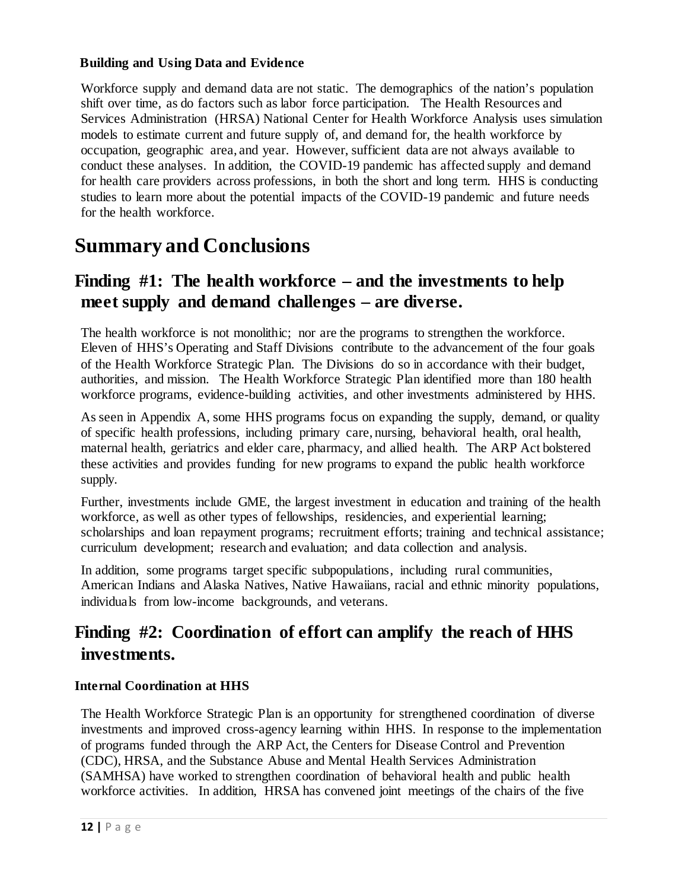### Building and Using Data and Evidence

Workforce supply and demand data are not static. The demographics of the nation's population shift over time, as do factors such as labor force participation. The Health Resources and Services Administration (HRSA) National Center for Health Workforce Analysis uses simulation models to estimate current and future supply of, and demand for, the health workforce by occupation, geographic area, and year. However, sufficient data are not always available to conduct these analyses. In addition, the COVID-19 pandemic has affected supply and demand for health care providers across professions, in both the short and long term. HHS is conducting studies to learn more about the potential impacts of the COVID-19 pandemic and future needs for the health workforce.

# Summary and Conclusions

## Finding #1: The health workforce – and the investments to help meet supply and demand challenges – are diverse.

The health workforce is not monolithic; nor are the programs to strengthen the workforce. Eleven of HHS's Operating and Staff Divisions contribute to the advancement of the four goals of the Health Workforce Strategic Plan. The Divisions do so in accordance with their budget, authorities, and mission. The Health Workforce Strategic Plan identified more than 180 health workforce programs, evidence-building activities, and other investments administered by HHS.

As seen in Appendix A, some HHS programs focus on expanding the supply, demand, or quality of specific health professions, including primary care, nursing, behavioral health, oral health, maternal health, geriatrics and elder care, pharmacy, and allied health. The ARP Act bolstered these activities and provides funding for new programs to expand the public health workforce supply.

Further, investments include GME, the largest investment in education and training of the health workforce, as well as other types of fellowships, residencies, and experiential learning; scholarships and loan repayment programs; recruitment efforts; training and technical assistance; curriculum development; research and evaluation; and data collection and analysis.

In addition, some programs target specific subpopulations, including rural communities, American Indians and Alaska Natives, Native Hawaiians, racial and ethnic minority populations, individuals from low-income backgrounds, and veterans.

## Finding #2: Coordination of effort can amplify the reach of HHS investments.

### Internal Coordination at HHS

The Health Workforce Strategic Plan is an opportunity for strengthened coordination of diverse investments and improved cross-agency learning within HHS. In response to the implementation of programs funded through the ARP Act, the Centers for Disease Control and Prevention (CDC), HRSA, and the Substance Abuse and Mental Health Services Administration (SAMHSA) have worked to strengthen coordination of behavioral health and public health workforce activities. In addition, HRSA has convened joint meetings of the chairs of the five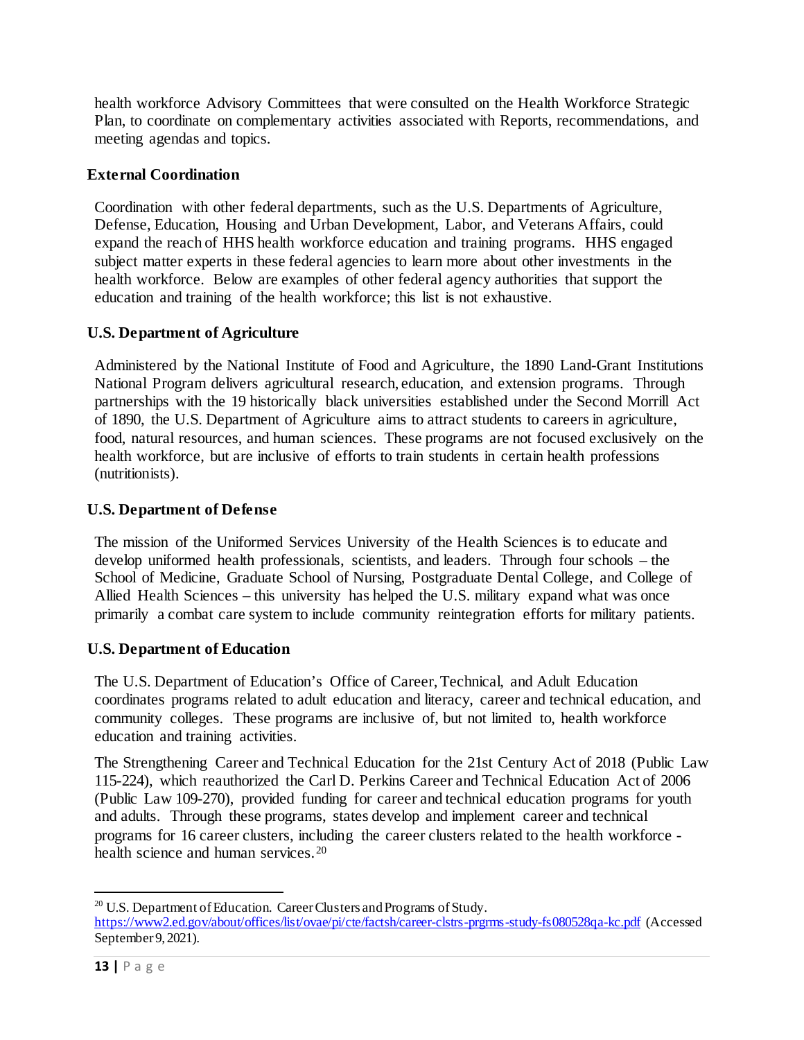health workforce Advisory Committees that were consulted on the Health Workforce Strategic Plan, to coordinate on complementary activities associated with Reports, recommendations, and meeting agendas and topics.

**External Coordination**

Coordination with other federal departments, such as the U.S. Departments of Agriculture, Defense, Education, Housing and Urban Development, Labor, and Veterans Affairs, could expand the reach of HHS health workforce education and training programs. HHS engaged subject matter experts in these federal agencies to learn more about other investments in the health workforce. Below are examples of other federal agency authorities that support the education and training of the health workforce; this list is not exhaustive.

**U.S. Department of Agriculture**

Administered by the National Institute of Food and Agriculture, the 1890 Land-Grant Institutions National Program delivers agricultural research, education, and extension programs. Through partnerships with the 19 historically black universities established under the Second Morrill Act of 1890, the U.S. Department of Agriculture aims to attract students to careers in agriculture, food, natural resources, and human sciences. These programs are not focused exclusively on the health workforce, but are inclusive of efforts to train students in certain health professions (nutritionists).

**U.S. Department of Defense**

The mission of the Uniformed Services University of the Health Sciences is to educate and develop uniformed health professionals, scientists, and leaders. Through four schools – the School of Medicine, Graduate School of Nursing, Postgraduate Dental College, and College of Allied Health Sciences – this university has helped the U.S. military expand what was once primarily a combat care system to include community reintegration efforts for military patients.

**U.S. Department of Education**

The U.S. Department of Education's Office of Career, Technical, and Adult Education coordinates programs related to adult education and literacy, career and technical education, and community colleges. These programs are inclusive of, but not limited to, health workforce education and training activities.

The Strengthening Career and Technical Education for the 21st Century Act of 2018 (Public Law 115-224), which reauthorized the Carl D. Perkins Career and Technical Education Act of 2006 (Public Law 109-270), provided funding for career and technical education programs for youth and adults. Through these programs, states develop and implement career and technical programs for 16 career clusters, including the career clusters related to the health workforce - health science and human services.[20]

---

[20] U.S. Department of Education. Career Clusters and Programs of Study. https://www2.ed.gov/about/offices/list/ovae/pi/cte/factsh/career-clstrs-prgrms-study-fs080528qa-kc.pdf (Accessed September 9, 2021).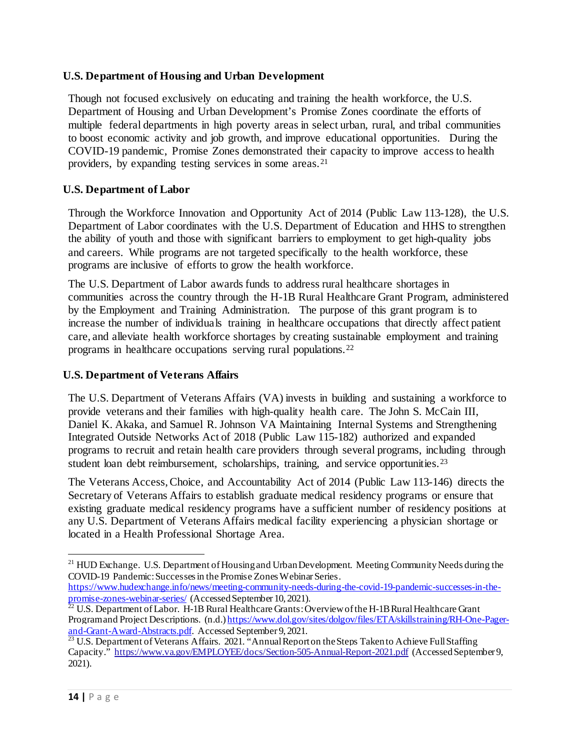**U.S. Department of Housing and Urban Development**

Though not focused exclusively on educating and training the health workforce, the U.S. Department of Housing and Urban Development's Promise Zones coordinate the efforts of multiple federal departments in high poverty areas in select urban, rural, and tribal communities to boost economic activity and job growth, and improve educational opportunities. During the COVID-19 pandemic, Promise Zones demonstrated their capacity to improve access to health providers, by expanding testing services in some areas.[21]

**U.S. Department of Labor**

Through the Workforce Innovation and Opportunity Act of 2014 (Public Law 113-128), the U.S. Department of Labor coordinates with the U.S. Department of Education and HHS to strengthen the ability of youth and those with significant barriers to employment to get high-quality jobs and careers. While programs are not targeted specifically to the health workforce, these programs are inclusive of efforts to grow the health workforce.

The U.S. Department of Labor awards funds to address rural healthcare shortages in communities across the country through the H-1B Rural Healthcare Grant Program, administered by the Employment and Training Administration. The purpose of this grant program is to increase the number of individuals training in healthcare occupations that directly affect patient care, and alleviate health workforce shortages by creating sustainable employment and training programs in healthcare occupations serving rural populations.[22]

**U.S. Department of Veterans Affairs**

The U.S. Department of Veterans Affairs (VA) invests in building and sustaining a workforce to provide veterans and their families with high-quality health care. The John S. McCain III, Daniel K. Akaka, and Samuel R. Johnson VA Maintaining Internal Systems and Strengthening Integrated Outside Networks Act of 2018 (Public Law 115-182) authorized and expanded programs to recruit and retain health care providers through several programs, including through student loan debt reimbursement, scholarships, training, and service opportunities.[23]

The Veterans Access, Choice, and Accountability Act of 2014 (Public Law 113-146) directs the Secretary of Veterans Affairs to establish graduate medical residency programs or ensure that existing graduate medical residency programs have a sufficient number of residency positions at any U.S. Department of Veterans Affairs medical facility experiencing a physician shortage or located in a Health Professional Shortage Area.

---

[21] HUD Exchange. U.S. Department of Housing and Urban Development. Meeting Community Needs during the COVID-19 Pandemic: Successes in the Promise Zones Webinar Series. https://www.hudexchange.info/news/meeting-community-needs-during-the-covid-19-pandemic-successes-in-the-promise-zones-webinar-series/ (Accessed September 10, 2021).

[22] U.S. Department of Labor. H-1B Rural Healthcare Grants: Overview of the H-1B Rural Healthcare Grant Program and Project Descriptions. (n.d.) https://www.dol.gov/sites/dolgov/files/ETA/skillstraining/RH-One-Pager-and-Grant-Award-Abstracts.pdf. Accessed September 9, 2021.

[23] U.S. Department of Veterans Affairs. 2021. "Annual Report on the Steps Taken to Achieve Full Staffing Capacity." https://www.va.gov/EMPLOYEE/docs/Section-505-Annual-Report-2021.pdf (Accessed September 9, 2021).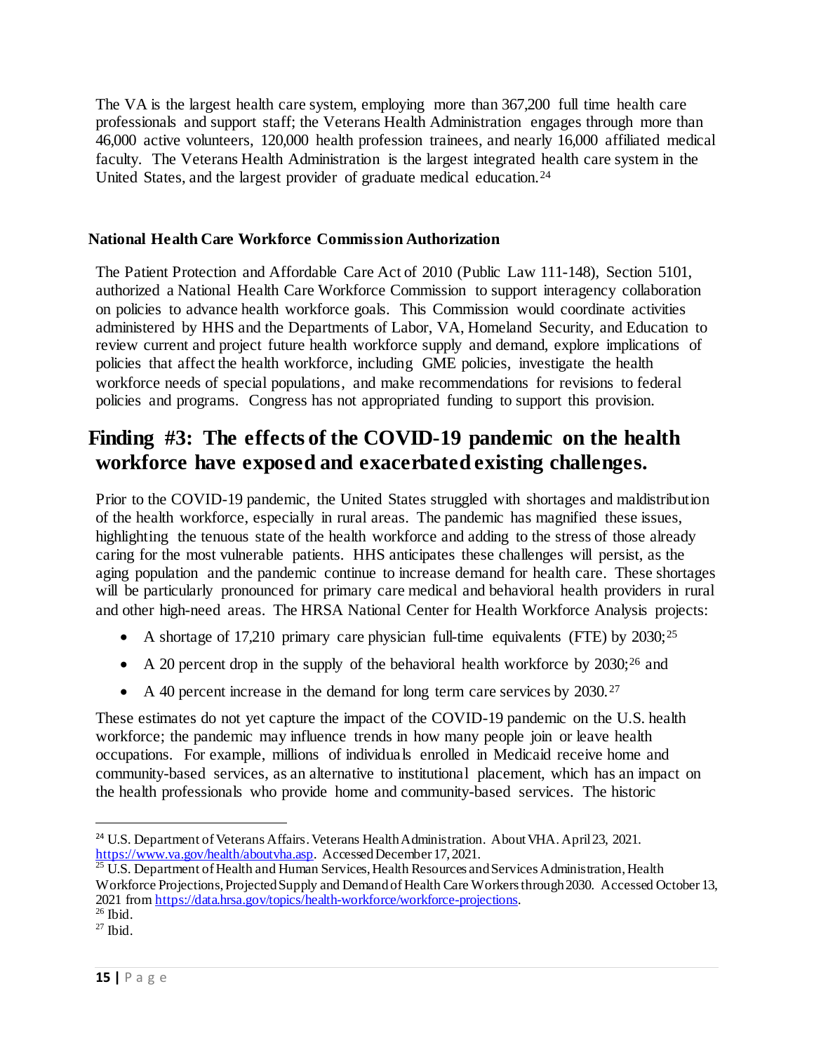The VA is the largest health care system, employing more than 367,200 full time health care professionals and support staff; the Veterans Health Administration engages through more than 46,000 active volunteers, 120,000 health profession trainees, and nearly 16,000 affiliated medical faculty. The Veterans Health Administration is the largest integrated health care system in the United States, and the largest provider of graduate medical education.[24]

### National Health Care Workforce Commission Authorization

The Patient Protection and Affordable Care Act of 2010 (Public Law 111-148), Section 5101, authorized a National Health Care Workforce Commission to support interagency collaboration on policies to advance health workforce goals. This Commission would coordinate activities administered by HHS and the Departments of Labor, VA, Homeland Security, and Education to review current and project future health workforce supply and demand, explore implications of policies that affect the health workforce, including GME policies, investigate the health workforce needs of special populations, and make recommendations for revisions to federal policies and programs. Congress has not appropriated funding to support this provision.

## Finding #3: The effects of the COVID-19 pandemic on the health workforce have exposed and exacerbated existing challenges.

Prior to the COVID-19 pandemic, the United States struggled with shortages and maldistribution of the health workforce, especially in rural areas. The pandemic has magnified these issues, highlighting the tenuous state of the health workforce and adding to the stress of those already caring for the most vulnerable patients. HHS anticipates these challenges will persist, as the aging population and the pandemic continue to increase demand for health care. These shortages will be particularly pronounced for primary care medical and behavioral health providers in rural and other high-need areas. The HRSA National Center for Health Workforce Analysis projects:

- A shortage of 17,210 primary care physician full-time equivalents (FTE) by 2030;[25]
- A 20 percent drop in the supply of the behavioral health workforce by 2030;[26] and
- A 40 percent increase in the demand for long term care services by 2030.[27]

These estimates do not yet capture the impact of the COVID-19 pandemic on the U.S. health workforce; the pandemic may influence trends in how many people join or leave health occupations. For example, millions of individuals enrolled in Medicaid receive home and community-based services, as an alternative to institutional placement, which has an impact on the health professionals who provide home and community-based services. The historic

---

[24] U.S. Department of Veterans Affairs. Veterans Health Administration. About VHA. April 23, 2021. https://www.va.gov/health/aboutvha.asp. Accessed December 17, 2021.

[25] U.S. Department of Health and Human Services, Health Resources and Services Administration, Health Workforce Projections, Projected Supply and Demand of Health Care Workers through 2030. Accessed October 13, 2021 from https://data.hrsa.gov/topics/health-workforce/workforce-projections.

[26] Ibid.

[27] Ibid.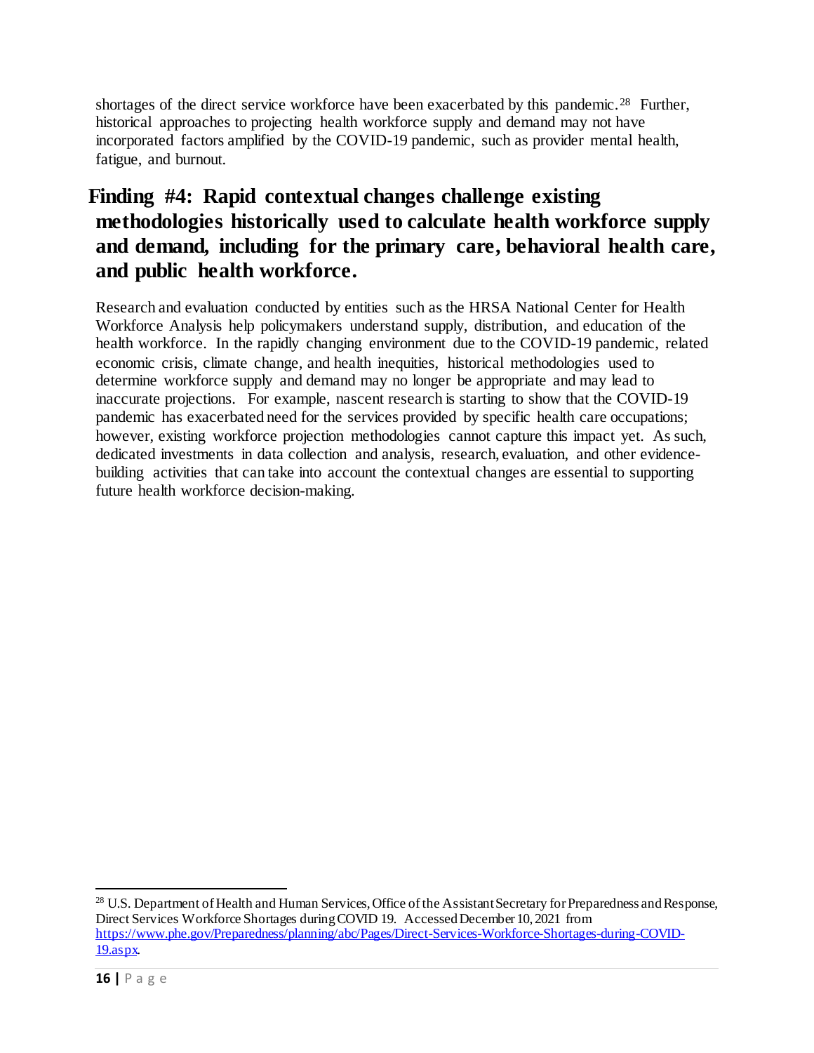shortages of the direct service workforce have been exacerbated by this pandemic.[28] Further, historical approaches to projecting health workforce supply and demand may not have incorporated factors amplified by the COVID-19 pandemic, such as provider mental health, fatigue, and burnout.

## Finding #4: Rapid contextual changes challenge existing methodologies historically used to calculate health workforce supply and demand, including for the primary care, behavioral health care, and public health workforce.

Research and evaluation conducted by entities such as the HRSA National Center for Health Workforce Analysis help policymakers understand supply, distribution, and education of the health workforce. In the rapidly changing environment due to the COVID-19 pandemic, related economic crisis, climate change, and health inequities, historical methodologies used to determine workforce supply and demand may no longer be appropriate and may lead to inaccurate projections. For example, nascent research is starting to show that the COVID-19 pandemic has exacerbated need for the services provided by specific health care occupations; however, existing workforce projection methodologies cannot capture this impact yet. As such, dedicated investments in data collection and analysis, research, evaluation, and other evidence-building activities that can take into account the contextual changes are essential to supporting future health workforce decision-making.

---

[28] U.S. Department of Health and Human Services, Office of the Assistant Secretary for Preparedness and Response, Direct Services Workforce Shortages during COVID 19. Accessed December 10, 2021 from https://www.phe.gov/Preparedness/planning/abc/Pages/Direct-Services-Workforce-Shortages-during-COVID-19.aspx.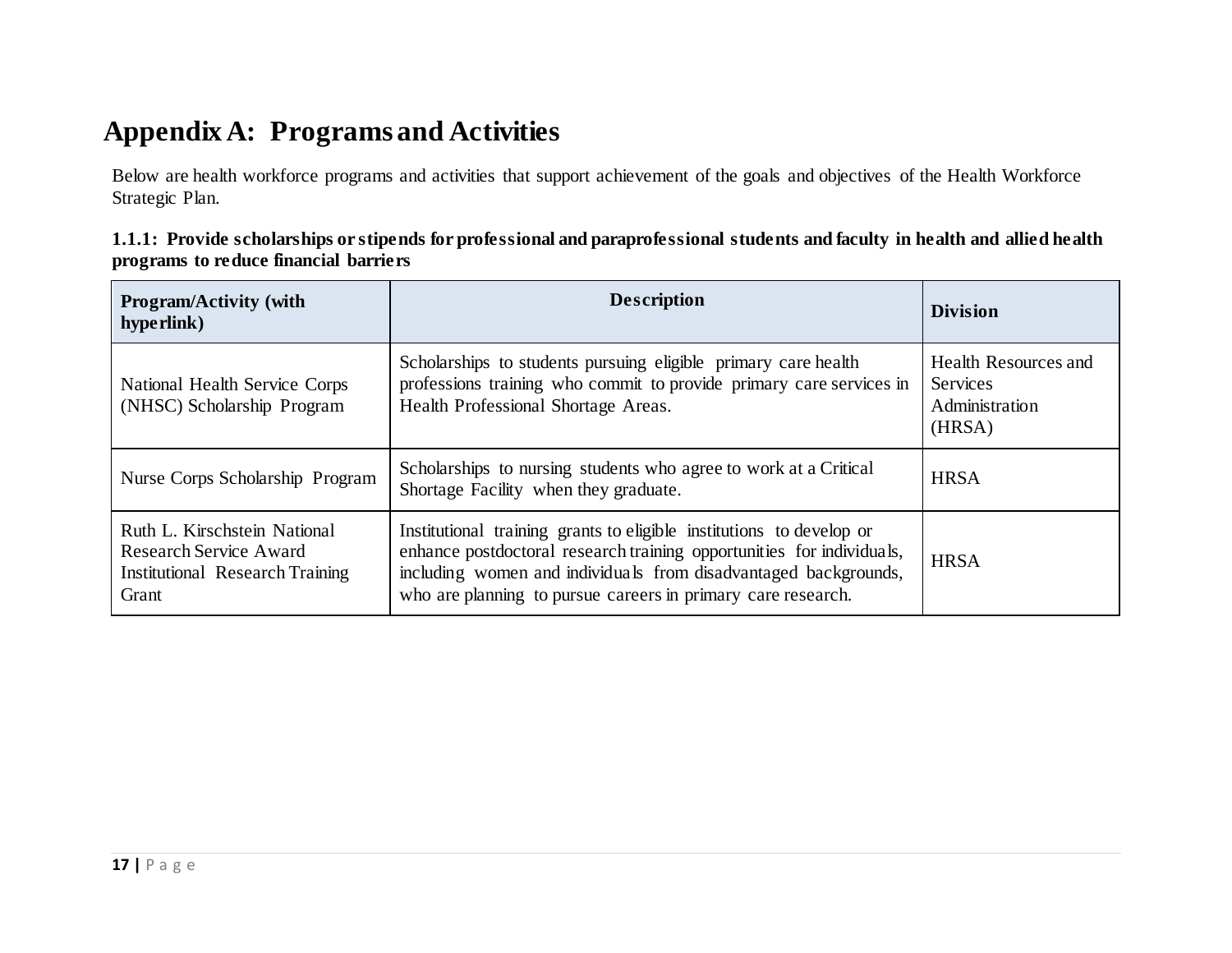# Appendix A: Programs and Activities

Below are health workforce programs and activities that support achievement of the goals and objectives of the Health Workforce Strategic Plan.

**1.1.1: Provide scholarships or stipends for professional and paraprofessional students and faculty in health and allied health programs to reduce financial barriers**

| Program/Activity (with hyperlink) | Description | Division |
|---|---|---|
| National Health Service Corps (NHSC) Scholarship Program | Scholarships to students pursuing eligible primary care health professions training who commit to provide primary care services in Health Professional Shortage Areas. | Health Resources and Services Administration (HRSA) |
| Nurse Corps Scholarship Program | Scholarships to nursing students who agree to work at a Critical Shortage Facility when they graduate. | HRSA |
| Ruth L. Kirschstein National Research Service Award Institutional Research Training Grant | Institutional training grants to eligible institutions to develop or enhance postdoctoral research training opportunities for individuals, including women and individuals from disadvantaged backgrounds, who are planning to pursue careers in primary care research. | HRSA |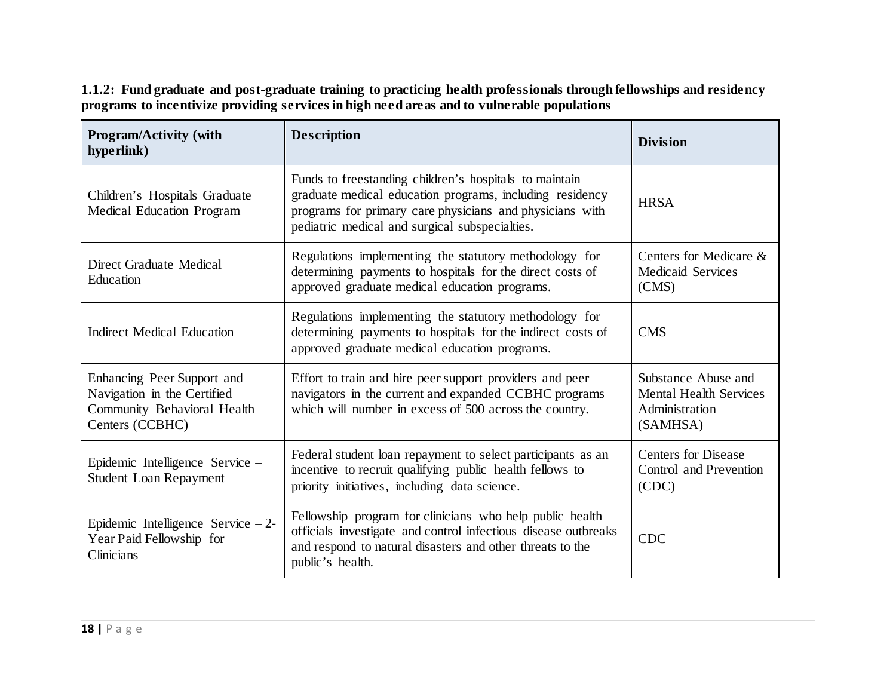**1.1.2: Fund graduate and post-graduate training to practicing health professionals through fellowships and residency programs to incentivize providing services in high need areas and to vulnerable populations**

| Program/Activity (with hyperlink) | Description | Division |
|---|---|---|
| Children's Hospitals Graduate Medical Education Program | Funds to freestanding children's hospitals to maintain graduate medical education programs, including residency programs for primary care physicians and physicians with pediatric medical and surgical subspecialties. | HRSA |
| Direct Graduate Medical Education | Regulations implementing the statutory methodology for determining payments to hospitals for the direct costs of approved graduate medical education programs. | Centers for Medicare & Medicaid Services (CMS) |
| Indirect Medical Education | Regulations implementing the statutory methodology for determining payments to hospitals for the indirect costs of approved graduate medical education programs. | CMS |
| Enhancing Peer Support and Navigation in the Certified Community Behavioral Health Centers (CCBHC) | Effort to train and hire peer support providers and peer navigators in the current and expanded CCBHC programs which will number in excess of 500 across the country. | Substance Abuse and Mental Health Services Administration (SAMHSA) |
| Epidemic Intelligence Service – Student Loan Repayment | Federal student loan repayment to select participants as an incentive to recruit qualifying public health fellows to priority initiatives, including data science. | Centers for Disease Control and Prevention (CDC) |
| Epidemic Intelligence Service – 2-Year Paid Fellowship for Clinicians | Fellowship program for clinicians who help public health officials investigate and control infectious disease outbreaks and respond to natural disasters and other threats to the public's health. | CDC |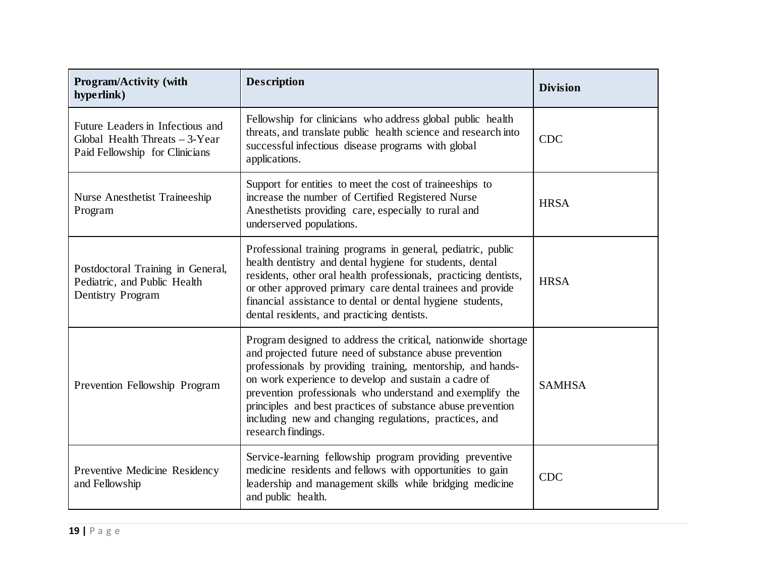| Program/Activity (with hyperlink) | Description | Division |
| --- | --- | --- |
| Future Leaders in Infectious and Global Health Threats – 3-Year Paid Fellowship for Clinicians | Fellowship for clinicians who address global public health threats, and translate public health science and research into successful infectious disease programs with global applications. | CDC |
| Nurse Anesthetist Traineeship Program | Support for entities to meet the cost of traineeships to increase the number of Certified Registered Nurse Anesthetists providing care, especially to rural and underserved populations. | HRSA |
| Postdoctoral Training in General, Pediatric, and Public Health Dentistry Program | Professional training programs in general, pediatric, public health dentistry and dental hygiene for students, dental residents, other oral health professionals, practicing dentists, or other approved primary care dental trainees and provide financial assistance to dental or dental hygiene students, dental residents, and practicing dentists. | HRSA |
| Prevention Fellowship Program | Program designed to address the critical, nationwide shortage and projected future need of substance abuse prevention professionals by providing training, mentorship, and hands-on work experience to develop and sustain a cadre of prevention professionals who understand and exemplify the principles and best practices of substance abuse prevention including new and changing regulations, practices, and research findings. | SAMHSA |
| Preventive Medicine Residency and Fellowship | Service-learning fellowship program providing preventive medicine residents and fellows with opportunities to gain leadership and management skills while bridging medicine and public health. | CDC |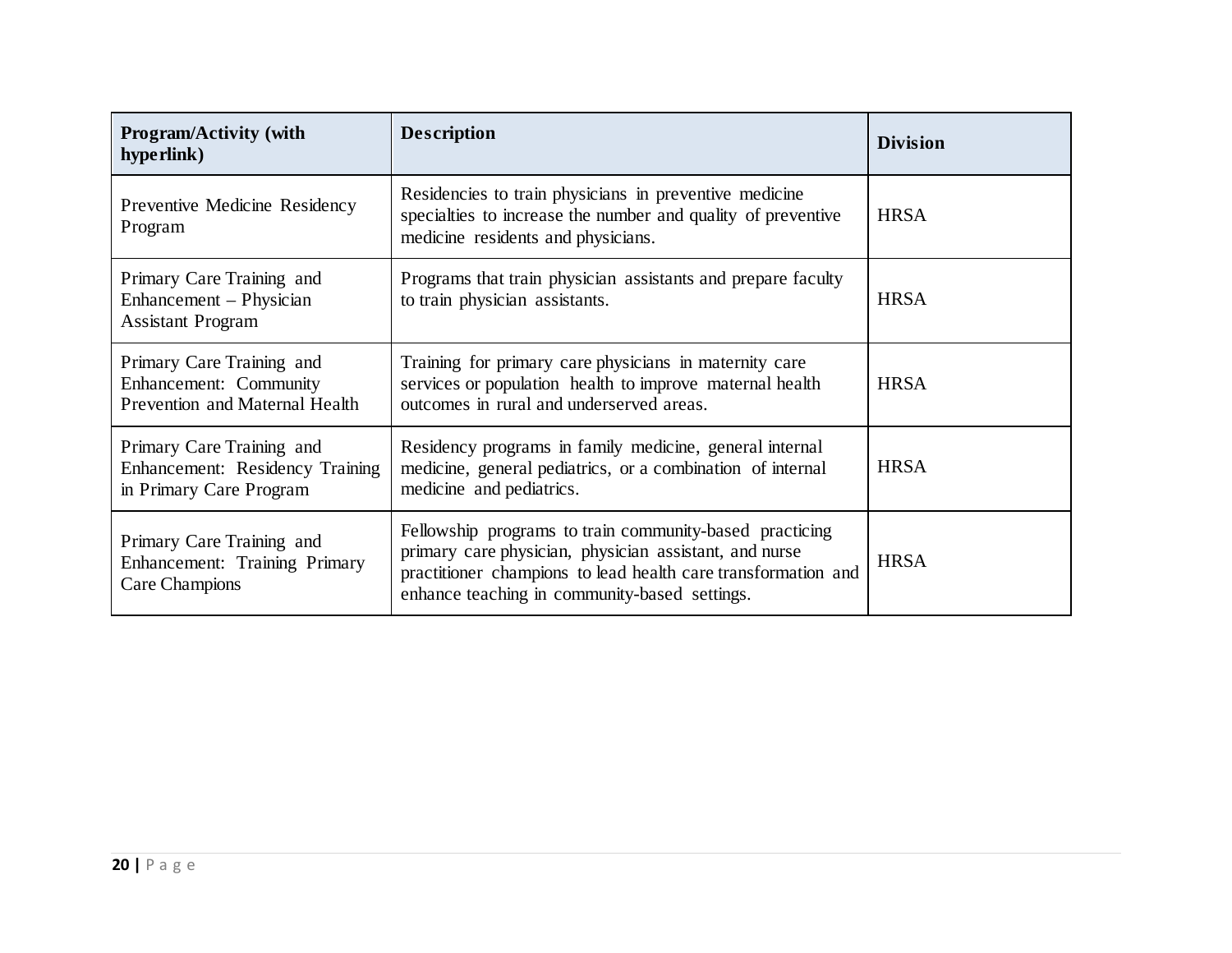| Program/Activity (with hyperlink) | Description | Division |
| --- | --- | --- |
| Preventive Medicine Residency Program | Residencies to train physicians in preventive medicine specialties to increase the number and quality of preventive medicine residents and physicians. | HRSA |
| Primary Care Training and Enhancement – Physician Assistant Program | Programs that train physician assistants and prepare faculty to train physician assistants. | HRSA |
| Primary Care Training and Enhancement: Community Prevention and Maternal Health | Training for primary care physicians in maternity care services or population health to improve maternal health outcomes in rural and underserved areas. | HRSA |
| Primary Care Training and Enhancement: Residency Training in Primary Care Program | Residency programs in family medicine, general internal medicine, general pediatrics, or a combination of internal medicine and pediatrics. | HRSA |
| Primary Care Training and Enhancement: Training Primary Care Champions | Fellowship programs to train community-based practicing primary care physician, physician assistant, and nurse practitioner champions to lead health care transformation and enhance teaching in community-based settings. | HRSA |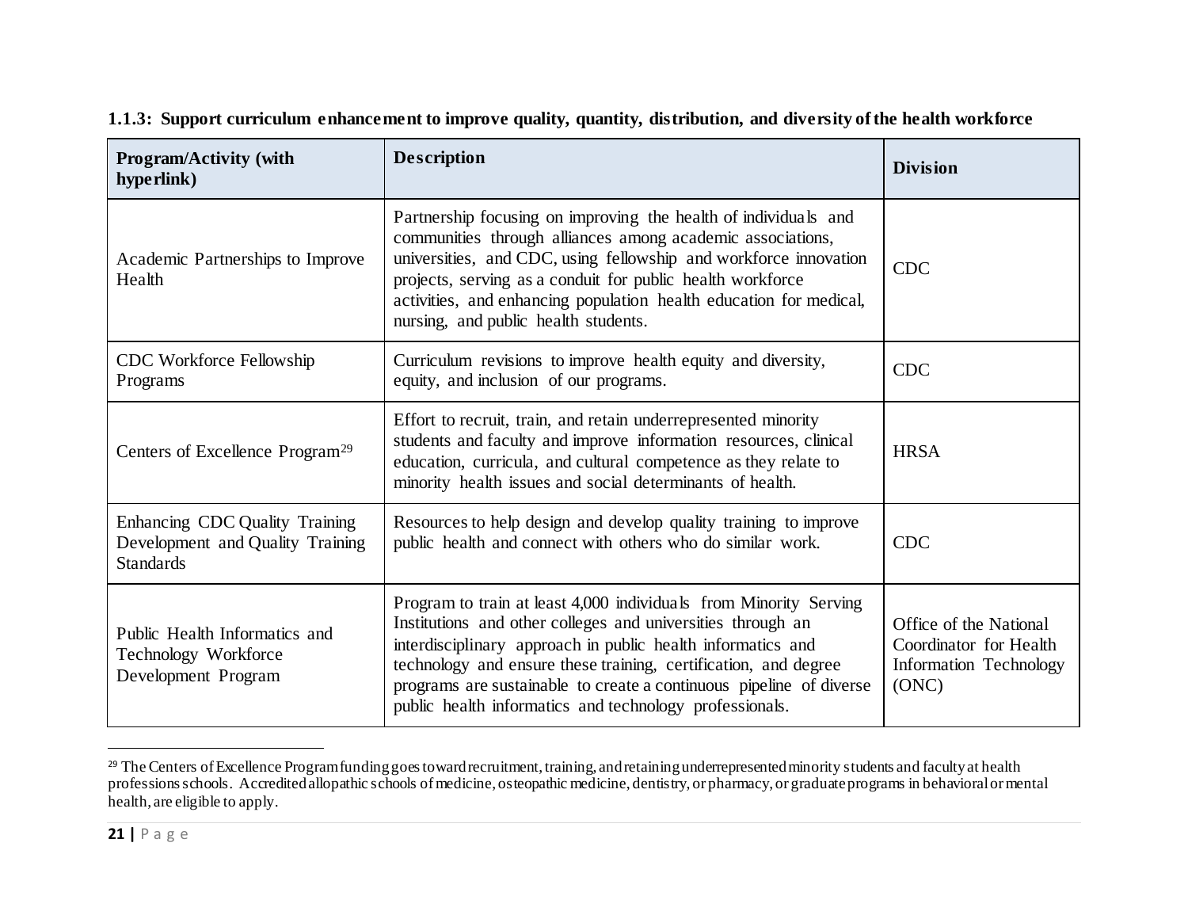**1.1.3: Support curriculum enhancement to improve quality, quantity, distribution, and diversity of the health workforce**

| Program/Activity (with hyperlink) | Description | Division |
| --- | --- | --- |
| Academic Partnerships to Improve Health | Partnership focusing on improving the health of individuals and communities through alliances among academic associations, universities, and CDC, using fellowship and workforce innovation projects, serving as a conduit for public health workforce activities, and enhancing population health education for medical, nursing, and public health students. | CDC |
| CDC Workforce Fellowship Programs | Curriculum revisions to improve health equity and diversity, equity, and inclusion of our programs. | CDC |
| Centers of Excellence Program[29] | Effort to recruit, train, and retain underrepresented minority students and faculty and improve information resources, clinical education, curricula, and cultural competence as they relate to minority health issues and social determinants of health. | HRSA |
| Enhancing CDC Quality Training Development and Quality Training Standards | Resources to help design and develop quality training to improve public health and connect with others who do similar work. | CDC |
| Public Health Informatics and Technology Workforce Development Program | Program to train at least 4,000 individuals from Minority Serving Institutions and other colleges and universities through an interdisciplinary approach in public health informatics and technology and ensure these training, certification, and degree programs are sustainable to create a continuous pipeline of diverse public health informatics and technology professionals. | Office of the National Coordinator for Health Information Technology (ONC) |

[29] The Centers of Excellence Program funding goes toward recruitment, training, and retaining underrepresented minority students and faculty at health professions schools. Accredited allopathic schools of medicine, osteopathic medicine, dentistry, or pharmacy, or graduate programs in behavioral or mental health, are eligible to apply.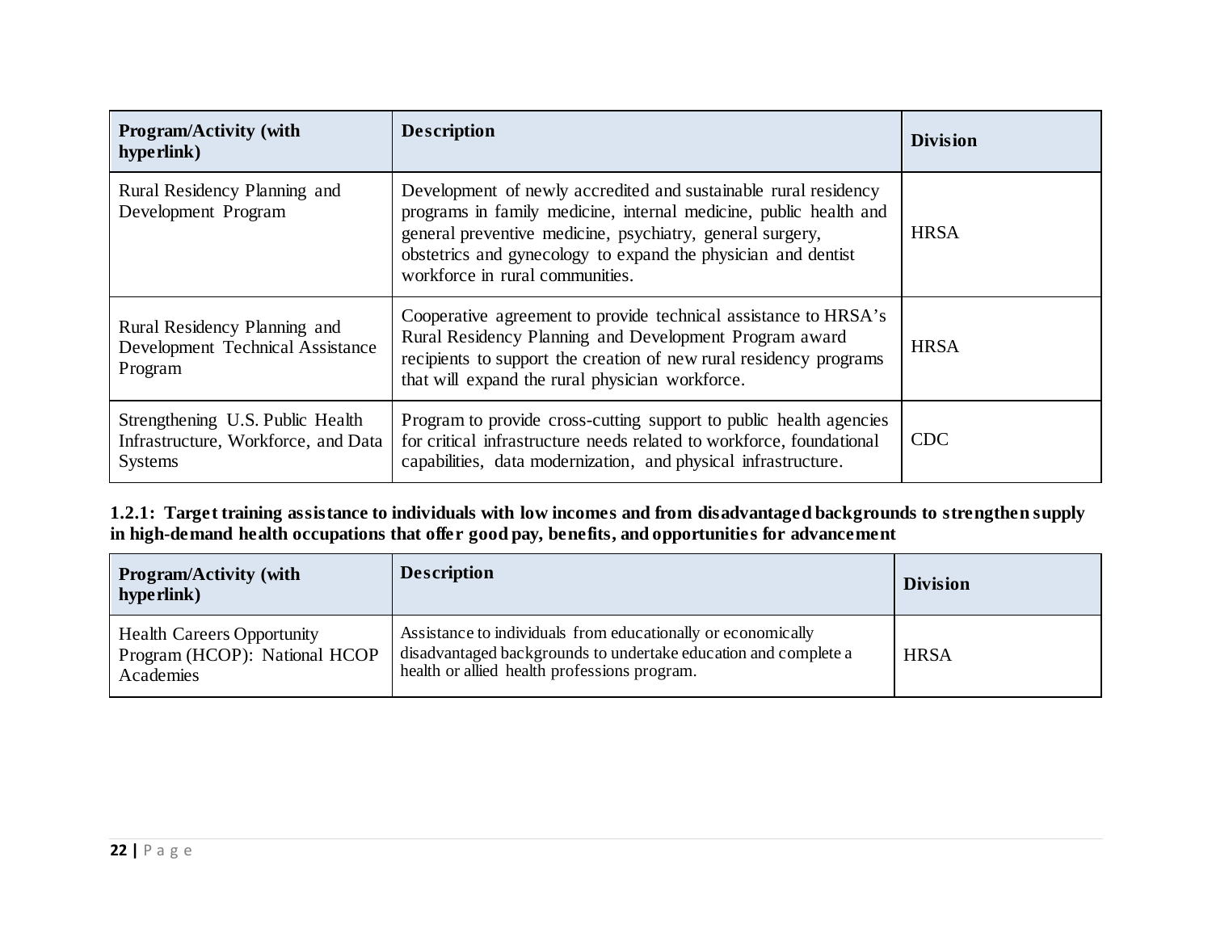| Program/Activity (with hyperlink) | Description | Division |
| --- | --- | --- |
| Rural Residency Planning and Development Program | Development of newly accredited and sustainable rural residency programs in family medicine, internal medicine, public health and general preventive medicine, psychiatry, general surgery, obstetrics and gynecology to expand the physician and dentist workforce in rural communities. | HRSA |
| Rural Residency Planning and Development Technical Assistance Program | Cooperative agreement to provide technical assistance to HRSA's Rural Residency Planning and Development Program award recipients to support the creation of new rural residency programs that will expand the rural physician workforce. | HRSA |
| Strengthening U.S. Public Health Infrastructure, Workforce, and Data Systems | Program to provide cross-cutting support to public health agencies for critical infrastructure needs related to workforce, foundational capabilities, data modernization, and physical infrastructure. | CDC |

**1.2.1: Target training assistance to individuals with low incomes and from disadvantaged backgrounds to strengthen supply in high-demand health occupations that offer good pay, benefits, and opportunities for advancement**

| Program/Activity (with hyperlink) | Description | Division |
| --- | --- | --- |
| Health Careers Opportunity Program (HCOP): National HCOP Academies | Assistance to individuals from educationally or economically disadvantaged backgrounds to undertake education and complete a health or allied health professions program. | HRSA |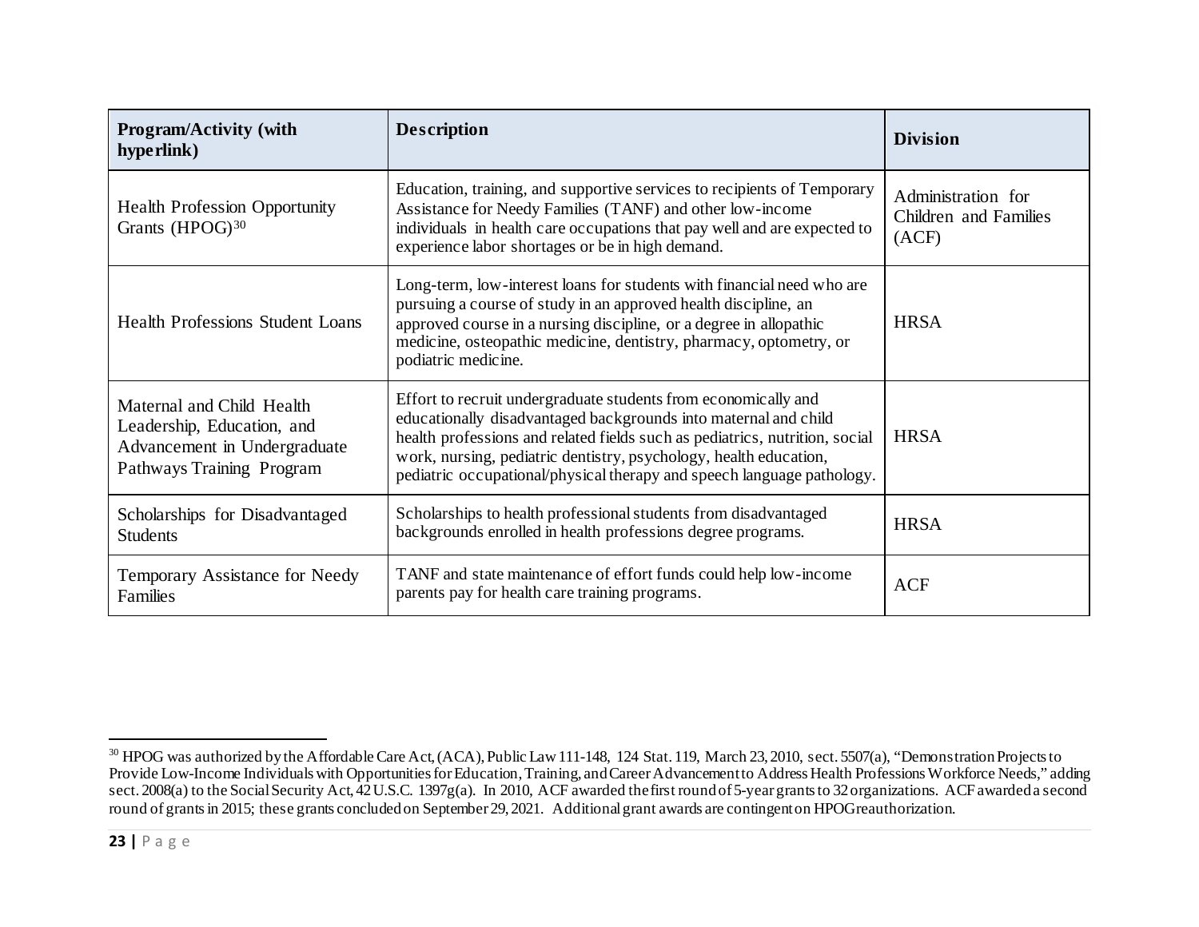| Program/Activity (with hyperlink) | Description | Division |
|---|---|---|
| Health Profession Opportunity Grants (HPOG)[30] | Education, training, and supportive services to recipients of Temporary Assistance for Needy Families (TANF) and other low-income individuals in health care occupations that pay well and are expected to experience labor shortages or be in high demand. | Administration for Children and Families (ACF) |
| Health Professions Student Loans | Long-term, low-interest loans for students with financial need who are pursuing a course of study in an approved health discipline, an approved course in a nursing discipline, or a degree in allopathic medicine, osteopathic medicine, dentistry, pharmacy, optometry, or podiatric medicine. | HRSA |
| Maternal and Child Health Leadership, Education, and Advancement in Undergraduate Pathways Training Program | Effort to recruit undergraduate students from economically and educationally disadvantaged backgrounds into maternal and child health professions and related fields such as pediatrics, nutrition, social work, nursing, pediatric dentistry, psychology, health education, pediatric occupational/physical therapy and speech language pathology. | HRSA |
| Scholarships for Disadvantaged Students | Scholarships to health professional students from disadvantaged backgrounds enrolled in health professions degree programs. | HRSA |
| Temporary Assistance for Needy Families | TANF and state maintenance of effort funds could help low-income parents pay for health care training programs. | ACF |

[30] HPOG was authorized by the Affordable Care Act, (ACA), Public Law 111-148, 124 Stat. 119, March 23, 2010, sect. 5507(a), "Demonstration Projects to Provide Low-Income Individuals with Opportunities for Education, Training, and Career Advancement to Address Health Professions Workforce Needs," adding sect. 2008(a) to the Social Security Act, 42 U.S.C. 1397g(a). In 2010, ACF awarded the first round of 5-year grants to 32 organizations. ACF awarded a second round of grants in 2015; these grants concluded on September 29, 2021. Additional grant awards are contingent on HPOG reauthorization.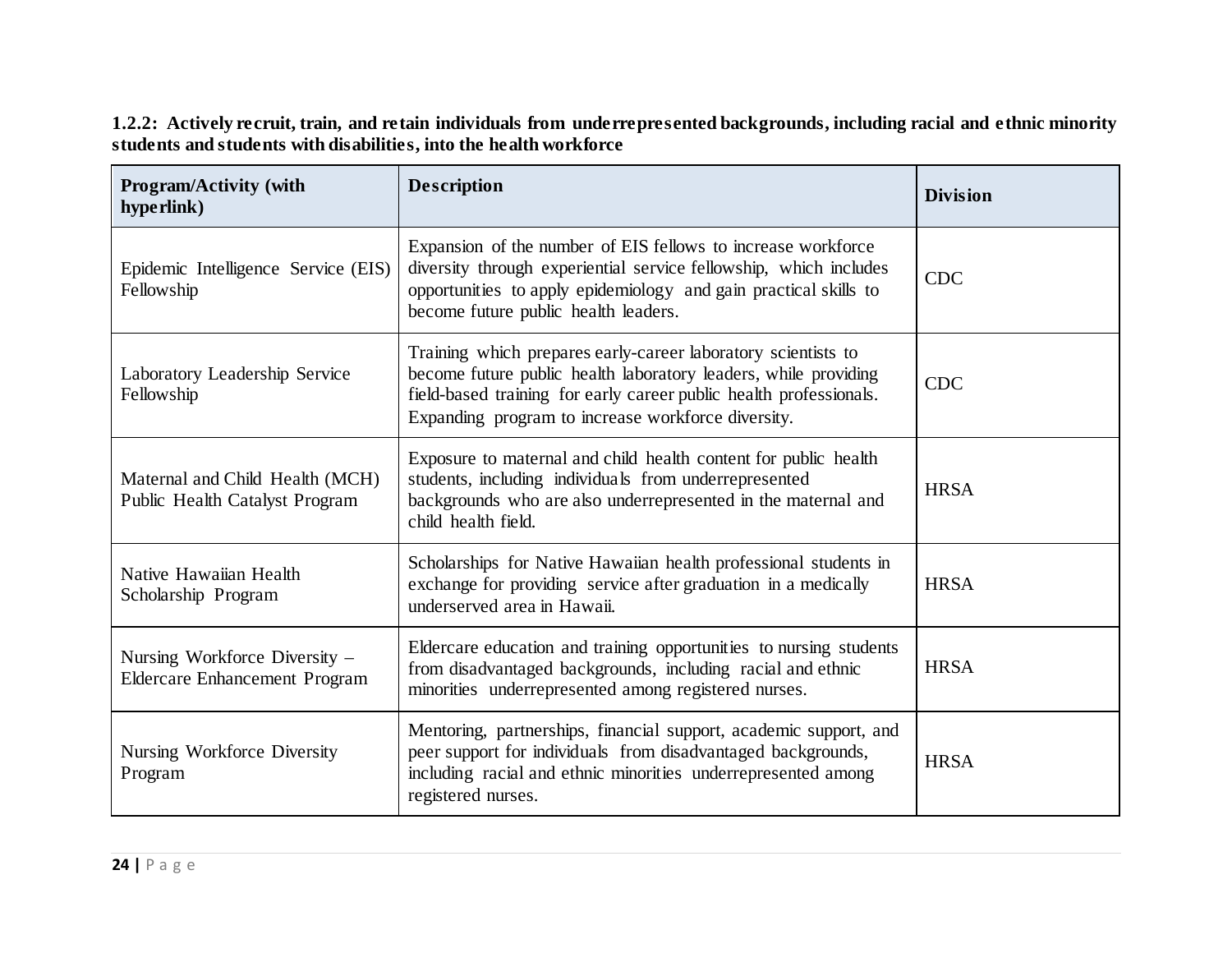**1.2.2: Actively recruit, train, and retain individuals from underrepresented backgrounds, including racial and ethnic minority students and students with disabilities, into the health workforce**

| Program/Activity (with hyperlink) | Description | Division |
|---|---|---|
| Epidemic Intelligence Service (EIS) Fellowship | Expansion of the number of EIS fellows to increase workforce diversity through experiential service fellowship, which includes opportunities to apply epidemiology and gain practical skills to become future public health leaders. | CDC |
| Laboratory Leadership Service Fellowship | Training which prepares early-career laboratory scientists to become future public health laboratory leaders, while providing field-based training for early career public health professionals. Expanding program to increase workforce diversity. | CDC |
| Maternal and Child Health (MCH) Public Health Catalyst Program | Exposure to maternal and child health content for public health students, including individuals from underrepresented backgrounds who are also underrepresented in the maternal and child health field. | HRSA |
| Native Hawaiian Health Scholarship Program | Scholarships for Native Hawaiian health professional students in exchange for providing service after graduation in a medically underserved area in Hawaii. | HRSA |
| Nursing Workforce Diversity – Eldercare Enhancement Program | Eldercare education and training opportunities to nursing students from disadvantaged backgrounds, including racial and ethnic minorities underrepresented among registered nurses. | HRSA |
| Nursing Workforce Diversity Program | Mentoring, partnerships, financial support, academic support, and peer support for individuals from disadvantaged backgrounds, including racial and ethnic minorities underrepresented among registered nurses. | HRSA |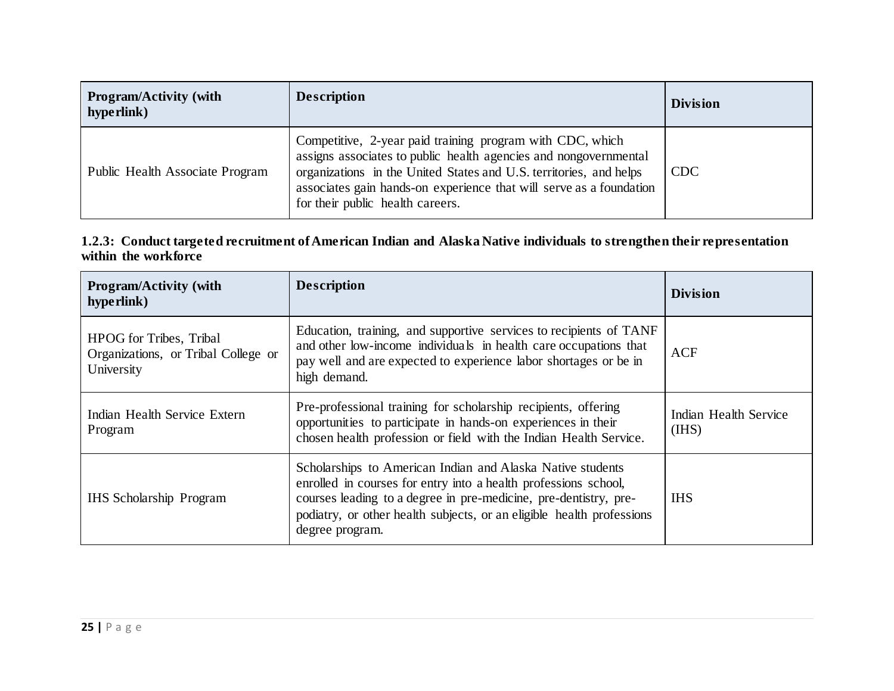| Program/Activity (with hyperlink) | Description | Division |
| --- | --- | --- |
| Public Health Associate Program | Competitive, 2-year paid training program with CDC, which assigns associates to public health agencies and nongovernmental organizations in the United States and U.S. territories, and helps associates gain hands-on experience that will serve as a foundation for their public health careers. | CDC |

**1.2.3: Conduct targeted recruitment of American Indian and Alaska Native individuals to strengthen their representation within the workforce**

| Program/Activity (with hyperlink) | Description | Division |
| --- | --- | --- |
| HPOG for Tribes, Tribal Organizations, or Tribal College or University | Education, training, and supportive services to recipients of TANF and other low-income individuals in health care occupations that pay well and are expected to experience labor shortages or be in high demand. | ACF |
| Indian Health Service Extern Program | Pre-professional training for scholarship recipients, offering opportunities to participate in hands-on experiences in their chosen health profession or field with the Indian Health Service. | Indian Health Service (IHS) |
| IHS Scholarship Program | Scholarships to American Indian and Alaska Native students enrolled in courses for entry into a health professions school, courses leading to a degree in pre-medicine, pre-dentistry, pre-podiatry, or other health subjects, or an eligible health professions degree program. | IHS |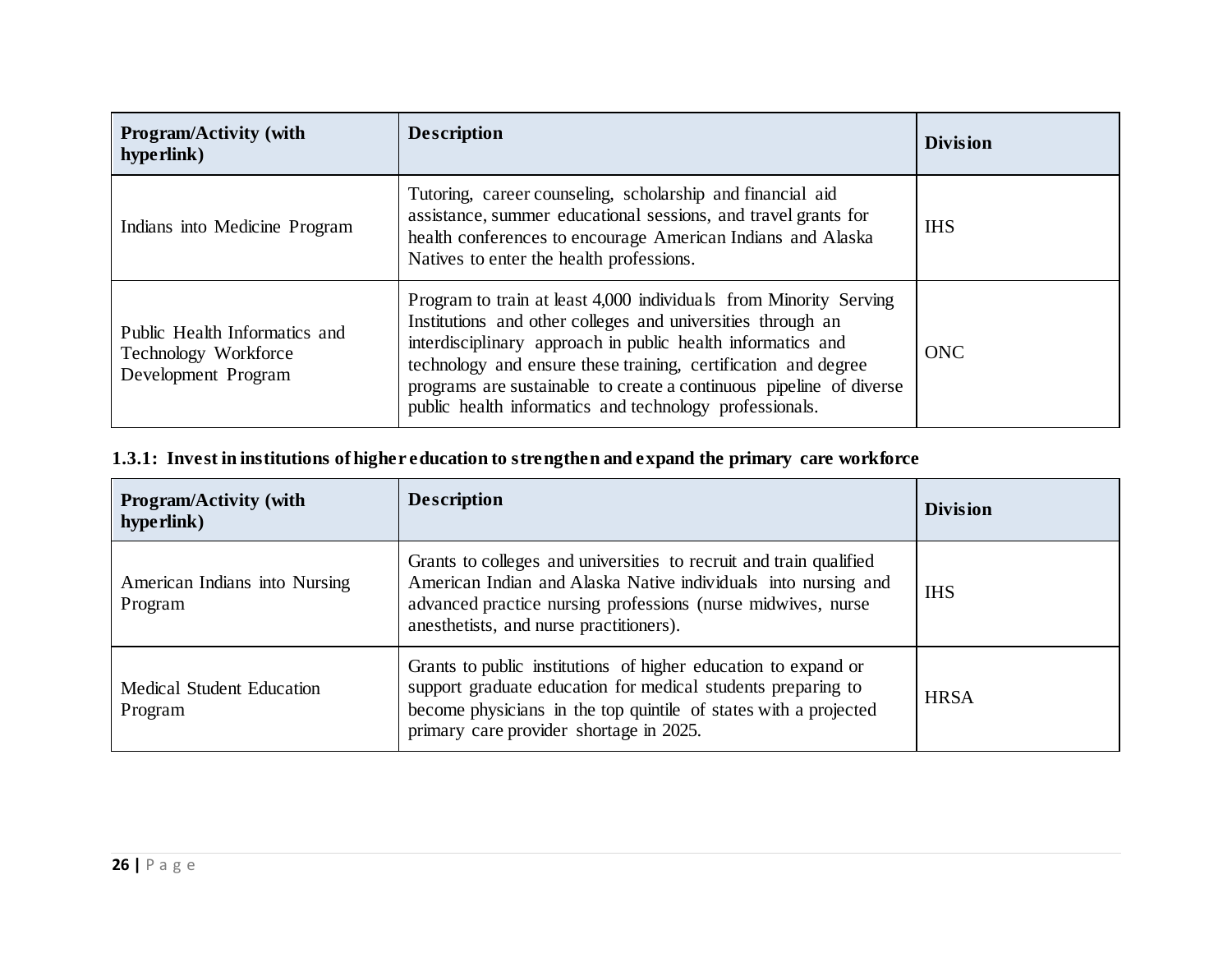| Program/Activity (with hyperlink) | Description | Division |
|---|---|---|
| Indians into Medicine Program | Tutoring, career counseling, scholarship and financial aid assistance, summer educational sessions, and travel grants for health conferences to encourage American Indians and Alaska Natives to enter the health professions. | IHS |
| Public Health Informatics and Technology Workforce Development Program | Program to train at least 4,000 individuals from Minority Serving Institutions and other colleges and universities through an interdisciplinary approach in public health informatics and technology and ensure these training, certification and degree programs are sustainable to create a continuous pipeline of diverse public health informatics and technology professionals. | ONC |

**1.3.1: Invest in institutions of higher education to strengthen and expand the primary care workforce**

| Program/Activity (with hyperlink) | Description | Division |
|---|---|---|
| American Indians into Nursing Program | Grants to colleges and universities to recruit and train qualified American Indian and Alaska Native individuals into nursing and advanced practice nursing professions (nurse midwives, nurse anesthetists, and nurse practitioners). | IHS |
| Medical Student Education Program | Grants to public institutions of higher education to expand or support graduate education for medical students preparing to become physicians in the top quintile of states with a projected primary care provider shortage in 2025. | HRSA |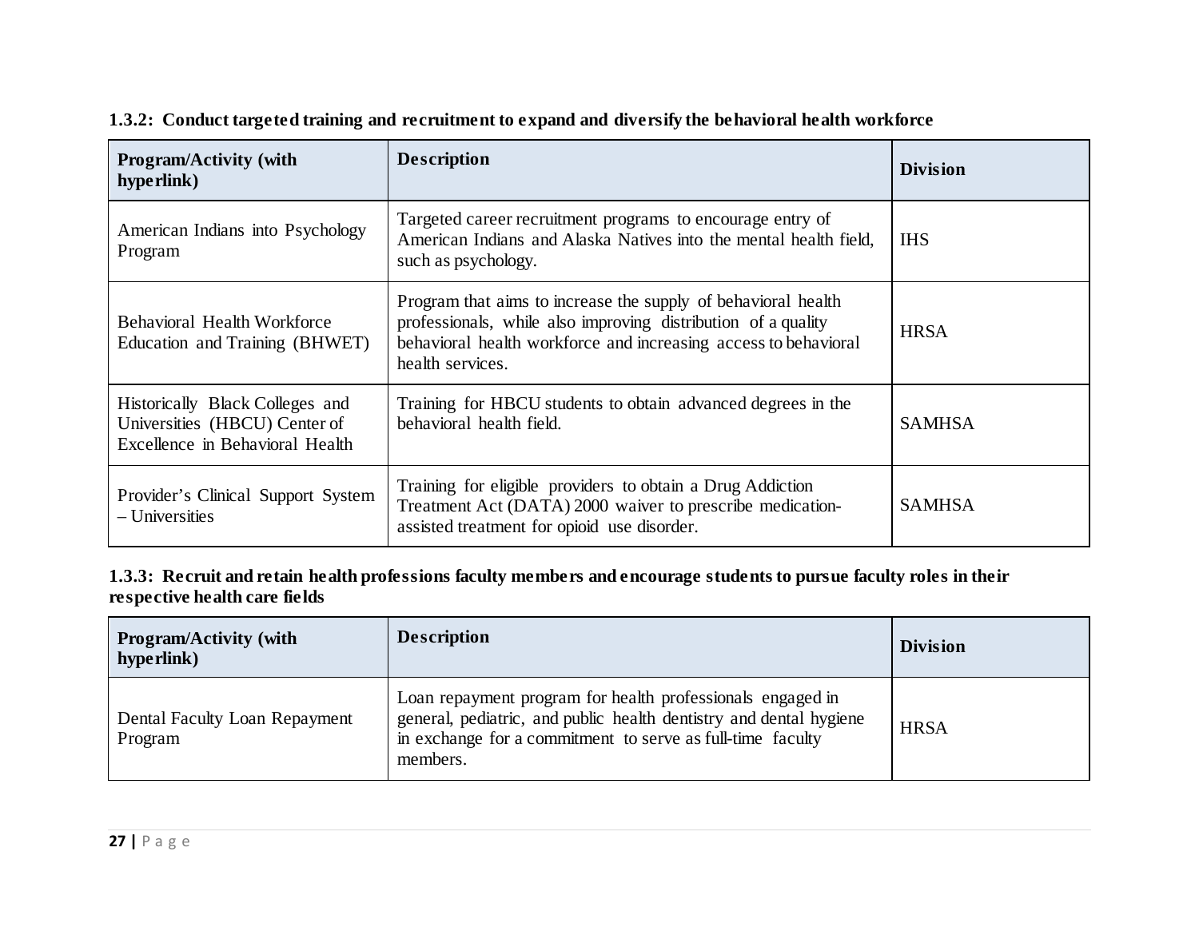**1.3.2: Conduct targeted training and recruitment to expand and diversify the behavioral health workforce**

| Program/Activity (with hyperlink) | Description | Division |
| --- | --- | --- |
| American Indians into Psychology Program | Targeted career recruitment programs to encourage entry of American Indians and Alaska Natives into the mental health field, such as psychology. | IHS |
| Behavioral Health Workforce Education and Training (BHWET) | Program that aims to increase the supply of behavioral health professionals, while also improving distribution of a quality behavioral health workforce and increasing access to behavioral health services. | HRSA |
| Historically Black Colleges and Universities (HBCU) Center of Excellence in Behavioral Health | Training for HBCU students to obtain advanced degrees in the behavioral health field. | SAMHSA |
| Provider's Clinical Support System – Universities | Training for eligible providers to obtain a Drug Addiction Treatment Act (DATA) 2000 waiver to prescribe medication-assisted treatment for opioid use disorder. | SAMHSA |

**1.3.3: Recruit and retain health professions faculty members and encourage students to pursue faculty roles in their respective health care fields**

| Program/Activity (with hyperlink) | Description | Division |
| --- | --- | --- |
| Dental Faculty Loan Repayment Program | Loan repayment program for health professionals engaged in general, pediatric, and public health dentistry and dental hygiene in exchange for a commitment to serve as full-time faculty members. | HRSA |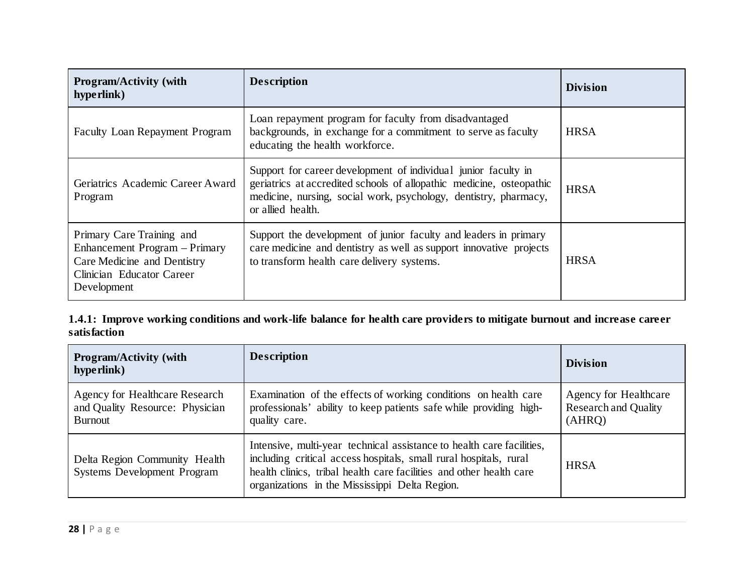| Program/Activity (with hyperlink) | Description | Division |
|---|---|---|
| Faculty Loan Repayment Program | Loan repayment program for faculty from disadvantaged backgrounds, in exchange for a commitment to serve as faculty educating the health workforce. | HRSA |
| Geriatrics Academic Career Award Program | Support for career development of individual junior faculty in geriatrics at accredited schools of allopathic medicine, osteopathic medicine, nursing, social work, psychology, dentistry, pharmacy, or allied health. | HRSA |
| Primary Care Training and Enhancement Program – Primary Care Medicine and Dentistry Clinician Educator Career Development | Support the development of junior faculty and leaders in primary care medicine and dentistry as well as support innovative projects to transform health care delivery systems. | HRSA |

**1.4.1: Improve working conditions and work-life balance for health care providers to mitigate burnout and increase career satisfaction**

| Program/Activity (with hyperlink) | Description | Division |
|---|---|---|
| Agency for Healthcare Research and Quality Resource: Physician Burnout | Examination of the effects of working conditions on health care professionals' ability to keep patients safe while providing high-quality care. | Agency for Healthcare Research and Quality (AHRQ) |
| Delta Region Community Health Systems Development Program | Intensive, multi-year technical assistance to health care facilities, including critical access hospitals, small rural hospitals, rural health clinics, tribal health care facilities and other health care organizations in the Mississippi Delta Region. | HRSA |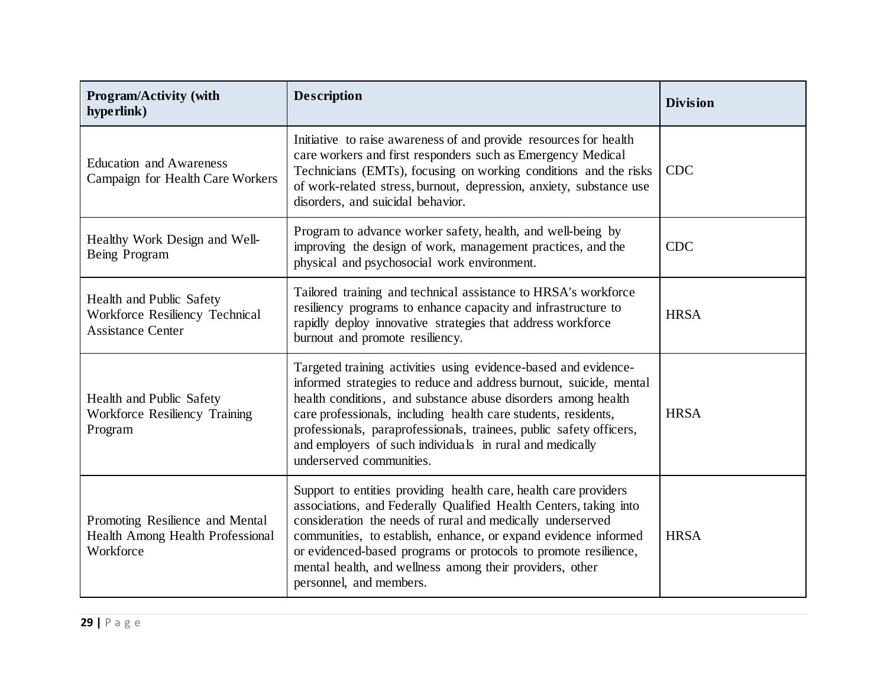| Program/Activity (with hyperlink) | Description | Division |
|---|---|---|
| Education and Awareness Campaign for Health Care Workers | Initiative to raise awareness of and provide resources for health care workers and first responders such as Emergency Medical Technicians (EMTs), focusing on working conditions and the risks of work-related stress, burnout, depression, anxiety, substance use disorders, and suicidal behavior. | CDC |
| Healthy Work Design and Well-Being Program | Program to advance worker safety, health, and well-being by improving the design of work, management practices, and the physical and psychosocial work environment. | CDC |
| Health and Public Safety Workforce Resiliency Technical Assistance Center | Tailored training and technical assistance to HRSA's workforce resiliency programs to enhance capacity and infrastructure to rapidly deploy innovative strategies that address workforce burnout and promote resiliency. | HRSA |
| Health and Public Safety Workforce Resiliency Training Program | Targeted training activities using evidence-based and evidence-informed strategies to reduce and address burnout, suicide, mental health conditions, and substance abuse disorders among health care professionals, including health care students, residents, professionals, paraprofessionals, trainees, public safety officers, and employers of such individuals in rural and medically underserved communities. | HRSA |
| Promoting Resilience and Mental Health Among Health Professional Workforce | Support to entities providing health care, health care providers associations, and Federally Qualified Health Centers, taking into consideration the needs of rural and medically underserved communities, to establish, enhance, or expand evidence informed or evidenced-based programs or protocols to promote resilience, mental health, and wellness among their providers, other personnel, and members. | HRSA |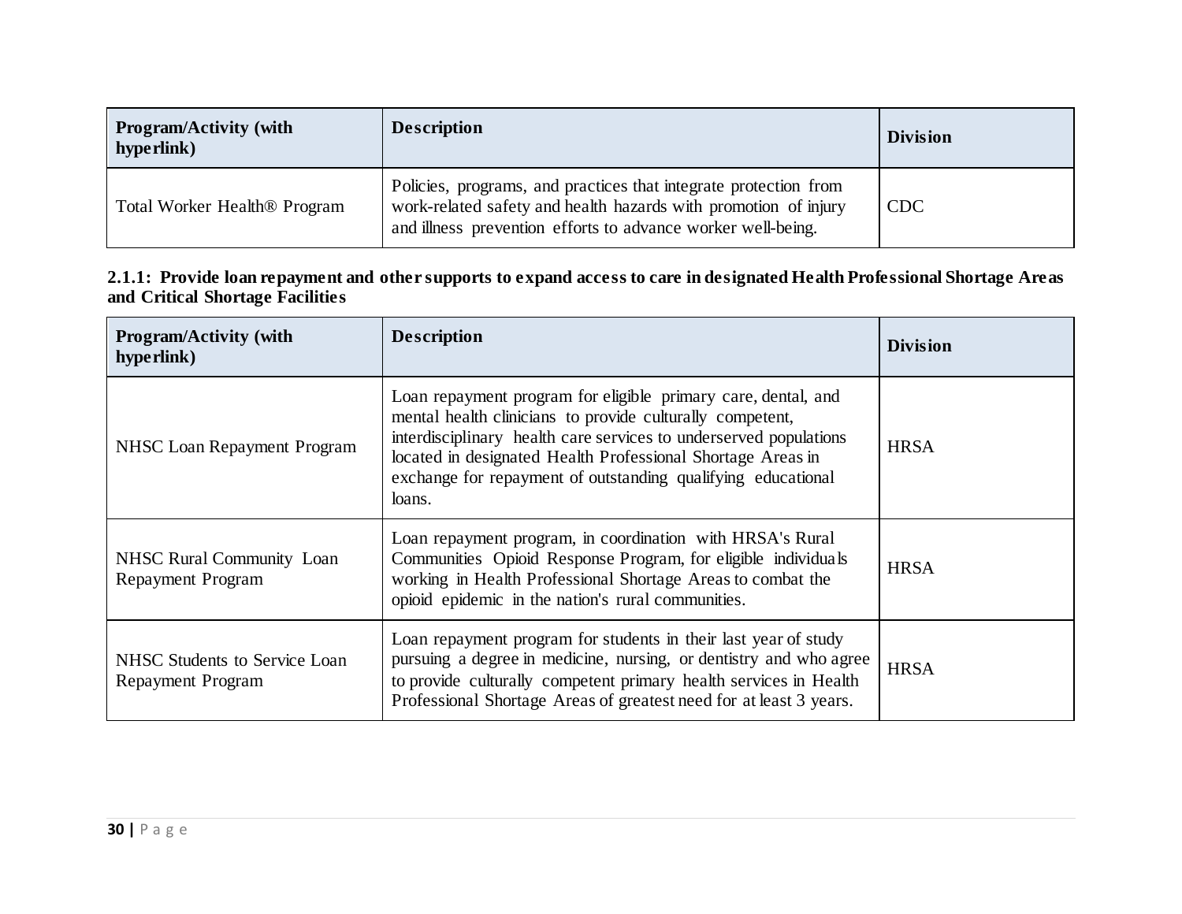| Program/Activity (with hyperlink) | Description | Division |
|---|---|---|
| Total Worker Health® Program | Policies, programs, and practices that integrate protection from work-related safety and health hazards with promotion of injury and illness prevention efforts to advance worker well-being. | CDC |

**2.1.1: Provide loan repayment and other supports to expand access to care in designated Health Professional Shortage Areas and Critical Shortage Facilities**

| Program/Activity (with hyperlink) | Description | Division |
|---|---|---|
| NHSC Loan Repayment Program | Loan repayment program for eligible primary care, dental, and mental health clinicians to provide culturally competent, interdisciplinary health care services to underserved populations located in designated Health Professional Shortage Areas in exchange for repayment of outstanding qualifying educational loans. | HRSA |
| NHSC Rural Community Loan Repayment Program | Loan repayment program, in coordination with HRSA's Rural Communities Opioid Response Program, for eligible individuals working in Health Professional Shortage Areas to combat the opioid epidemic in the nation's rural communities. | HRSA |
| NHSC Students to Service Loan Repayment Program | Loan repayment program for students in their last year of study pursuing a degree in medicine, nursing, or dentistry and who agree to provide culturally competent primary health services in Health Professional Shortage Areas of greatest need for at least 3 years. | HRSA |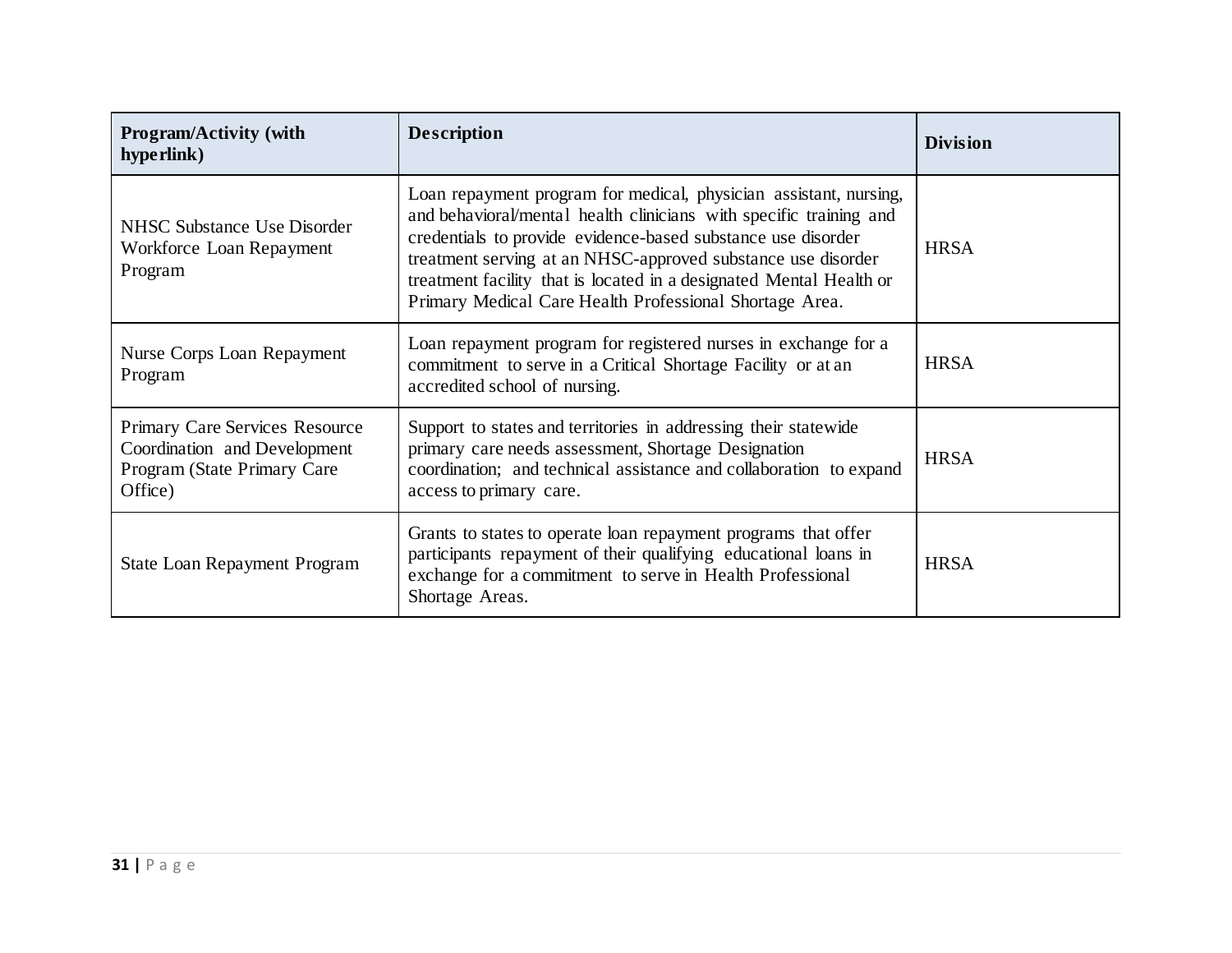| Program/Activity (with hyperlink) | Description | Division |
| --- | --- | --- |
| NHSC Substance Use Disorder Workforce Loan Repayment Program | Loan repayment program for medical, physician assistant, nursing, and behavioral/mental health clinicians with specific training and credentials to provide evidence-based substance use disorder treatment serving at an NHSC-approved substance use disorder treatment facility that is located in a designated Mental Health or Primary Medical Care Health Professional Shortage Area. | HRSA |
| Nurse Corps Loan Repayment Program | Loan repayment program for registered nurses in exchange for a commitment to serve in a Critical Shortage Facility or at an accredited school of nursing. | HRSA |
| Primary Care Services Resource Coordination and Development Program (State Primary Care Office) | Support to states and territories in addressing their statewide primary care needs assessment, Shortage Designation coordination; and technical assistance and collaboration to expand access to primary care. | HRSA |
| State Loan Repayment Program | Grants to states to operate loan repayment programs that offer participants repayment of their qualifying educational loans in exchange for a commitment to serve in Health Professional Shortage Areas. | HRSA |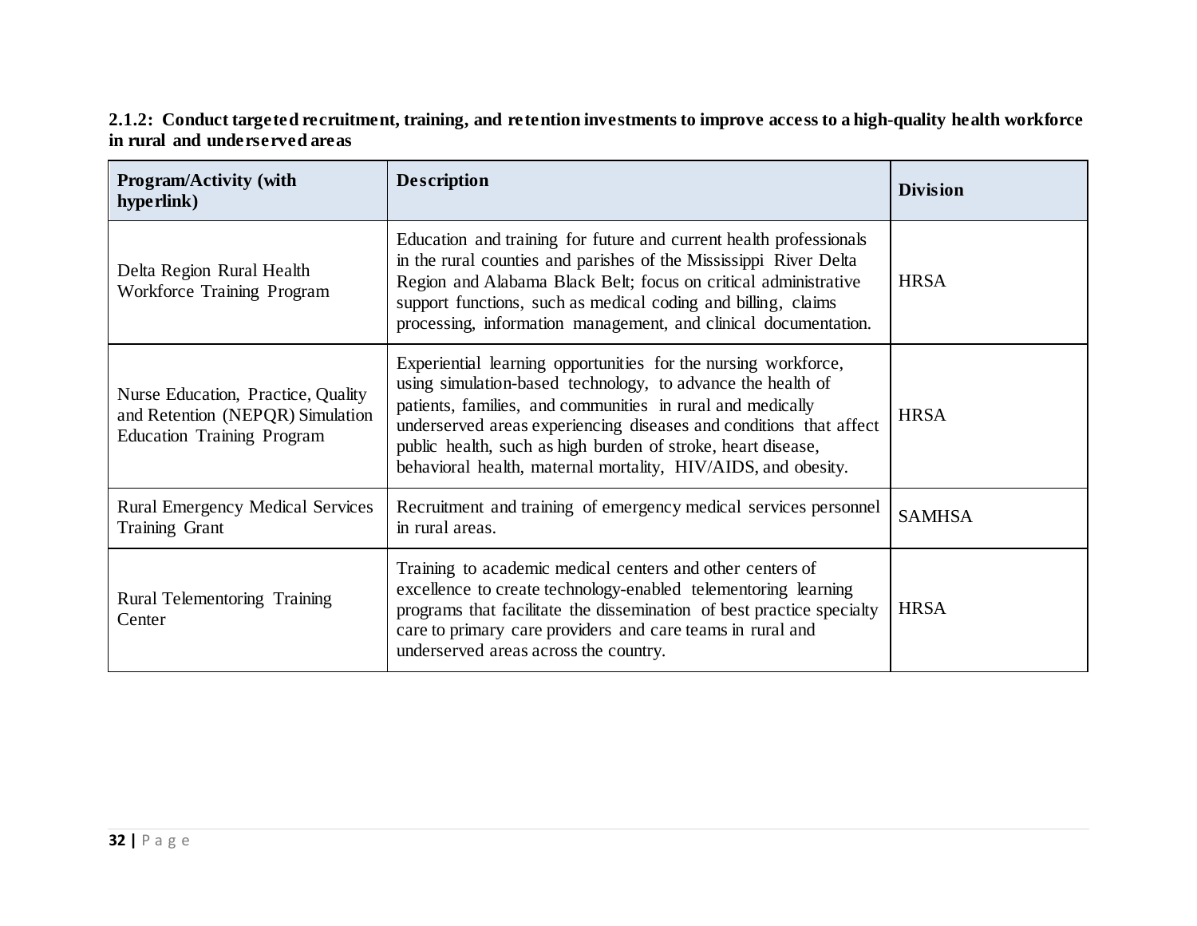**2.1.2: Conduct targeted recruitment, training, and retention investments to improve access to a high-quality health workforce in rural and underserved areas**

| Program/Activity (with hyperlink) | Description | Division |
| --- | --- | --- |
| Delta Region Rural Health Workforce Training Program | Education and training for future and current health professionals in the rural counties and parishes of the Mississippi River Delta Region and Alabama Black Belt; focus on critical administrative support functions, such as medical coding and billing, claims processing, information management, and clinical documentation. | HRSA |
| Nurse Education, Practice, Quality and Retention (NEPQR) Simulation Education Training Program | Experiential learning opportunities for the nursing workforce, using simulation-based technology, to advance the health of patients, families, and communities in rural and medically underserved areas experiencing diseases and conditions that affect public health, such as high burden of stroke, heart disease, behavioral health, maternal mortality, HIV/AIDS, and obesity. | HRSA |
| Rural Emergency Medical Services Training Grant | Recruitment and training of emergency medical services personnel in rural areas. | SAMHSA |
| Rural Telementoring Training Center | Training to academic medical centers and other centers of excellence to create technology-enabled telementoring learning programs that facilitate the dissemination of best practice specialty care to primary care providers and care teams in rural and underserved areas across the country. | HRSA |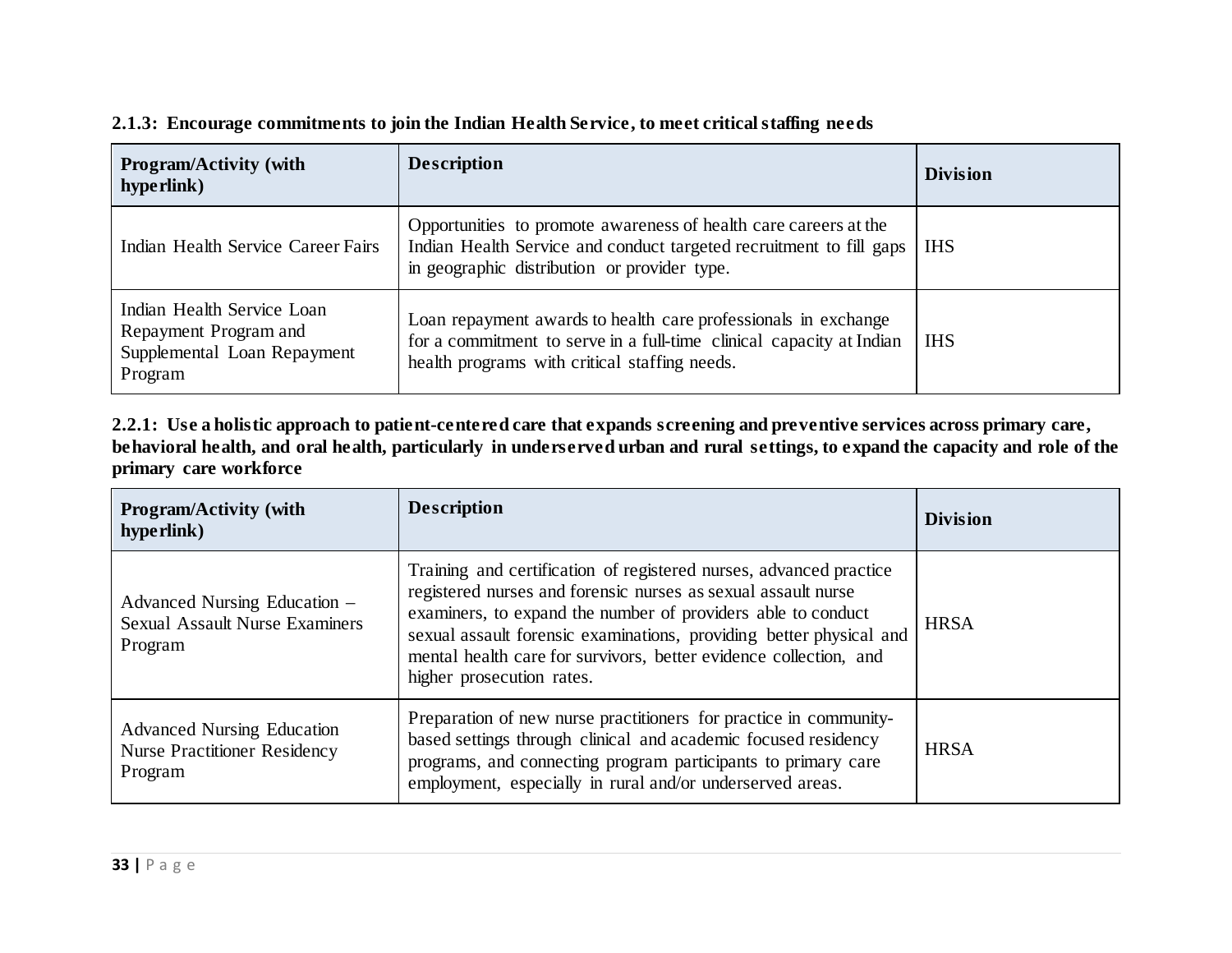**2.1.3: Encourage commitments to join the Indian Health Service, to meet critical staffing needs**

| Program/Activity (with hyperlink) | Description | Division |
|---|---|---|
| Indian Health Service Career Fairs | Opportunities to promote awareness of health care careers at the Indian Health Service and conduct targeted recruitment to fill gaps in geographic distribution or provider type. | IHS |
| Indian Health Service Loan Repayment Program and Supplemental Loan Repayment Program | Loan repayment awards to health care professionals in exchange for a commitment to serve in a full-time clinical capacity at Indian health programs with critical staffing needs. | IHS |

**2.2.1: Use a holistic approach to patient-centered care that expands screening and preventive services across primary care, behavioral health, and oral health, particularly in underserved urban and rural settings, to expand the capacity and role of the primary care workforce**

| Program/Activity (with hyperlink) | Description | Division |
|---|---|---|
| Advanced Nursing Education – Sexual Assault Nurse Examiners Program | Training and certification of registered nurses, advanced practice registered nurses and forensic nurses as sexual assault nurse examiners, to expand the number of providers able to conduct sexual assault forensic examinations, providing better physical and mental health care for survivors, better evidence collection, and higher prosecution rates. | HRSA |
| Advanced Nursing Education Nurse Practitioner Residency Program | Preparation of new nurse practitioners for practice in community-based settings through clinical and academic focused residency programs, and connecting program participants to primary care employment, especially in rural and/or underserved areas. | HRSA |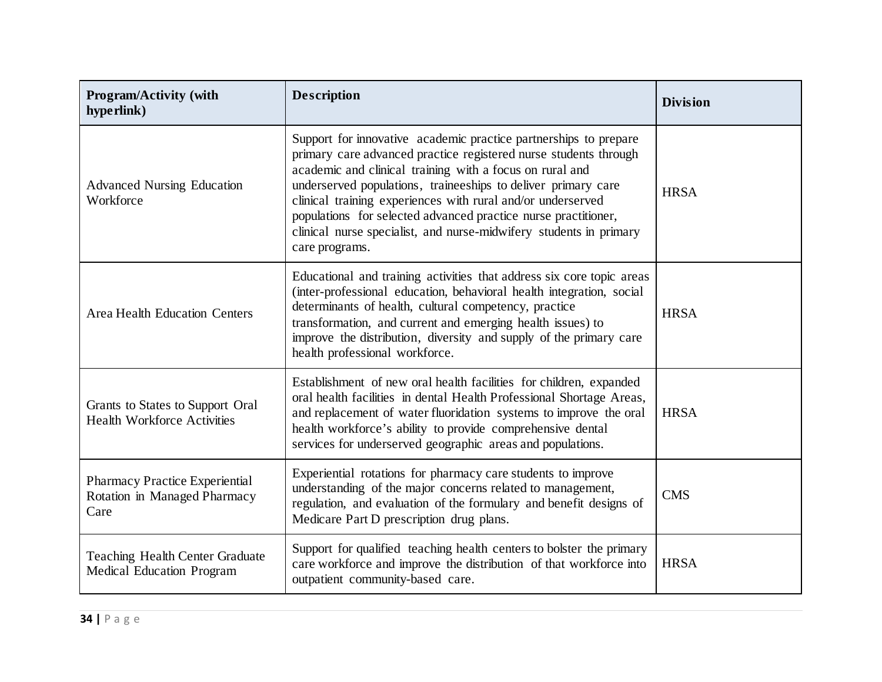| Program/Activity (with hyperlink) | Description | Division |
|---|---|---|
| Advanced Nursing Education Workforce | Support for innovative academic practice partnerships to prepare primary care advanced practice registered nurse students through academic and clinical training with a focus on rural and underserved populations, traineeships to deliver primary care clinical training experiences with rural and/or underserved populations for selected advanced practice nurse practitioner, clinical nurse specialist, and nurse-midwifery students in primary care programs. | HRSA |
| Area Health Education Centers | Educational and training activities that address six core topic areas (inter-professional education, behavioral health integration, social determinants of health, cultural competency, practice transformation, and current and emerging health issues) to improve the distribution, diversity and supply of the primary care health professional workforce. | HRSA |
| Grants to States to Support Oral Health Workforce Activities | Establishment of new oral health facilities for children, expanded oral health facilities in dental Health Professional Shortage Areas, and replacement of water fluoridation systems to improve the oral health workforce's ability to provide comprehensive dental services for underserved geographic areas and populations. | HRSA |
| Pharmacy Practice Experiential Rotation in Managed Pharmacy Care | Experiential rotations for pharmacy care students to improve understanding of the major concerns related to management, regulation, and evaluation of the formulary and benefit designs of Medicare Part D prescription drug plans. | CMS |
| Teaching Health Center Graduate Medical Education Program | Support for qualified teaching health centers to bolster the primary care workforce and improve the distribution of that workforce into outpatient community-based care. | HRSA |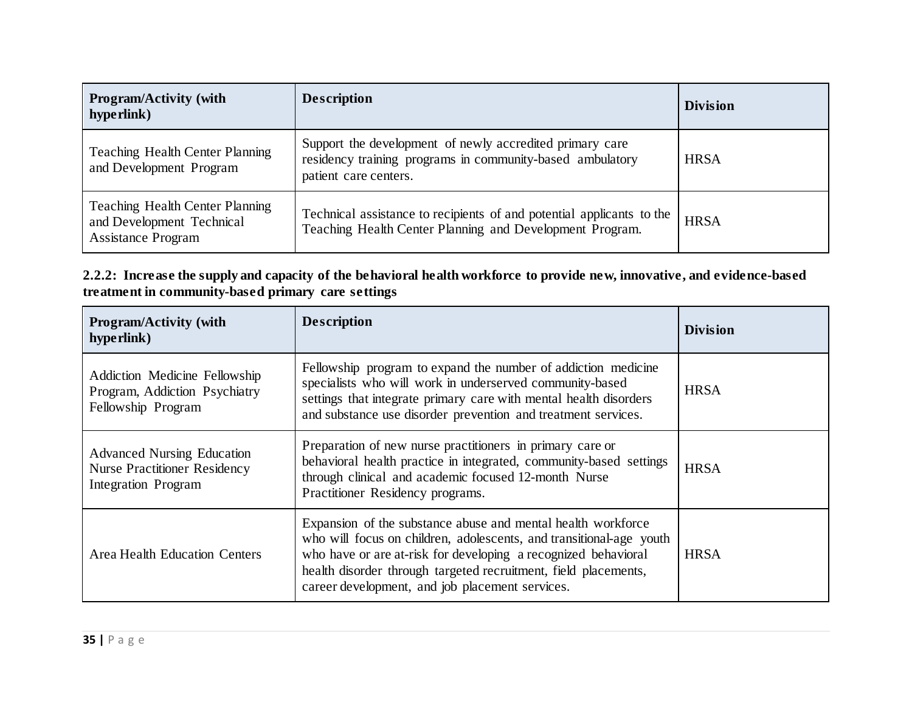| Program/Activity (with hyperlink) | Description | Division |
|---|---|---|
| Teaching Health Center Planning and Development Program | Support the development of newly accredited primary care residency training programs in community-based ambulatory patient care centers. | HRSA |
| Teaching Health Center Planning and Development Technical Assistance Program | Technical assistance to recipients of and potential applicants to the Teaching Health Center Planning and Development Program. | HRSA |

**2.2.2: Increase the supply and capacity of the behavioral health workforce to provide new, innovative, and evidence-based treatment in community-based primary care settings**

| Program/Activity (with hyperlink) | Description | Division |
|---|---|---|
| Addiction Medicine Fellowship Program, Addiction Psychiatry Fellowship Program | Fellowship program to expand the number of addiction medicine specialists who will work in underserved community-based settings that integrate primary care with mental health disorders and substance use disorder prevention and treatment services. | HRSA |
| Advanced Nursing Education Nurse Practitioner Residency Integration Program | Preparation of new nurse practitioners in primary care or behavioral health practice in integrated, community-based settings through clinical and academic focused 12-month Nurse Practitioner Residency programs. | HRSA |
| Area Health Education Centers | Expansion of the substance abuse and mental health workforce who will focus on children, adolescents, and transitional-age youth who have or are at-risk for developing a recognized behavioral health disorder through targeted recruitment, field placements, career development, and job placement services. | HRSA |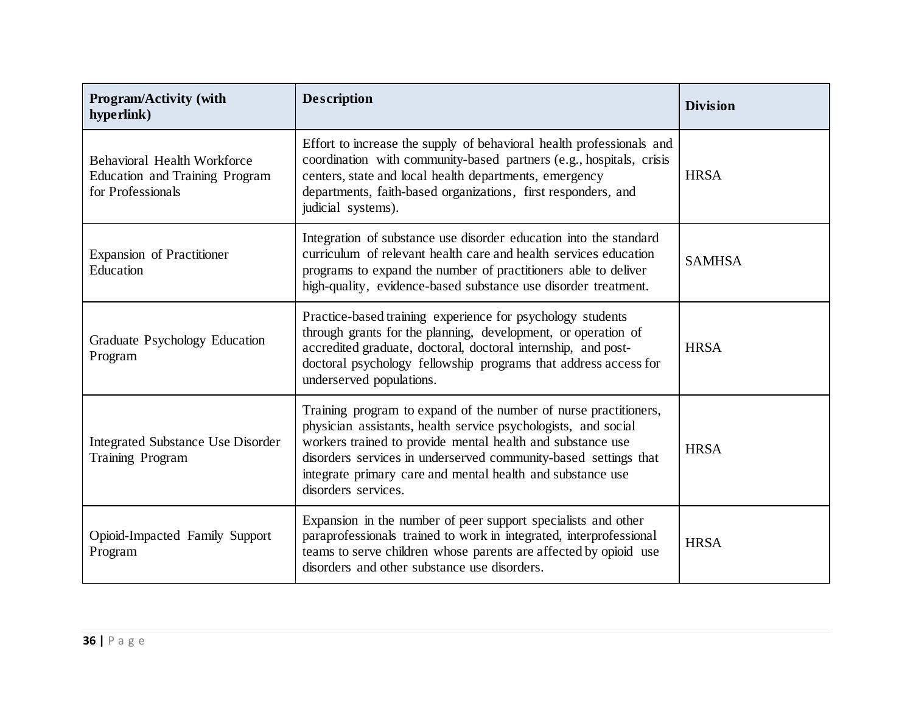| Program/Activity (with hyperlink) | Description | Division |
| --- | --- | --- |
| Behavioral Health Workforce Education and Training Program for Professionals | Effort to increase the supply of behavioral health professionals and coordination with community-based partners (e.g., hospitals, crisis centers, state and local health departments, emergency departments, faith-based organizations, first responders, and judicial systems). | HRSA |
| Expansion of Practitioner Education | Integration of substance use disorder education into the standard curriculum of relevant health care and health services education programs to expand the number of practitioners able to deliver high-quality, evidence-based substance use disorder treatment. | SAMHSA |
| Graduate Psychology Education Program | Practice-based training experience for psychology students through grants for the planning, development, or operation of accredited graduate, doctoral, doctoral internship, and post-doctoral psychology fellowship programs that address access for underserved populations. | HRSA |
| Integrated Substance Use Disorder Training Program | Training program to expand of the number of nurse practitioners, physician assistants, health service psychologists, and social workers trained to provide mental health and substance use disorders services in underserved community-based settings that integrate primary care and mental health and substance use disorders services. | HRSA |
| Opioid-Impacted Family Support Program | Expansion in the number of peer support specialists and other paraprofessionals trained to work in integrated, interprofessional teams to serve children whose parents are affected by opioid use disorders and other substance use disorders. | HRSA |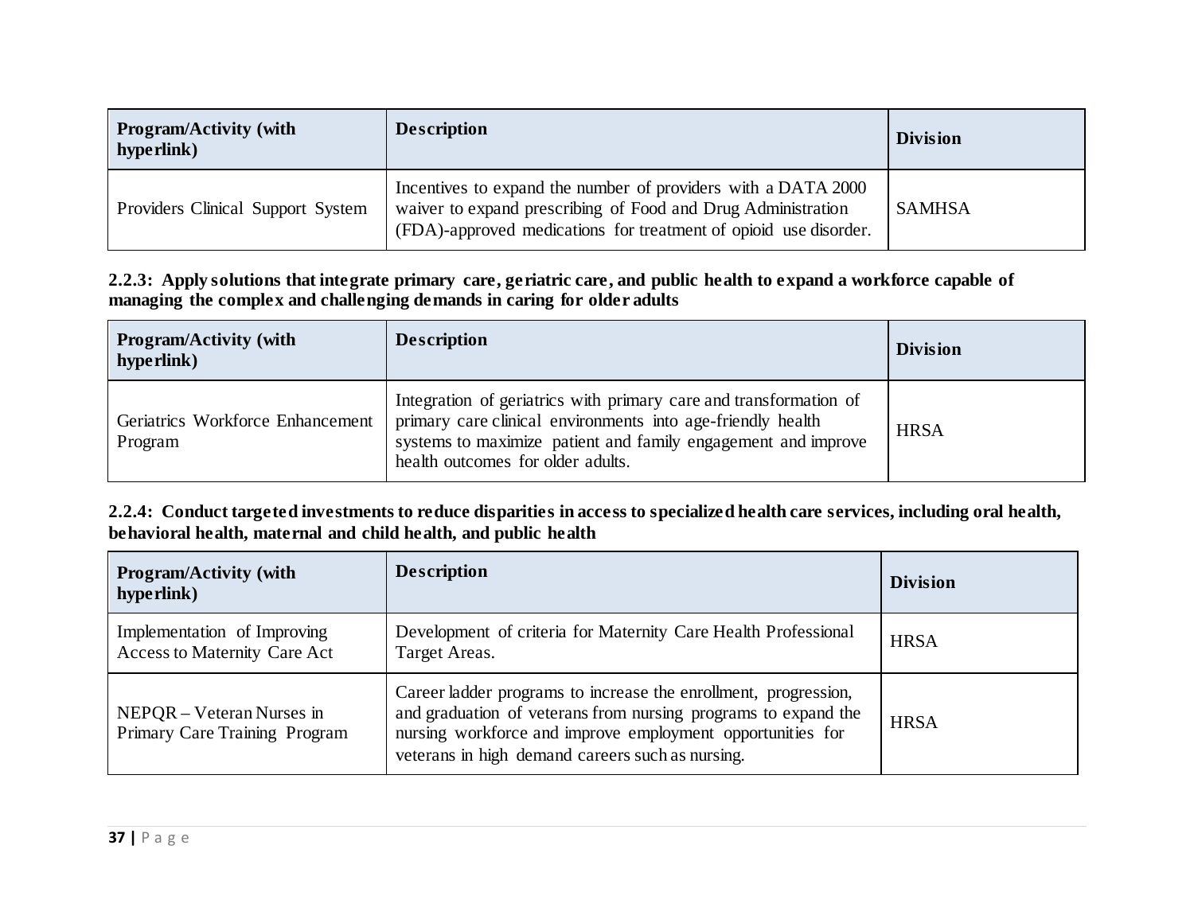| Program/Activity (with hyperlink) | Description | Division |
|---|---|---|
| Providers Clinical Support System | Incentives to expand the number of providers with a DATA 2000 waiver to expand prescribing of Food and Drug Administration (FDA)-approved medications for treatment of opioid use disorder. | SAMHSA |

**2.2.3: Apply solutions that integrate primary care, geriatric care, and public health to expand a workforce capable of managing the complex and challenging demands in caring for older adults**

| Program/Activity (with hyperlink) | Description | Division |
|---|---|---|
| Geriatrics Workforce Enhancement Program | Integration of geriatrics with primary care and transformation of primary care clinical environments into age-friendly health systems to maximize patient and family engagement and improve health outcomes for older adults. | HRSA |

**2.2.4: Conduct targeted investments to reduce disparities in access to specialized health care services, including oral health, behavioral health, maternal and child health, and public health**

| Program/Activity (with hyperlink) | Description | Division |
|---|---|---|
| Implementation of Improving Access to Maternity Care Act | Development of criteria for Maternity Care Health Professional Target Areas. | HRSA |
| NEPQR – Veteran Nurses in Primary Care Training Program | Career ladder programs to increase the enrollment, progression, and graduation of veterans from nursing programs to expand the nursing workforce and improve employment opportunities for veterans in high demand careers such as nursing. | HRSA |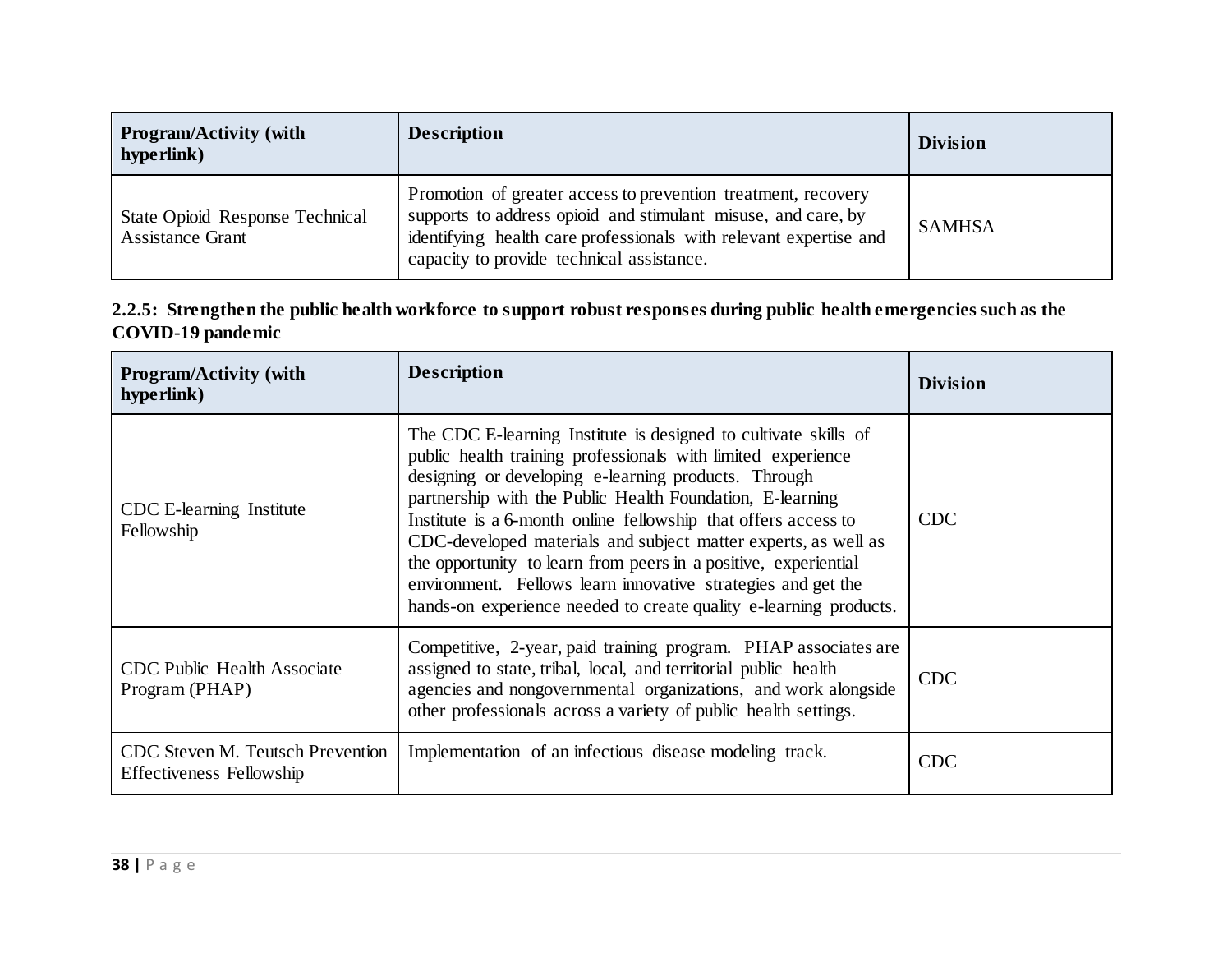| Program/Activity (with hyperlink) | Description | Division |
| --- | --- | --- |
| State Opioid Response Technical Assistance Grant | Promotion of greater access to prevention treatment, recovery supports to address opioid and stimulant misuse, and care, by identifying health care professionals with relevant expertise and capacity to provide technical assistance. | SAMHSA |

**2.2.5: Strengthen the public health workforce to support robust responses during public health emergencies such as the COVID-19 pandemic**

| Program/Activity (with hyperlink) | Description | Division |
| --- | --- | --- |
| CDC E-learning Institute Fellowship | The CDC E-learning Institute is designed to cultivate skills of public health training professionals with limited experience designing or developing e-learning products. Through partnership with the Public Health Foundation, E-learning Institute is a 6-month online fellowship that offers access to CDC-developed materials and subject matter experts, as well as the opportunity to learn from peers in a positive, experiential environment. Fellows learn innovative strategies and get the hands-on experience needed to create quality e-learning products. | CDC |
| CDC Public Health Associate Program (PHAP) | Competitive, 2-year, paid training program. PHAP associates are assigned to state, tribal, local, and territorial public health agencies and nongovernmental organizations, and work alongside other professionals across a variety of public health settings. | CDC |
| CDC Steven M. Teutsch Prevention Effectiveness Fellowship | Implementation of an infectious disease modeling track. | CDC |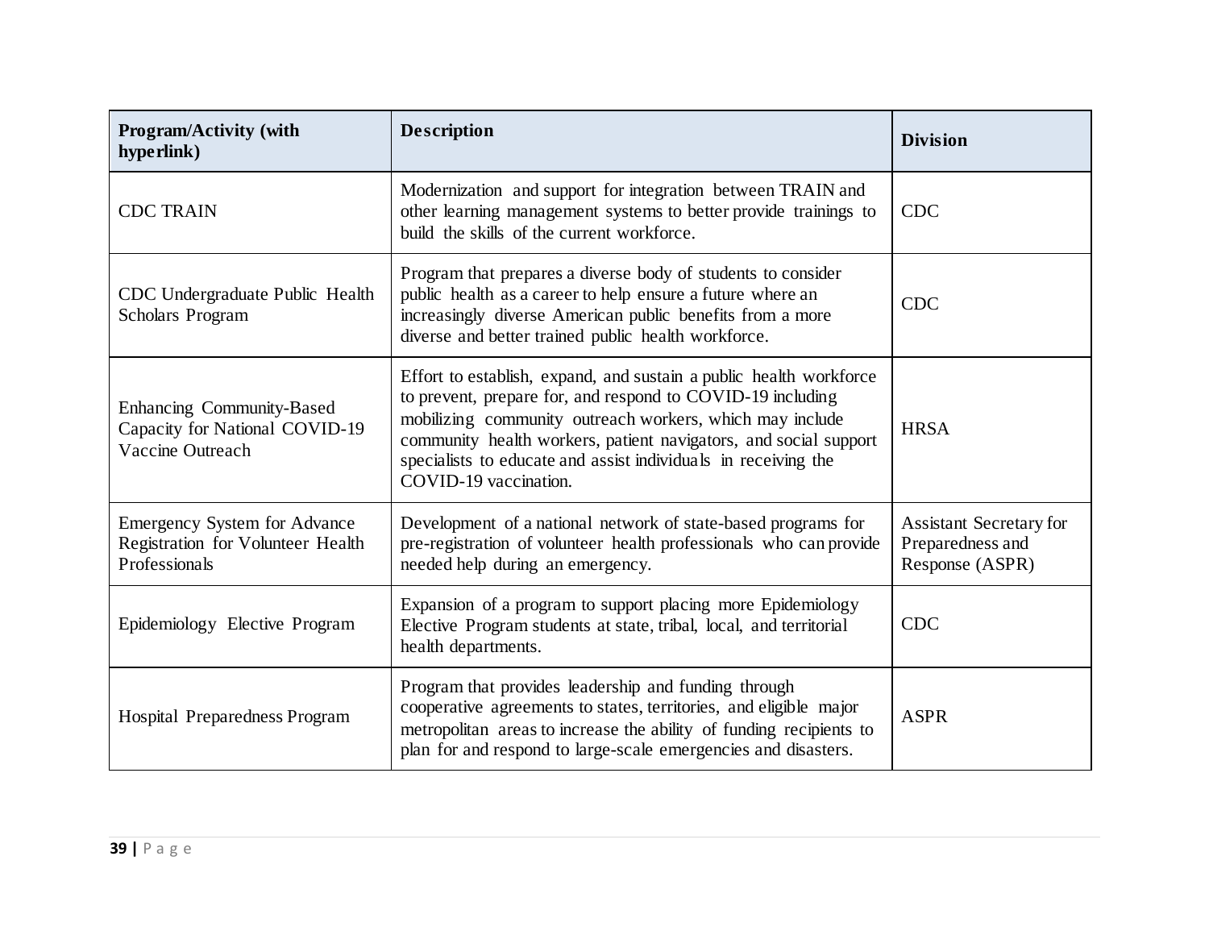| Program/Activity (with hyperlink) | Description | Division |
| --- | --- | --- |
| CDC TRAIN | Modernization and support for integration between TRAIN and other learning management systems to better provide trainings to build the skills of the current workforce. | CDC |
| CDC Undergraduate Public Health Scholars Program | Program that prepares a diverse body of students to consider public health as a career to help ensure a future where an increasingly diverse American public benefits from a more diverse and better trained public health workforce. | CDC |
| Enhancing Community-Based Capacity for National COVID-19 Vaccine Outreach | Effort to establish, expand, and sustain a public health workforce to prevent, prepare for, and respond to COVID-19 including mobilizing community outreach workers, which may include community health workers, patient navigators, and social support specialists to educate and assist individuals in receiving the COVID-19 vaccination. | HRSA |
| Emergency System for Advance Registration for Volunteer Health Professionals | Development of a national network of state-based programs for pre-registration of volunteer health professionals who can provide needed help during an emergency. | Assistant Secretary for Preparedness and Response (ASPR) |
| Epidemiology Elective Program | Expansion of a program to support placing more Epidemiology Elective Program students at state, tribal, local, and territorial health departments. | CDC |
| Hospital Preparedness Program | Program that provides leadership and funding through cooperative agreements to states, territories, and eligible major metropolitan areas to increase the ability of funding recipients to plan for and respond to large-scale emergencies and disasters. | ASPR |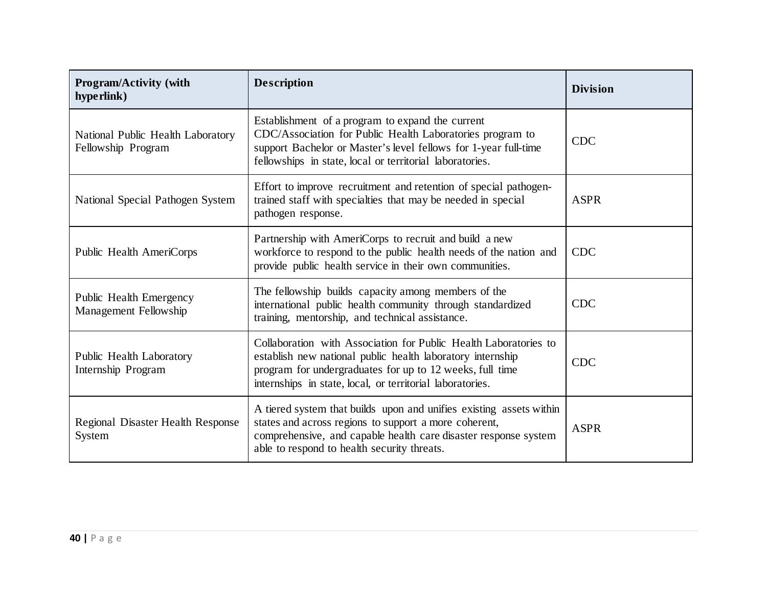| Program/Activity (with hyperlink) | Description | Division |
|---|---|---|
| National Public Health Laboratory Fellowship Program | Establishment of a program to expand the current CDC/Association for Public Health Laboratories program to support Bachelor or Master's level fellows for 1-year full-time fellowships in state, local or territorial laboratories. | CDC |
| National Special Pathogen System | Effort to improve recruitment and retention of special pathogen-trained staff with specialties that may be needed in special pathogen response. | ASPR |
| Public Health AmeriCorps | Partnership with AmeriCorps to recruit and build a new workforce to respond to the public health needs of the nation and provide public health service in their own communities. | CDC |
| Public Health Emergency Management Fellowship | The fellowship builds capacity among members of the international public health community through standardized training, mentorship, and technical assistance. | CDC |
| Public Health Laboratory Internship Program | Collaboration with Association for Public Health Laboratories to establish new national public health laboratory internship program for undergraduates for up to 12 weeks, full time internships in state, local, or territorial laboratories. | CDC |
| Regional Disaster Health Response System | A tiered system that builds upon and unifies existing assets within states and across regions to support a more coherent, comprehensive, and capable health care disaster response system able to respond to health security threats. | ASPR |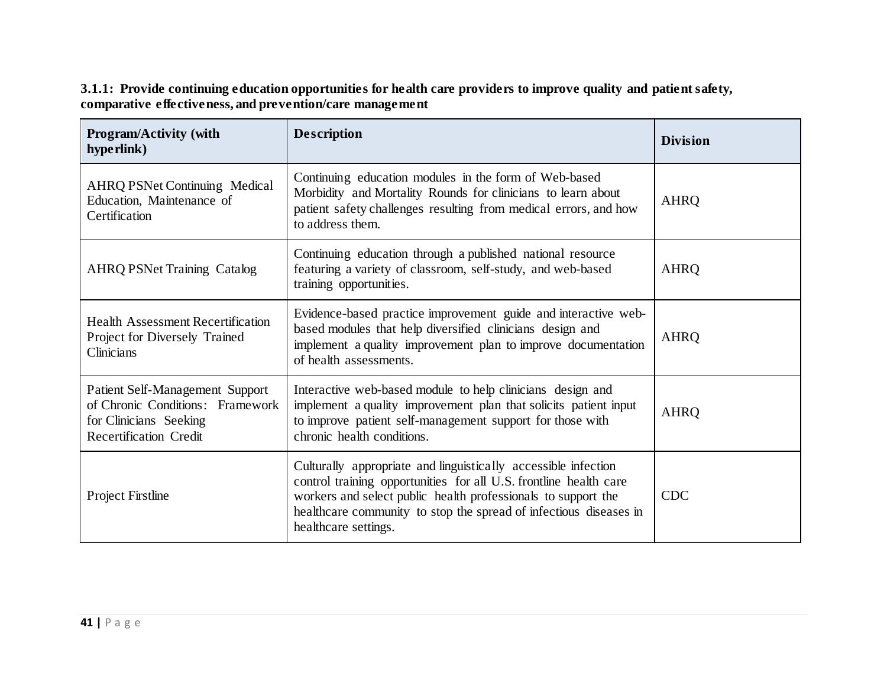**3.1.1: Provide continuing education opportunities for health care providers to improve quality and patient safety, comparative effectiveness, and prevention/care management**

| Program/Activity (with hyperlink) | Description | Division |
|---|---|---|
| AHRQ PSNet Continuing Medical Education, Maintenance of Certification | Continuing education modules in the form of Web-based Morbidity and Mortality Rounds for clinicians to learn about patient safety challenges resulting from medical errors, and how to address them. | AHRQ |
| AHRQ PSNet Training Catalog | Continuing education through a published national resource featuring a variety of classroom, self-study, and web-based training opportunities. | AHRQ |
| Health Assessment Recertification Project for Diversely Trained Clinicians | Evidence-based practice improvement guide and interactive web-based modules that help diversified clinicians design and implement a quality improvement plan to improve documentation of health assessments. | AHRQ |
| Patient Self-Management Support of Chronic Conditions: Framework for Clinicians Seeking Recertification Credit | Interactive web-based module to help clinicians design and implement a quality improvement plan that solicits patient input to improve patient self-management support for those with chronic health conditions. | AHRQ |
| Project Firstline | Culturally appropriate and linguistically accessible infection control training opportunities for all U.S. frontline health care workers and select public health professionals to support the healthcare community to stop the spread of infectious diseases in healthcare settings. | CDC |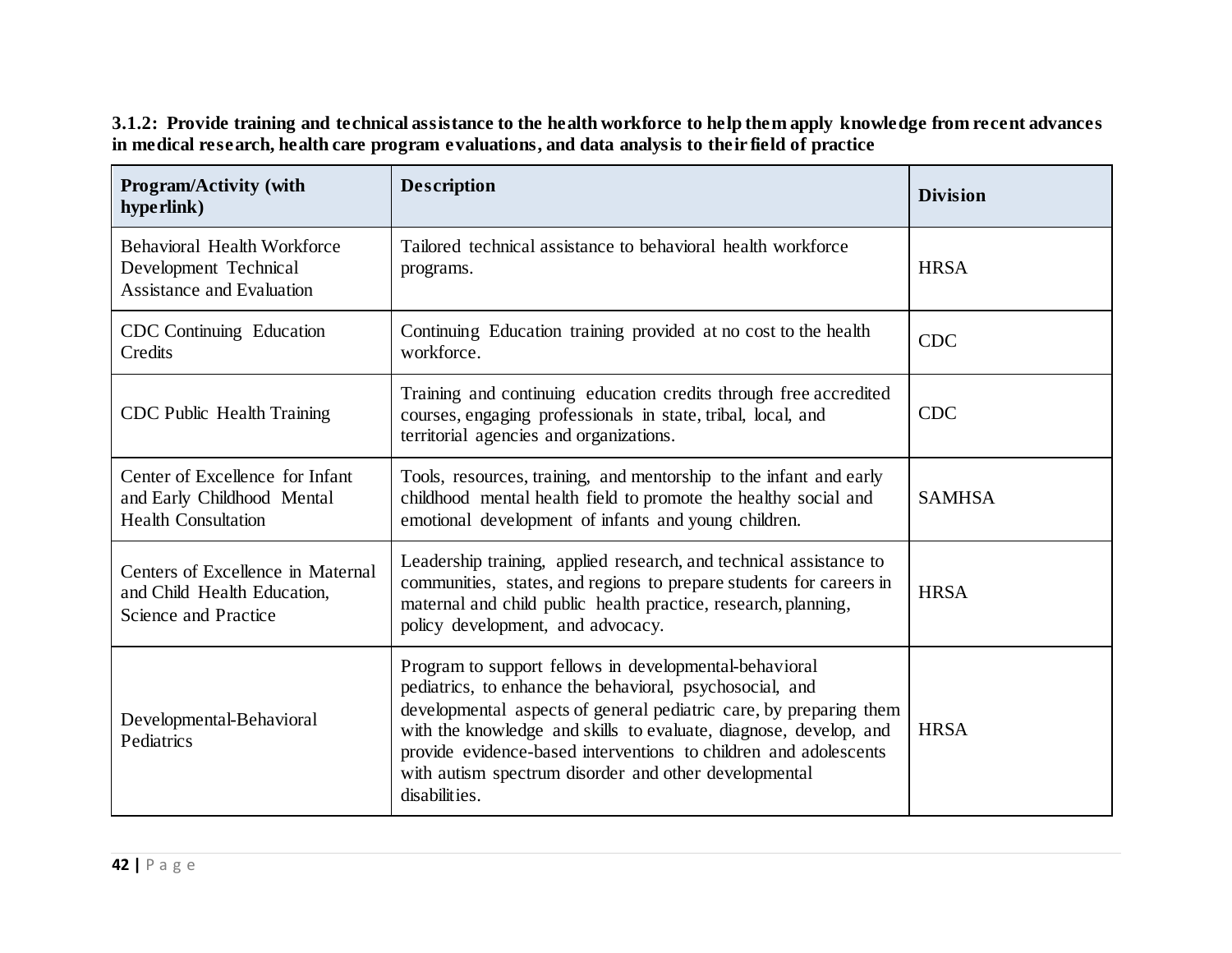**3.1.2: Provide training and technical assistance to the health workforce to help them apply knowledge from recent advances in medical research, health care program evaluations, and data analysis to their field of practice**

| Program/Activity (with hyperlink) | Description | Division |
|---|---|---|
| Behavioral Health Workforce Development Technical Assistance and Evaluation | Tailored technical assistance to behavioral health workforce programs. | HRSA |
| CDC Continuing Education Credits | Continuing Education training provided at no cost to the health workforce. | CDC |
| CDC Public Health Training | Training and continuing education credits through free accredited courses, engaging professionals in state, tribal, local, and territorial agencies and organizations. | CDC |
| Center of Excellence for Infant and Early Childhood Mental Health Consultation | Tools, resources, training, and mentorship to the infant and early childhood mental health field to promote the healthy social and emotional development of infants and young children. | SAMHSA |
| Centers of Excellence in Maternal and Child Health Education, Science and Practice | Leadership training, applied research, and technical assistance to communities, states, and regions to prepare students for careers in maternal and child public health practice, research, planning, policy development, and advocacy. | HRSA |
| Developmental-Behavioral Pediatrics | Program to support fellows in developmental-behavioral pediatrics, to enhance the behavioral, psychosocial, and developmental aspects of general pediatric care, by preparing them with the knowledge and skills to evaluate, diagnose, develop, and provide evidence-based interventions to children and adolescents with autism spectrum disorder and other developmental disabilities. | HRSA |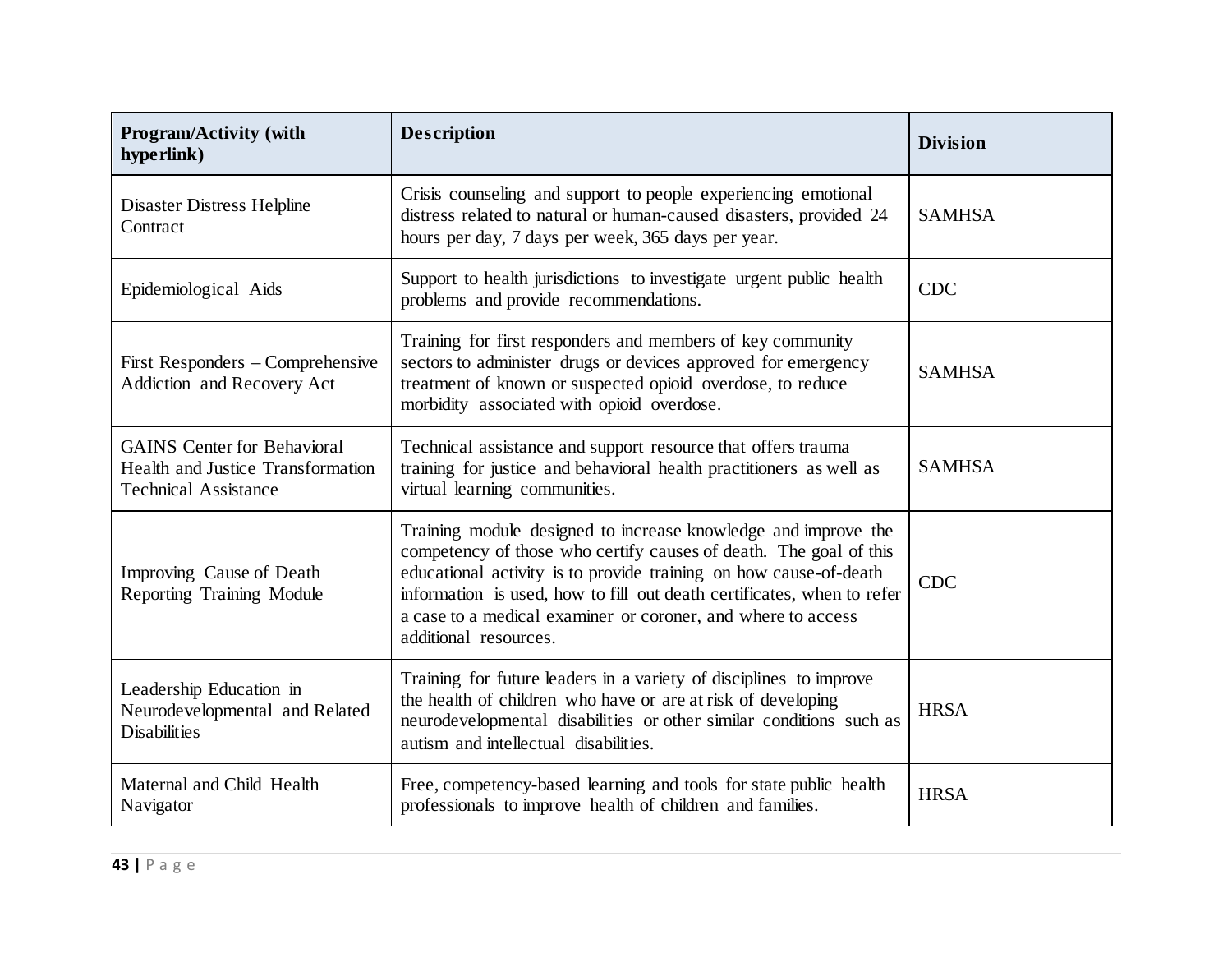| Program/Activity (with hyperlink) | Description | Division |
| --- | --- | --- |
| Disaster Distress Helpline Contract | Crisis counseling and support to people experiencing emotional distress related to natural or human-caused disasters, provided 24 hours per day, 7 days per week, 365 days per year. | SAMHSA |
| Epidemiological Aids | Support to health jurisdictions to investigate urgent public health problems and provide recommendations. | CDC |
| First Responders – Comprehensive Addiction and Recovery Act | Training for first responders and members of key community sectors to administer drugs or devices approved for emergency treatment of known or suspected opioid overdose, to reduce morbidity associated with opioid overdose. | SAMHSA |
| GAINS Center for Behavioral Health and Justice Transformation Technical Assistance | Technical assistance and support resource that offers trauma training for justice and behavioral health practitioners as well as virtual learning communities. | SAMHSA |
| Improving Cause of Death Reporting Training Module | Training module designed to increase knowledge and improve the competency of those who certify causes of death. The goal of this educational activity is to provide training on how cause-of-death information is used, how to fill out death certificates, when to refer a case to a medical examiner or coroner, and where to access additional resources. | CDC |
| Leadership Education in Neurodevelopmental and Related Disabilities | Training for future leaders in a variety of disciplines to improve the health of children who have or are at risk of developing neurodevelopmental disabilities or other similar conditions such as autism and intellectual disabilities. | HRSA |
| Maternal and Child Health Navigator | Free, competency-based learning and tools for state public health professionals to improve health of children and families. | HRSA |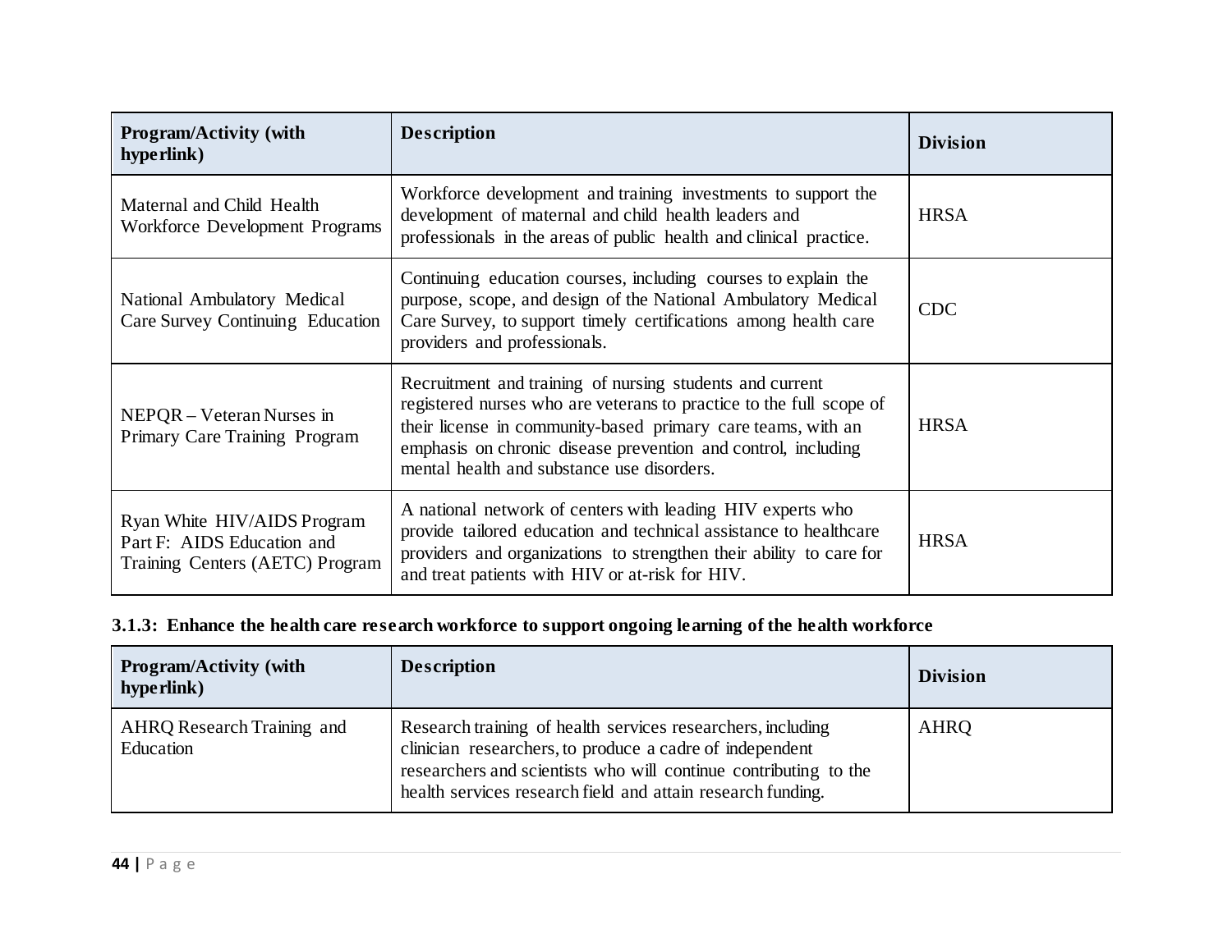| Program/Activity (with hyperlink) | Description | Division |
|---|---|---|
| Maternal and Child Health Workforce Development Programs | Workforce development and training investments to support the development of maternal and child health leaders and professionals in the areas of public health and clinical practice. | HRSA |
| National Ambulatory Medical Care Survey Continuing Education | Continuing education courses, including courses to explain the purpose, scope, and design of the National Ambulatory Medical Care Survey, to support timely certifications among health care providers and professionals. | CDC |
| NEPQR – Veteran Nurses in Primary Care Training Program | Recruitment and training of nursing students and current registered nurses who are veterans to practice to the full scope of their license in community-based primary care teams, with an emphasis on chronic disease prevention and control, including mental health and substance use disorders. | HRSA |
| Ryan White HIV/AIDS Program Part F: AIDS Education and Training Centers (AETC) Program | A national network of centers with leading HIV experts who provide tailored education and technical assistance to healthcare providers and organizations to strengthen their ability to care for and treat patients with HIV or at-risk for HIV. | HRSA |

**3.1.3: Enhance the health care research workforce to support ongoing learning of the health workforce**

| Program/Activity (with hyperlink) | Description | Division |
|---|---|---|
| AHRQ Research Training and Education | Research training of health services researchers, including clinician researchers, to produce a cadre of independent researchers and scientists who will continue contributing to the health services research field and attain research funding. | AHRQ |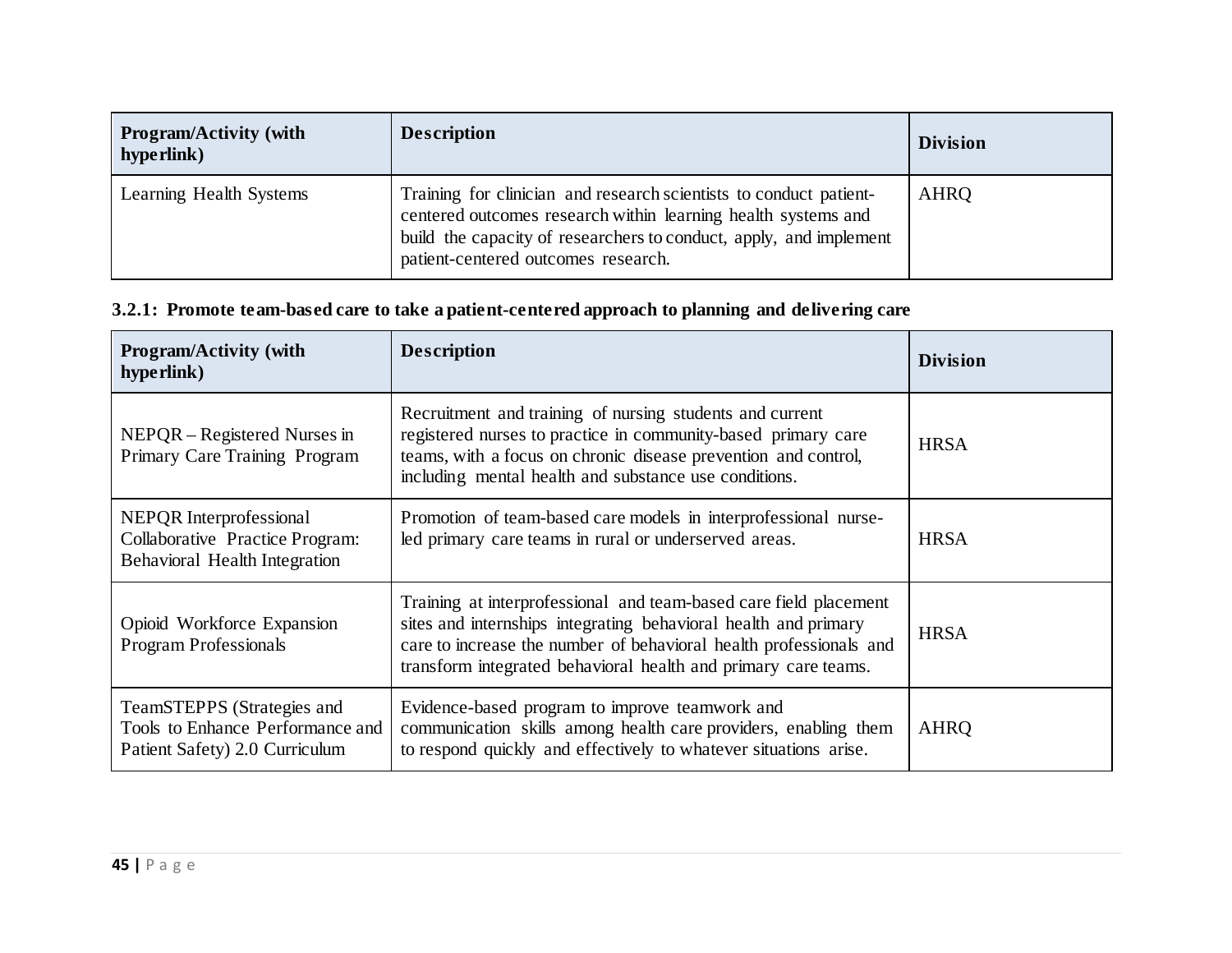| Program/Activity (with hyperlink) | Description | Division |
|---|---|---|
| Learning Health Systems | Training for clinician and research scientists to conduct patient-centered outcomes research within learning health systems and build the capacity of researchers to conduct, apply, and implement patient-centered outcomes research. | AHRQ |

**3.2.1: Promote team-based care to take a patient-centered approach to planning and delivering care**

| Program/Activity (with hyperlink) | Description | Division |
|---|---|---|
| NEPQR – Registered Nurses in Primary Care Training Program | Recruitment and training of nursing students and current registered nurses to practice in community-based primary care teams, with a focus on chronic disease prevention and control, including mental health and substance use conditions. | HRSA |
| NEPQR Interprofessional Collaborative Practice Program: Behavioral Health Integration | Promotion of team-based care models in interprofessional nurse-led primary care teams in rural or underserved areas. | HRSA |
| Opioid Workforce Expansion Program Professionals | Training at interprofessional and team-based care field placement sites and internships integrating behavioral health and primary care to increase the number of behavioral health professionals and transform integrated behavioral health and primary care teams. | HRSA |
| TeamSTEPPS (Strategies and Tools to Enhance Performance and Patient Safety) 2.0 Curriculum | Evidence-based program to improve teamwork and communication skills among health care providers, enabling them to respond quickly and effectively to whatever situations arise. | AHRQ |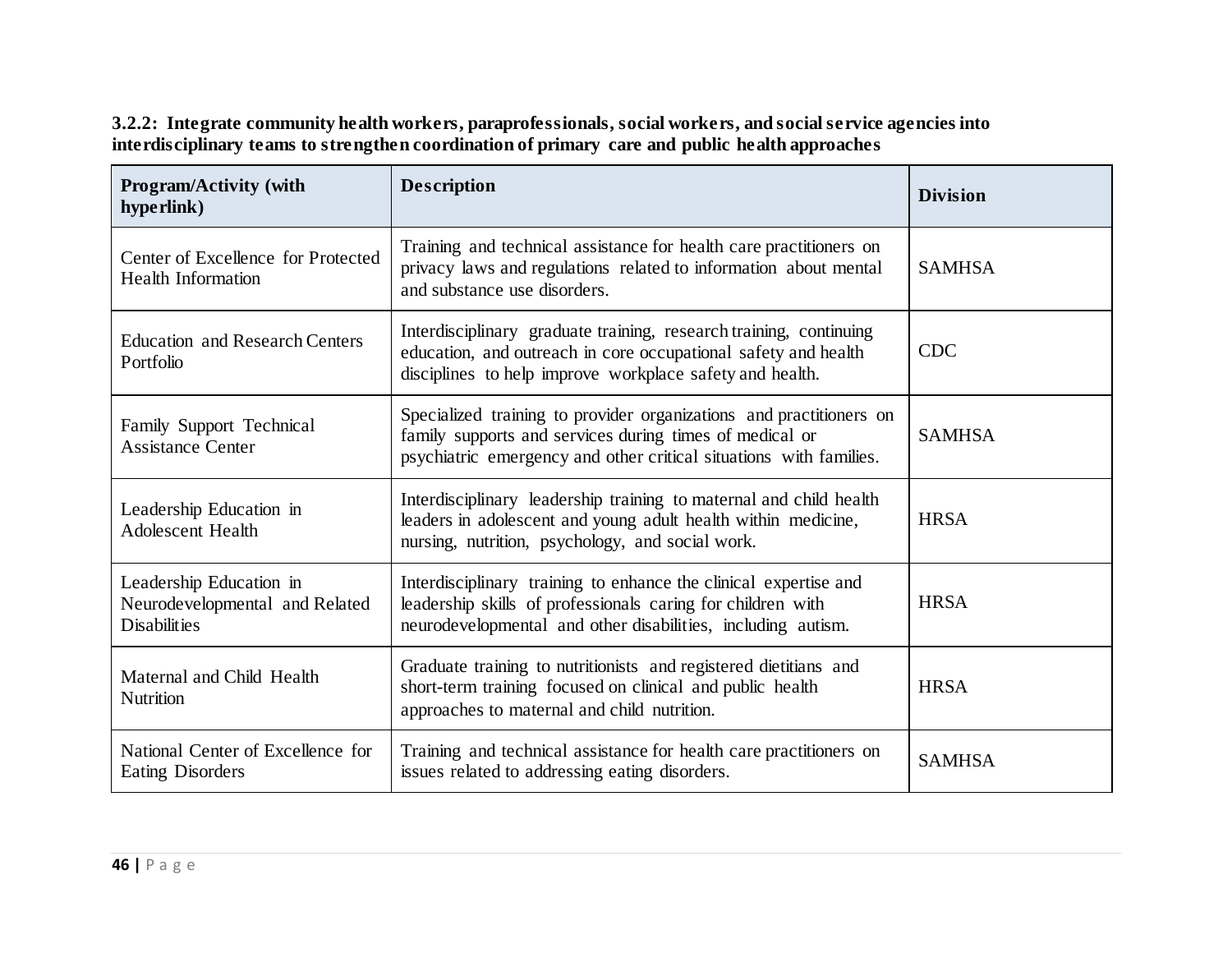**3.2.2: Integrate community health workers, paraprofessionals, social workers, and social service agencies into interdisciplinary teams to strengthen coordination of primary care and public health approaches**

| Program/Activity (with hyperlink) | Description | Division |
|---|---|---|
| Center of Excellence for Protected Health Information | Training and technical assistance for health care practitioners on privacy laws and regulations related to information about mental and substance use disorders. | SAMHSA |
| Education and Research Centers Portfolio | Interdisciplinary graduate training, research training, continuing education, and outreach in core occupational safety and health disciplines to help improve workplace safety and health. | CDC |
| Family Support Technical Assistance Center | Specialized training to provider organizations and practitioners on family supports and services during times of medical or psychiatric emergency and other critical situations with families. | SAMHSA |
| Leadership Education in Adolescent Health | Interdisciplinary leadership training to maternal and child health leaders in adolescent and young adult health within medicine, nursing, nutrition, psychology, and social work. | HRSA |
| Leadership Education in Neurodevelopmental and Related Disabilities | Interdisciplinary training to enhance the clinical expertise and leadership skills of professionals caring for children with neurodevelopmental and other disabilities, including autism. | HRSA |
| Maternal and Child Health Nutrition | Graduate training to nutritionists and registered dietitians and short-term training focused on clinical and public health approaches to maternal and child nutrition. | HRSA |
| National Center of Excellence for Eating Disorders | Training and technical assistance for health care practitioners on issues related to addressing eating disorders. | SAMHSA |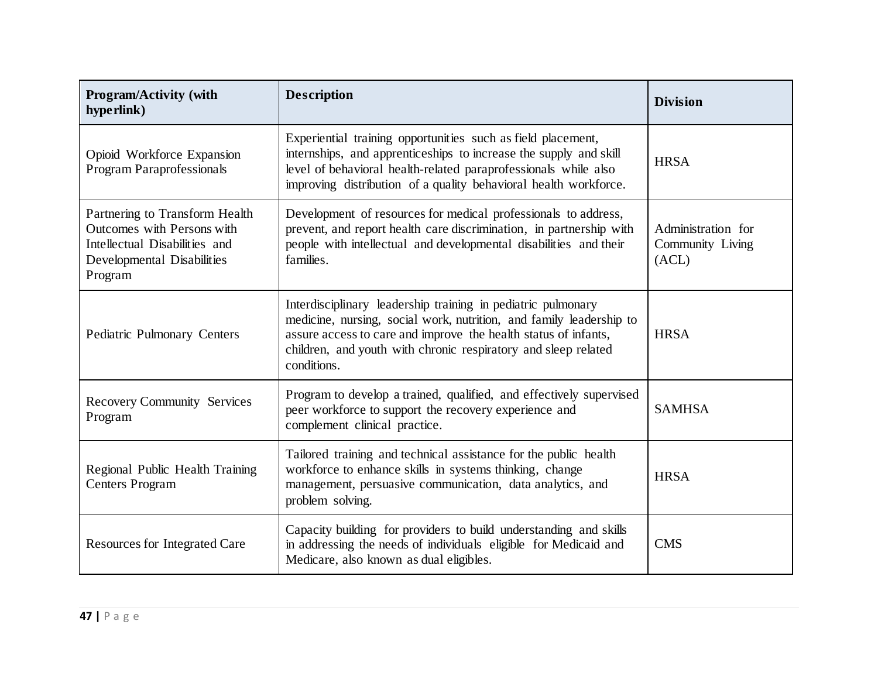| Program/Activity (with hyperlink) | Description | Division |
| --- | --- | --- |
| Opioid Workforce Expansion Program Paraprofessionals | Experiential training opportunities such as field placement, internships, and apprenticeships to increase the supply and skill level of behavioral health-related paraprofessionals while also improving distribution of a quality behavioral health workforce. | HRSA |
| Partnering to Transform Health Outcomes with Persons with Intellectual Disabilities and Developmental Disabilities Program | Development of resources for medical professionals to address, prevent, and report health care discrimination, in partnership with people with intellectual and developmental disabilities and their families. | Administration for Community Living (ACL) |
| Pediatric Pulmonary Centers | Interdisciplinary leadership training in pediatric pulmonary medicine, nursing, social work, nutrition, and family leadership to assure access to care and improve the health status of infants, children, and youth with chronic respiratory and sleep related conditions. | HRSA |
| Recovery Community Services Program | Program to develop a trained, qualified, and effectively supervised peer workforce to support the recovery experience and complement clinical practice. | SAMHSA |
| Regional Public Health Training Centers Program | Tailored training and technical assistance for the public health workforce to enhance skills in systems thinking, change management, persuasive communication, data analytics, and problem solving. | HRSA |
| Resources for Integrated Care | Capacity building for providers to build understanding and skills in addressing the needs of individuals eligible for Medicaid and Medicare, also known as dual eligibles. | CMS |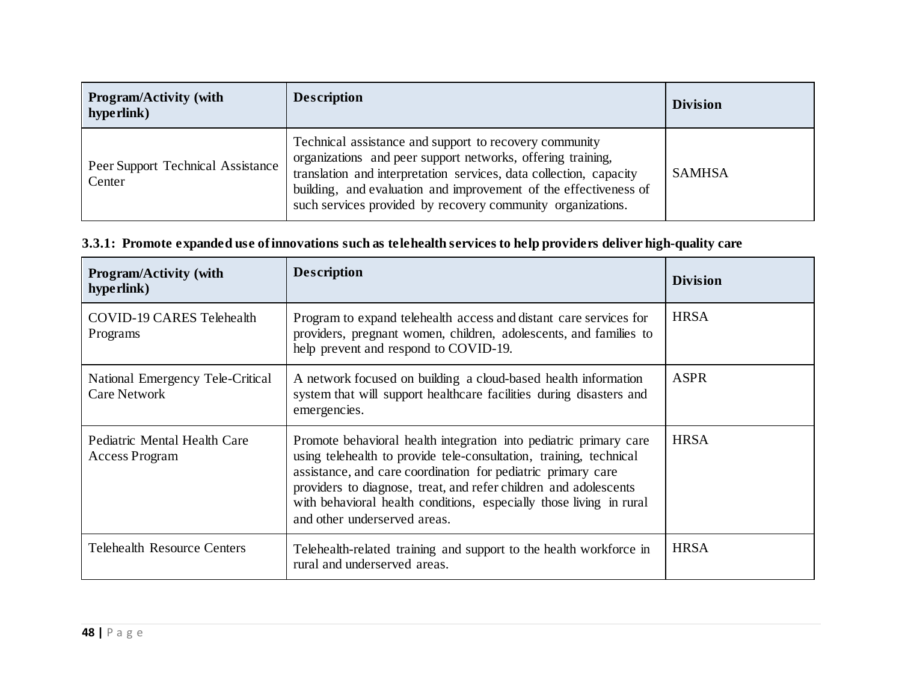| Program/Activity (with hyperlink) | Description | Division |
|---|---|---|
| Peer Support Technical Assistance Center | Technical assistance and support to recovery community organizations and peer support networks, offering training, translation and interpretation services, data collection, capacity building, and evaluation and improvement of the effectiveness of such services provided by recovery community organizations. | SAMHSA |

**3.3.1: Promote expanded use of innovations such as telehealth services to help providers deliver high-quality care**

| Program/Activity (with hyperlink) | Description | Division |
|---|---|---|
| COVID-19 CARES Telehealth Programs | Program to expand telehealth access and distant care services for providers, pregnant women, children, adolescents, and families to help prevent and respond to COVID-19. | HRSA |
| National Emergency Tele-Critical Care Network | A network focused on building a cloud-based health information system that will support healthcare facilities during disasters and emergencies. | ASPR |
| Pediatric Mental Health Care Access Program | Promote behavioral health integration into pediatric primary care using telehealth to provide tele-consultation, training, technical assistance, and care coordination for pediatric primary care providers to diagnose, treat, and refer children and adolescents with behavioral health conditions, especially those living in rural and other underserved areas. | HRSA |
| Telehealth Resource Centers | Telehealth-related training and support to the health workforce in rural and underserved areas. | HRSA |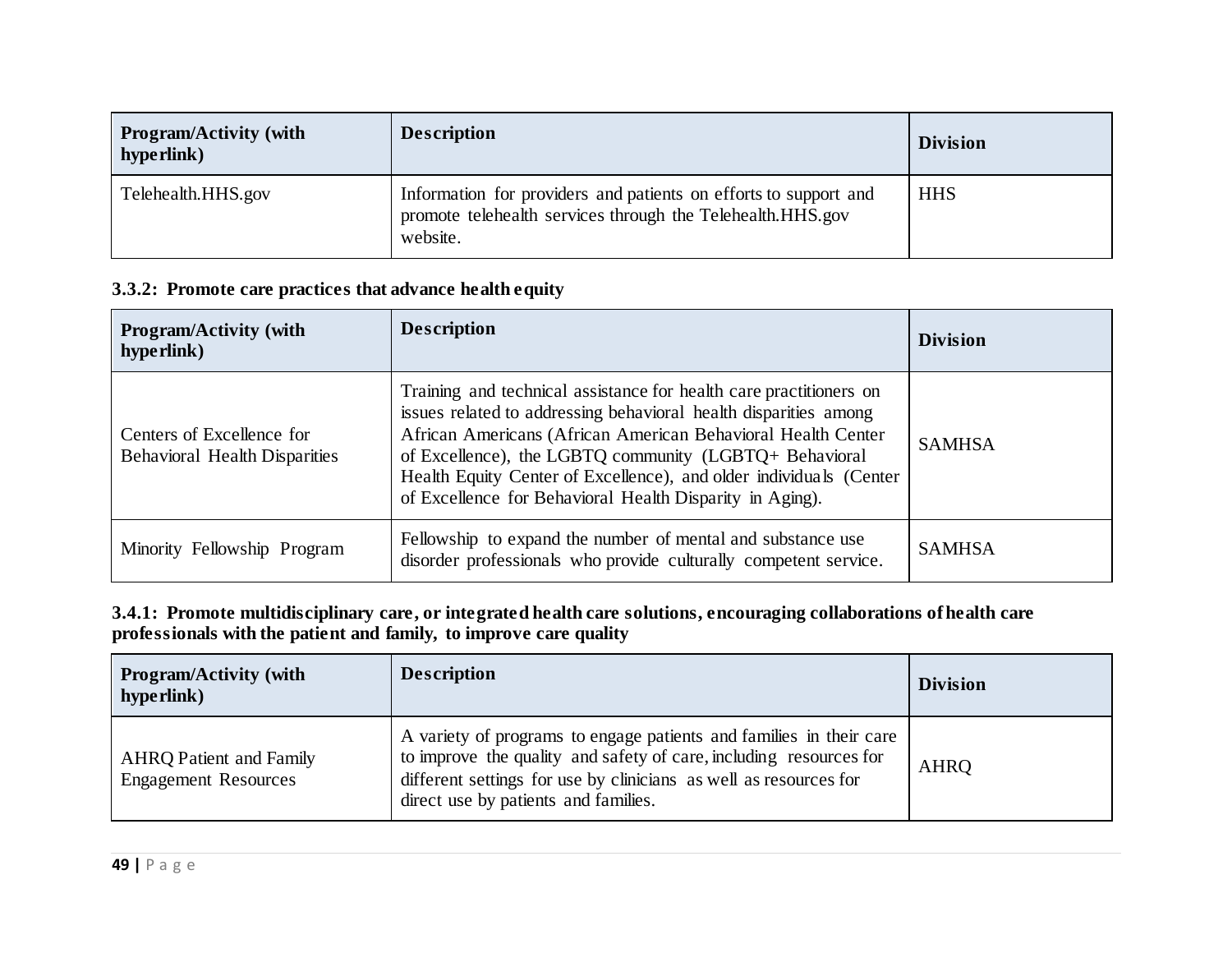| Program/Activity (with hyperlink) | Description | Division |
| --- | --- | --- |
| Telehealth.HHS.gov | Information for providers and patients on efforts to support and promote telehealth services through the Telehealth.HHS.gov website. | HHS |

**3.3.2: Promote care practices that advance health equity**

| Program/Activity (with hyperlink) | Description | Division |
| --- | --- | --- |
| Centers of Excellence for Behavioral Health Disparities | Training and technical assistance for health care practitioners on issues related to addressing behavioral health disparities among African Americans (African American Behavioral Health Center of Excellence), the LGBTQ community (LGBTQ+ Behavioral Health Equity Center of Excellence), and older individuals (Center of Excellence for Behavioral Health Disparity in Aging). | SAMHSA |
| Minority Fellowship Program | Fellowship to expand the number of mental and substance use disorder professionals who provide culturally competent service. | SAMHSA |

**3.4.1: Promote multidisciplinary care, or integrated health care solutions, encouraging collaborations of health care professionals with the patient and family, to improve care quality**

| Program/Activity (with hyperlink) | Description | Division |
| --- | --- | --- |
| AHRQ Patient and Family Engagement Resources | A variety of programs to engage patients and families in their care to improve the quality and safety of care, including resources for different settings for use by clinicians as well as resources for direct use by patients and families. | AHRQ |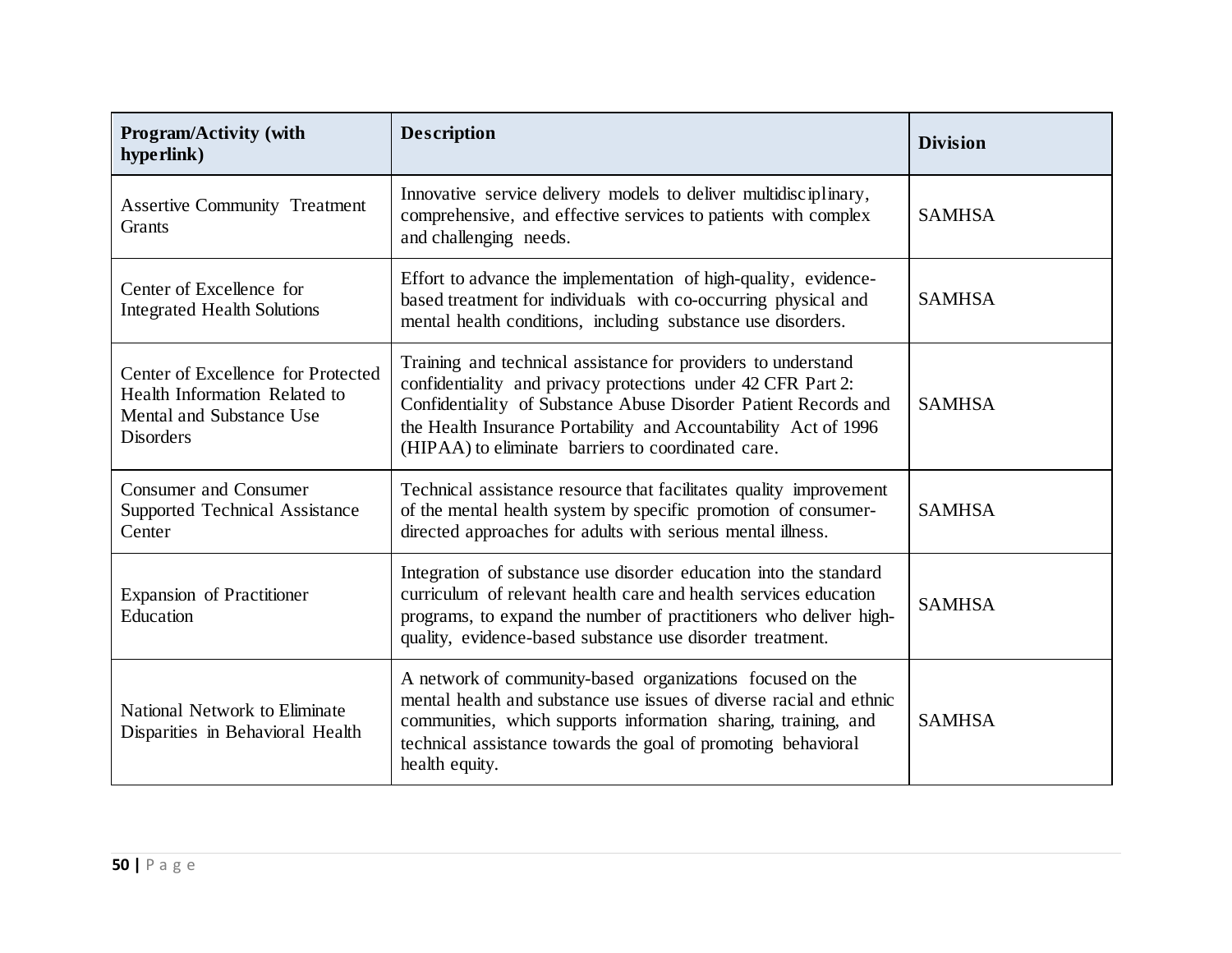| Program/Activity (with hyperlink) | Description | Division |
|---|---|---|
| Assertive Community Treatment Grants | Innovative service delivery models to deliver multidisciplinary, comprehensive, and effective services to patients with complex and challenging needs. | SAMHSA |
| Center of Excellence for Integrated Health Solutions | Effort to advance the implementation of high-quality, evidence-based treatment for individuals with co-occurring physical and mental health conditions, including substance use disorders. | SAMHSA |
| Center of Excellence for Protected Health Information Related to Mental and Substance Use Disorders | Training and technical assistance for providers to understand confidentiality and privacy protections under 42 CFR Part 2: Confidentiality of Substance Abuse Disorder Patient Records and the Health Insurance Portability and Accountability Act of 1996 (HIPAA) to eliminate barriers to coordinated care. | SAMHSA |
| Consumer and Consumer Supported Technical Assistance Center | Technical assistance resource that facilitates quality improvement of the mental health system by specific promotion of consumer-directed approaches for adults with serious mental illness. | SAMHSA |
| Expansion of Practitioner Education | Integration of substance use disorder education into the standard curriculum of relevant health care and health services education programs, to expand the number of practitioners who deliver high-quality, evidence-based substance use disorder treatment. | SAMHSA |
| National Network to Eliminate Disparities in Behavioral Health | A network of community-based organizations focused on the mental health and substance use issues of diverse racial and ethnic communities, which supports information sharing, training, and technical assistance towards the goal of promoting behavioral health equity. | SAMHSA |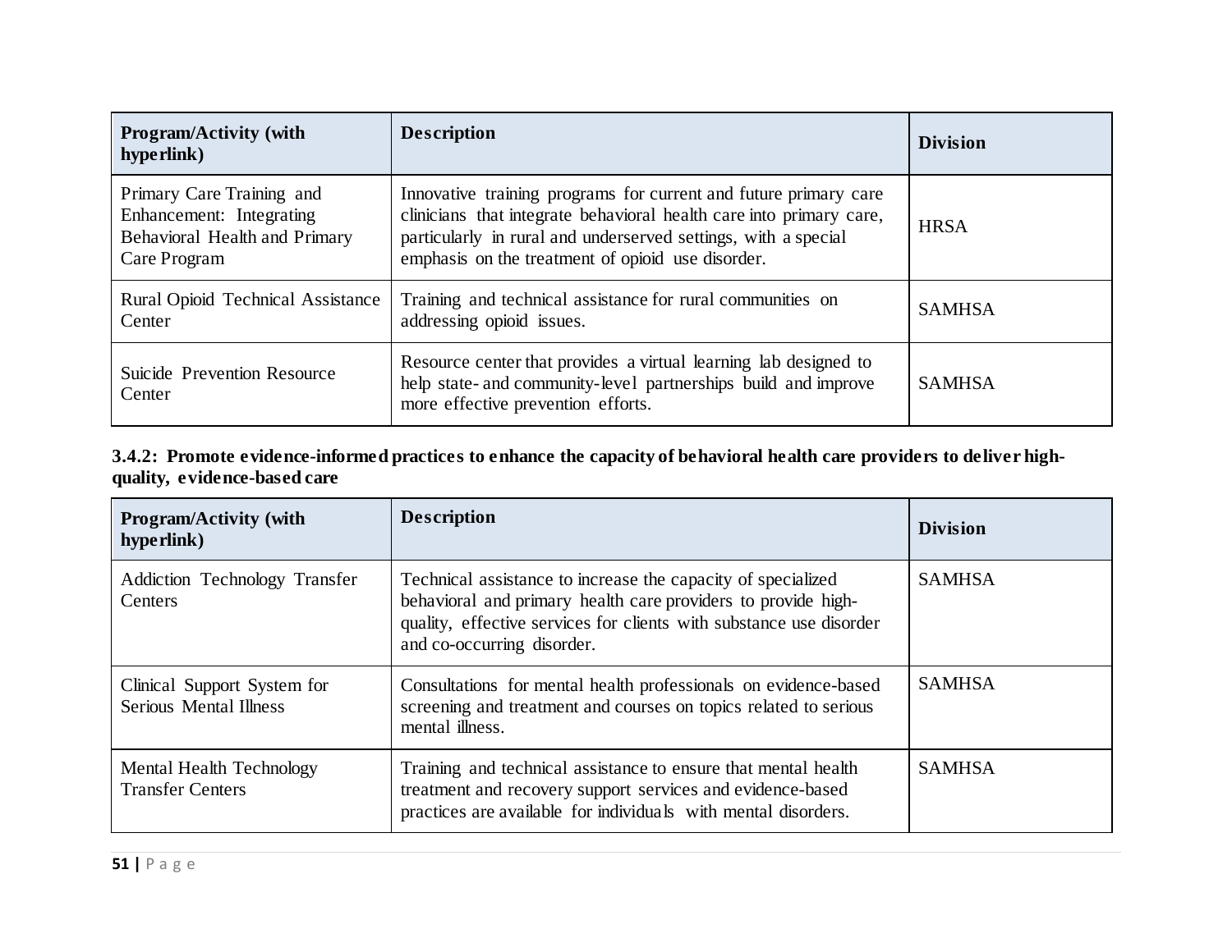| Program/Activity (with hyperlink) | Description | Division |
| --- | --- | --- |
| Primary Care Training and Enhancement: Integrating Behavioral Health and Primary Care Program | Innovative training programs for current and future primary care clinicians that integrate behavioral health care into primary care, particularly in rural and underserved settings, with a special emphasis on the treatment of opioid use disorder. | HRSA |
| Rural Opioid Technical Assistance Center | Training and technical assistance for rural communities on addressing opioid issues. | SAMHSA |
| Suicide Prevention Resource Center | Resource center that provides a virtual learning lab designed to help state- and community-level partnerships build and improve more effective prevention efforts. | SAMHSA |

**3.4.2: Promote evidence-informed practices to enhance the capacity of behavioral health care providers to deliver high-quality, evidence-based care**

| Program/Activity (with hyperlink) | Description | Division |
| --- | --- | --- |
| Addiction Technology Transfer Centers | Technical assistance to increase the capacity of specialized behavioral and primary health care providers to provide high-quality, effective services for clients with substance use disorder and co-occurring disorder. | SAMHSA |
| Clinical Support System for Serious Mental Illness | Consultations for mental health professionals on evidence-based screening and treatment and courses on topics related to serious mental illness. | SAMHSA |
| Mental Health Technology Transfer Centers | Training and technical assistance to ensure that mental health treatment and recovery support services and evidence-based practices are available for individuals with mental disorders. | SAMHSA |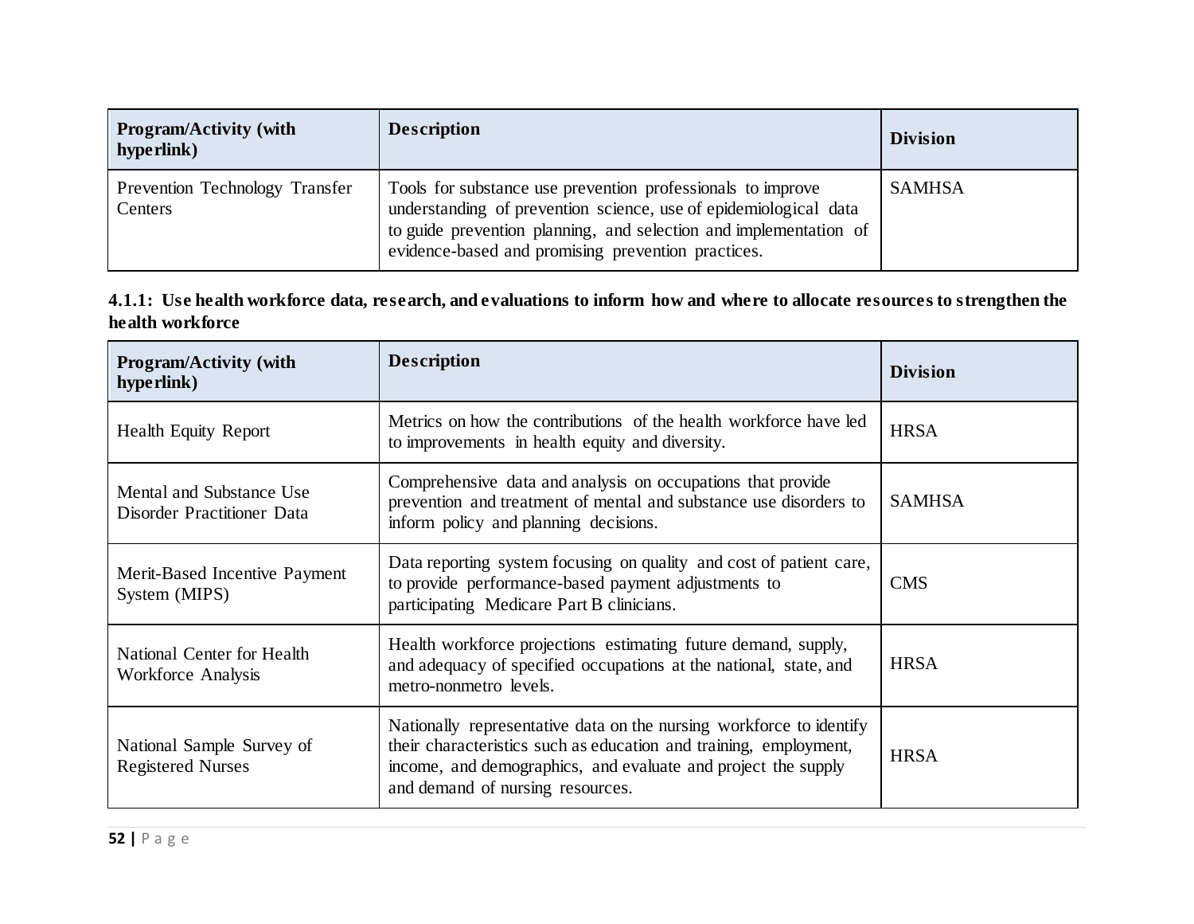| Program/Activity (with hyperlink) | Description | Division |
|---|---|---|
| Prevention Technology Transfer Centers | Tools for substance use prevention professionals to improve understanding of prevention science, use of epidemiological data to guide prevention planning, and selection and implementation of evidence-based and promising prevention practices. | SAMHSA |

**4.1.1: Use health workforce data, research, and evaluations to inform how and where to allocate resources to strengthen the health workforce**

| Program/Activity (with hyperlink) | Description | Division |
|---|---|---|
| Health Equity Report | Metrics on how the contributions of the health workforce have led to improvements in health equity and diversity. | HRSA |
| Mental and Substance Use Disorder Practitioner Data | Comprehensive data and analysis on occupations that provide prevention and treatment of mental and substance use disorders to inform policy and planning decisions. | SAMHSA |
| Merit-Based Incentive Payment System (MIPS) | Data reporting system focusing on quality and cost of patient care, to provide performance-based payment adjustments to participating Medicare Part B clinicians. | CMS |
| National Center for Health Workforce Analysis | Health workforce projections estimating future demand, supply, and adequacy of specified occupations at the national, state, and metro-nonmetro levels. | HRSA |
| National Sample Survey of Registered Nurses | Nationally representative data on the nursing workforce to identify their characteristics such as education and training, employment, income, and demographics, and evaluate and project the supply and demand of nursing resources. | HRSA |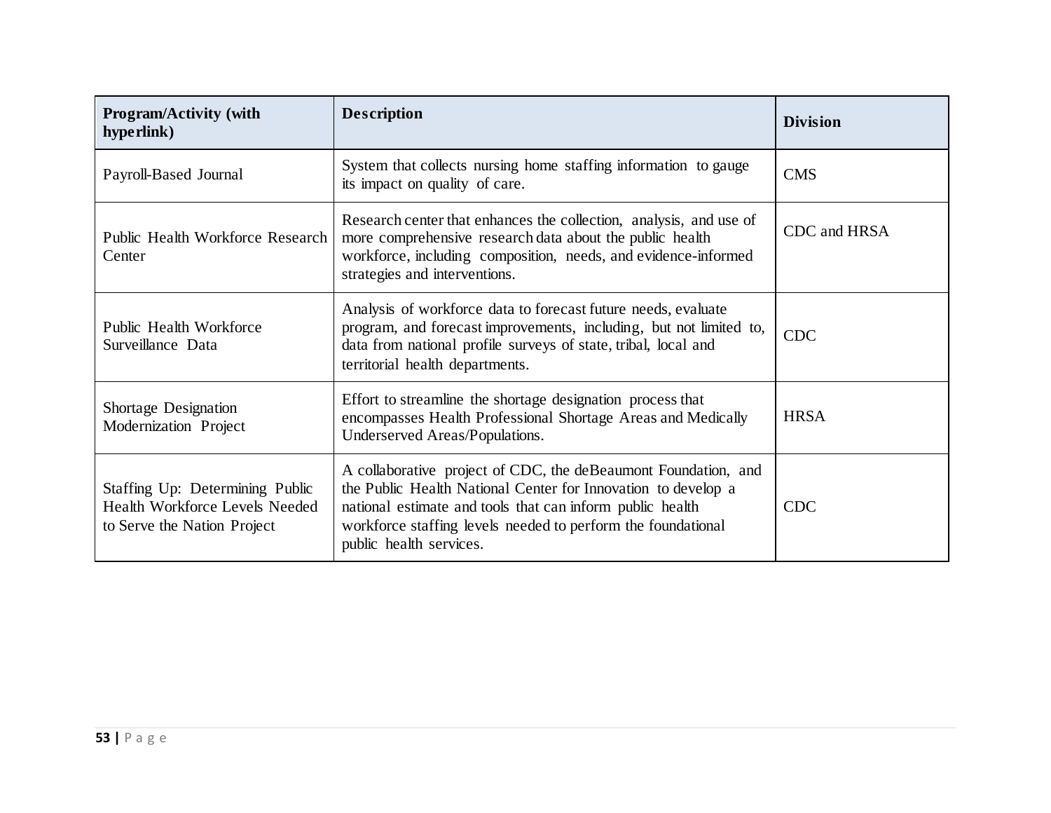| Program/Activity (with hyperlink) | Description | Division |
|---|---|---|
| Payroll-Based Journal | System that collects nursing home staffing information to gauge its impact on quality of care. | CMS |
| Public Health Workforce Research Center | Research center that enhances the collection, analysis, and use of more comprehensive research data about the public health workforce, including composition, needs, and evidence-informed strategies and interventions. | CDC and HRSA |
| Public Health Workforce Surveillance Data | Analysis of workforce data to forecast future needs, evaluate program, and forecast improvements, including, but not limited to, data from national profile surveys of state, tribal, local and territorial health departments. | CDC |
| Shortage Designation Modernization Project | Effort to streamline the shortage designation process that encompasses Health Professional Shortage Areas and Medically Underserved Areas/Populations. | HRSA |
| Staffing Up: Determining Public Health Workforce Levels Needed to Serve the Nation Project | A collaborative project of CDC, the deBeaumont Foundation, and the Public Health National Center for Innovation to develop a national estimate and tools that can inform public health workforce staffing levels needed to perform the foundational public health services. | CDC |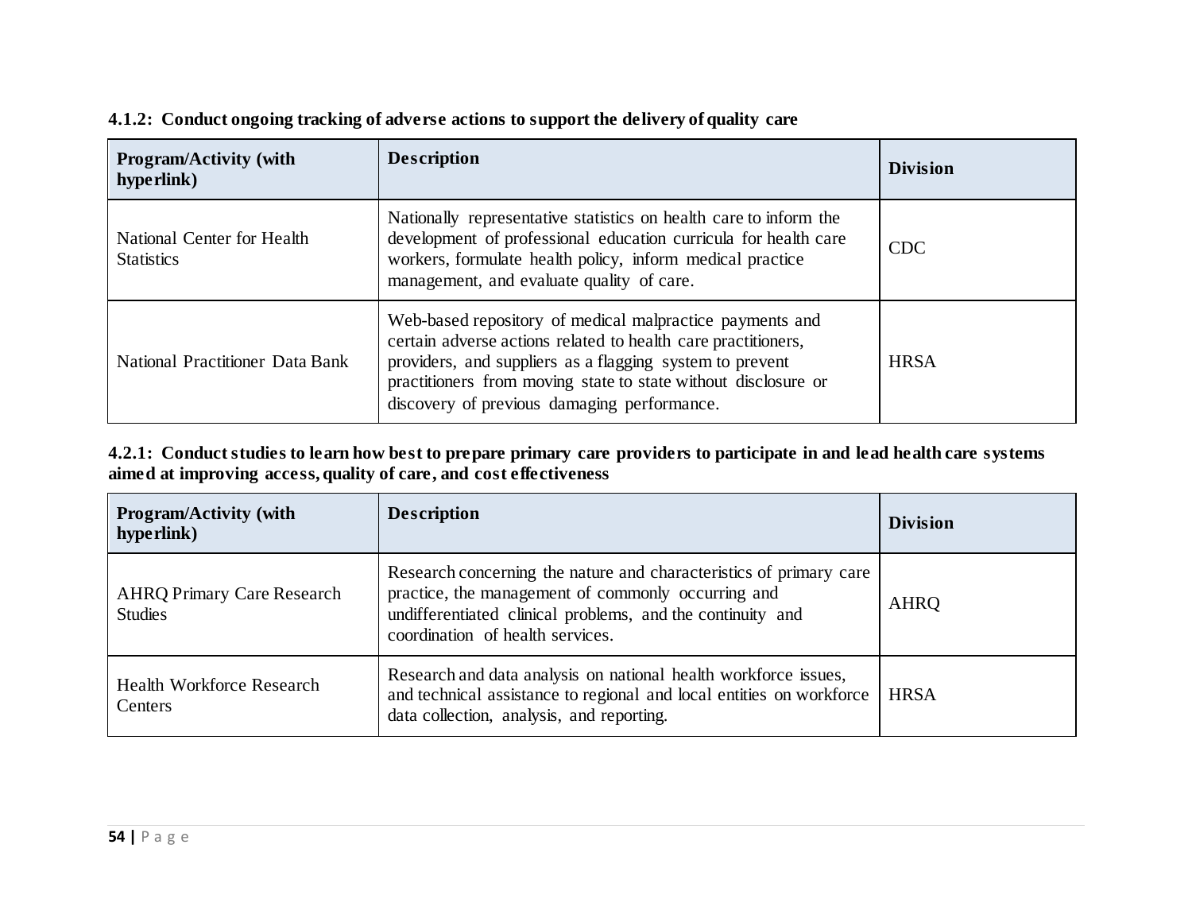**4.1.2: Conduct ongoing tracking of adverse actions to support the delivery of quality care**

| Program/Activity (with hyperlink) | Description | Division |
|---|---|---|
| National Center for Health Statistics | Nationally representative statistics on health care to inform the development of professional education curricula for health care workers, formulate health policy, inform medical practice management, and evaluate quality of care. | CDC |
| National Practitioner Data Bank | Web-based repository of medical malpractice payments and certain adverse actions related to health care practitioners, providers, and suppliers as a flagging system to prevent practitioners from moving state to state without disclosure or discovery of previous damaging performance. | HRSA |

**4.2.1: Conduct studies to learn how best to prepare primary care providers to participate in and lead health care systems aimed at improving access, quality of care, and cost effectiveness**

| Program/Activity (with hyperlink) | Description | Division |
|---|---|---|
| AHRQ Primary Care Research Studies | Research concerning the nature and characteristics of primary care practice, the management of commonly occurring and undifferentiated clinical problems, and the continuity and coordination of health services. | AHRQ |
| Health Workforce Research Centers | Research and data analysis on national health workforce issues, and technical assistance to regional and local entities on workforce data collection, analysis, and reporting. | HRSA |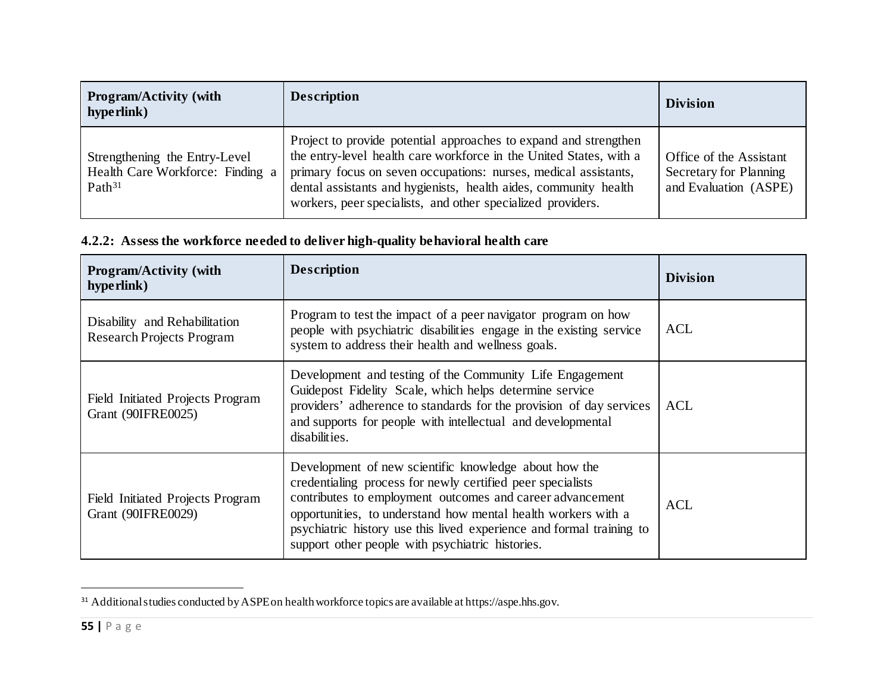| Program/Activity (with hyperlink) | Description | Division |
| --- | --- | --- |
| Strengthening the Entry-Level Health Care Workforce: Finding a Path[31] | Project to provide potential approaches to expand and strengthen the entry-level health care workforce in the United States, with a primary focus on seven occupations: nurses, medical assistants, dental assistants and hygienists, health aides, community health workers, peer specialists, and other specialized providers. | Office of the Assistant Secretary for Planning and Evaluation (ASPE) |

**4.2.2: Assess the workforce needed to deliver high-quality behavioral health care**

| Program/Activity (with hyperlink) | Description | Division |
| --- | --- | --- |
| Disability and Rehabilitation Research Projects Program | Program to test the impact of a peer navigator program on how people with psychiatric disabilities engage in the existing service system to address their health and wellness goals. | ACL |
| Field Initiated Projects Program Grant (90IFRE0025) | Development and testing of the Community Life Engagement Guidepost Fidelity Scale, which helps determine service providers' adherence to standards for the provision of day services and supports for people with intellectual and developmental disabilities. | ACL |
| Field Initiated Projects Program Grant (90IFRE0029) | Development of new scientific knowledge about how the credentialing process for newly certified peer specialists contributes to employment outcomes and career advancement opportunities, to understand how mental health workers with a psychiatric history use this lived experience and formal training to support other people with psychiatric histories. | ACL |

[31] Additional studies conducted by ASPE on health workforce topics are available at https://aspe.hhs.gov.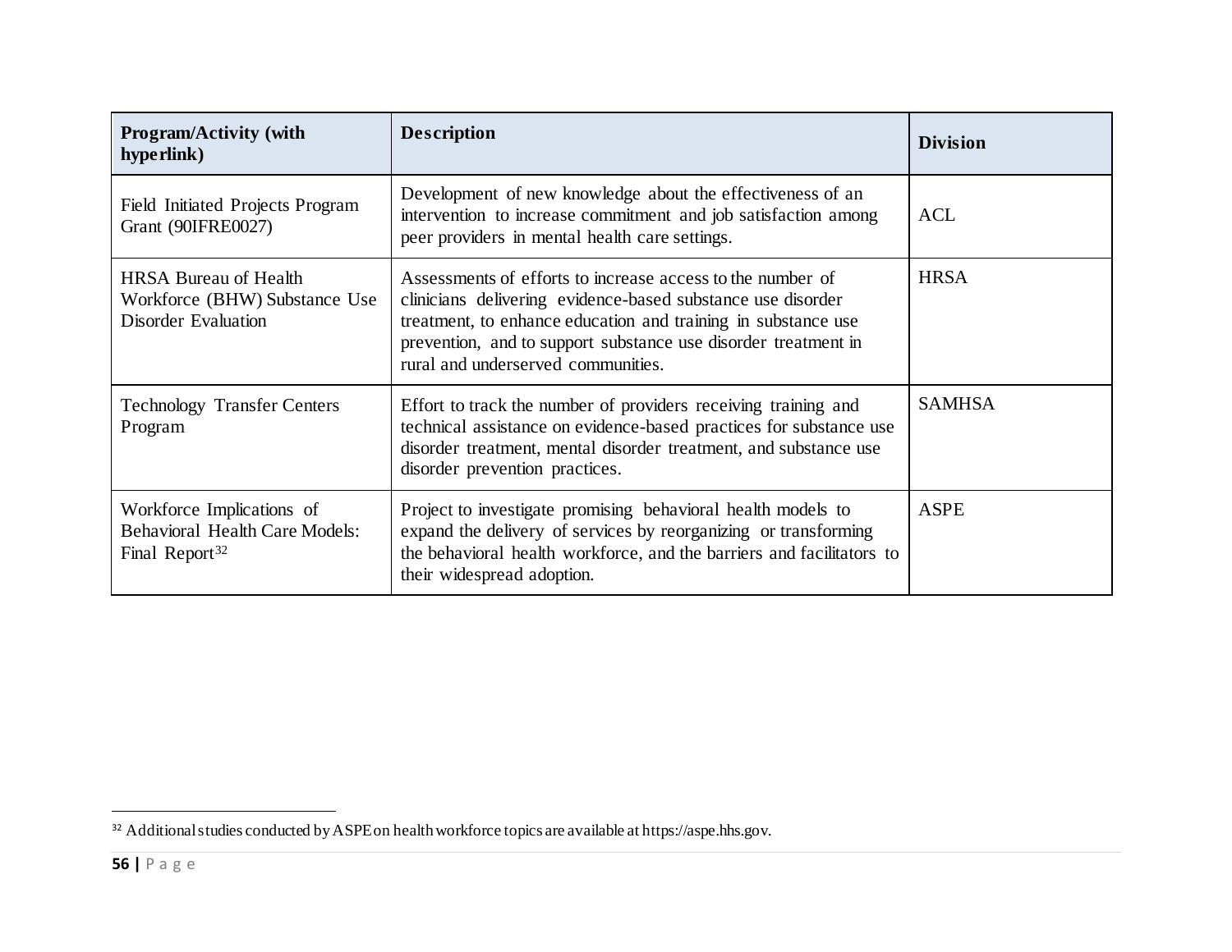| Program/Activity (with hyperlink) | Description | Division |
| --- | --- | --- |
| Field Initiated Projects Program Grant (90IFRE0027) | Development of new knowledge about the effectiveness of an intervention to increase commitment and job satisfaction among peer providers in mental health care settings. | ACL |
| HRSA Bureau of Health Workforce (BHW) Substance Use Disorder Evaluation | Assessments of efforts to increase access to the number of clinicians delivering evidence-based substance use disorder treatment, to enhance education and training in substance use prevention, and to support substance use disorder treatment in rural and underserved communities. | HRSA |
| Technology Transfer Centers Program | Effort to track the number of providers receiving training and technical assistance on evidence-based practices for substance use disorder treatment, mental disorder treatment, and substance use disorder prevention practices. | SAMHSA |
| Workforce Implications of Behavioral Health Care Models: Final Report[32] | Project to investigate promising behavioral health models to expand the delivery of services by reorganizing or transforming the behavioral health workforce, and the barriers and facilitators to their widespread adoption. | ASPE |

[32] Additional studies conducted by ASPE on health workforce topics are available at https://aspe.hhs.gov.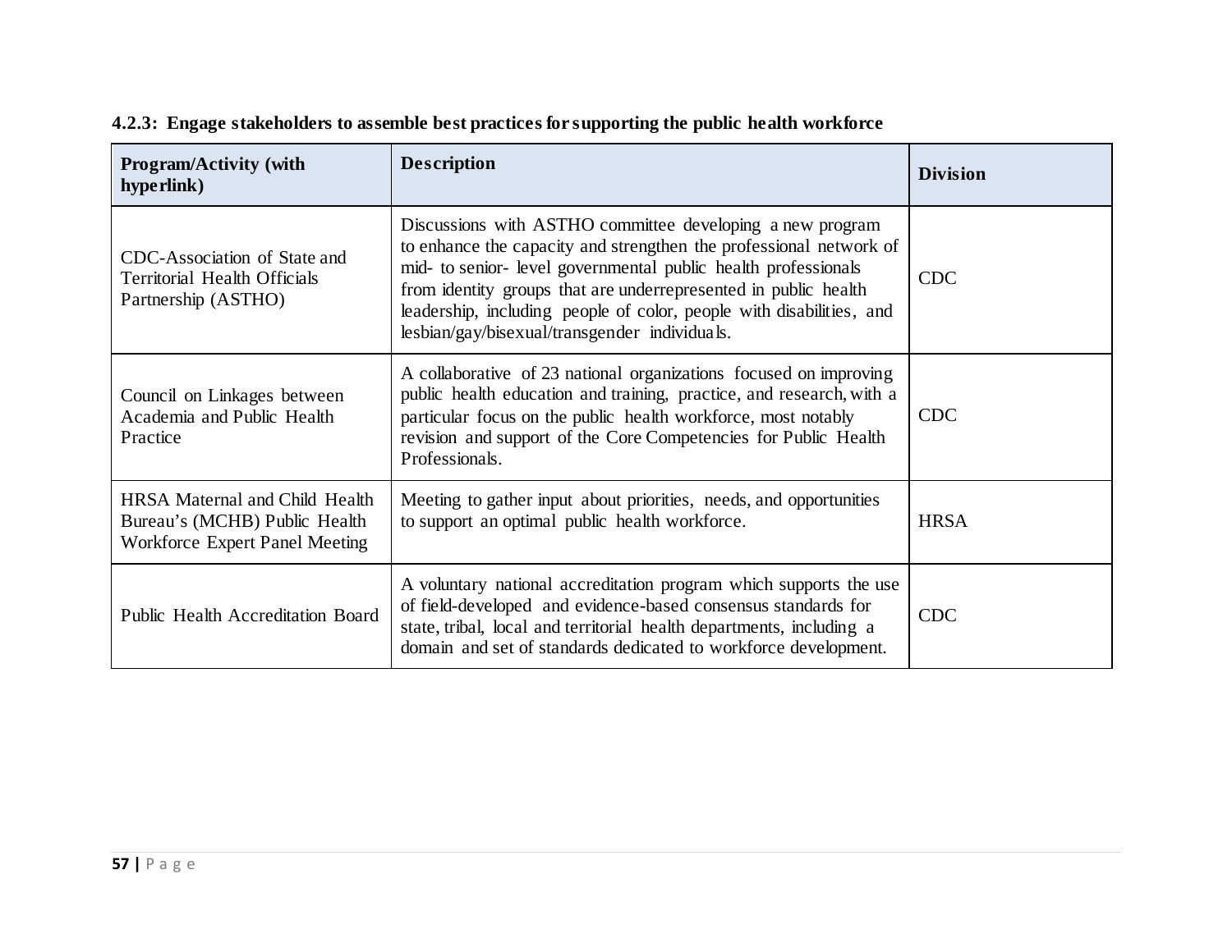**4.2.3: Engage stakeholders to assemble best practices for supporting the public health workforce**

| Program/Activity (with hyperlink) | Description | Division |
| --- | --- | --- |
| CDC-Association of State and Territorial Health Officials Partnership (ASTHO) | Discussions with ASTHO committee developing a new program to enhance the capacity and strengthen the professional network of mid- to senior- level governmental public health professionals from identity groups that are underrepresented in public health leadership, including people of color, people with disabilities, and lesbian/gay/bisexual/transgender individuals. | CDC |
| Council on Linkages between Academia and Public Health Practice | A collaborative of 23 national organizations focused on improving public health education and training, practice, and research, with a particular focus on the public health workforce, most notably revision and support of the Core Competencies for Public Health Professionals. | CDC |
| HRSA Maternal and Child Health Bureau's (MCHB) Public Health Workforce Expert Panel Meeting | Meeting to gather input about priorities, needs, and opportunities to support an optimal public health workforce. | HRSA |
| Public Health Accreditation Board | A voluntary national accreditation program which supports the use of field-developed and evidence-based consensus standards for state, tribal, local and territorial health departments, including a domain and set of standards dedicated to workforce development. | CDC |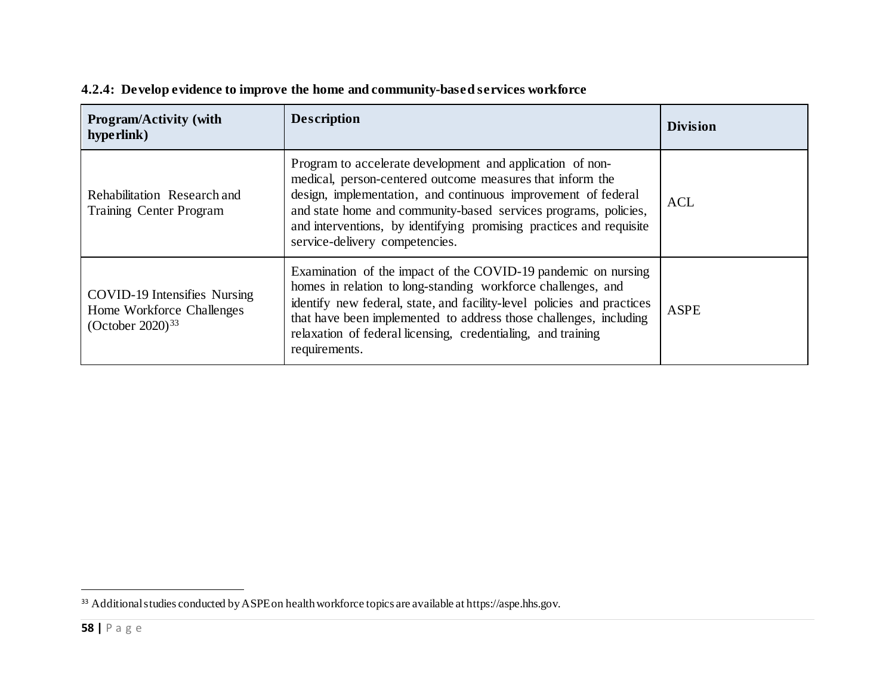### 4.2.4: Develop evidence to improve the home and community-based services workforce

| Program/Activity (with hyperlink) | Description | Division |
| --- | --- | --- |
| Rehabilitation Research and Training Center Program | Program to accelerate development and application of non-medical, person-centered outcome measures that inform the design, implementation, and continuous improvement of federal and state home and community-based services programs, policies, and interventions, by identifying promising practices and requisite service-delivery competencies. | ACL |
| COVID-19 Intensifies Nursing Home Workforce Challenges (October 2020)[33] | Examination of the impact of the COVID-19 pandemic on nursing homes in relation to long-standing workforce challenges, and identify new federal, state, and facility-level policies and practices that have been implemented to address those challenges, including relaxation of federal licensing, credentialing, and training requirements. | ASPE |

[33] Additional studies conducted by ASPE on health workforce topics are available at https://aspe.hhs.gov.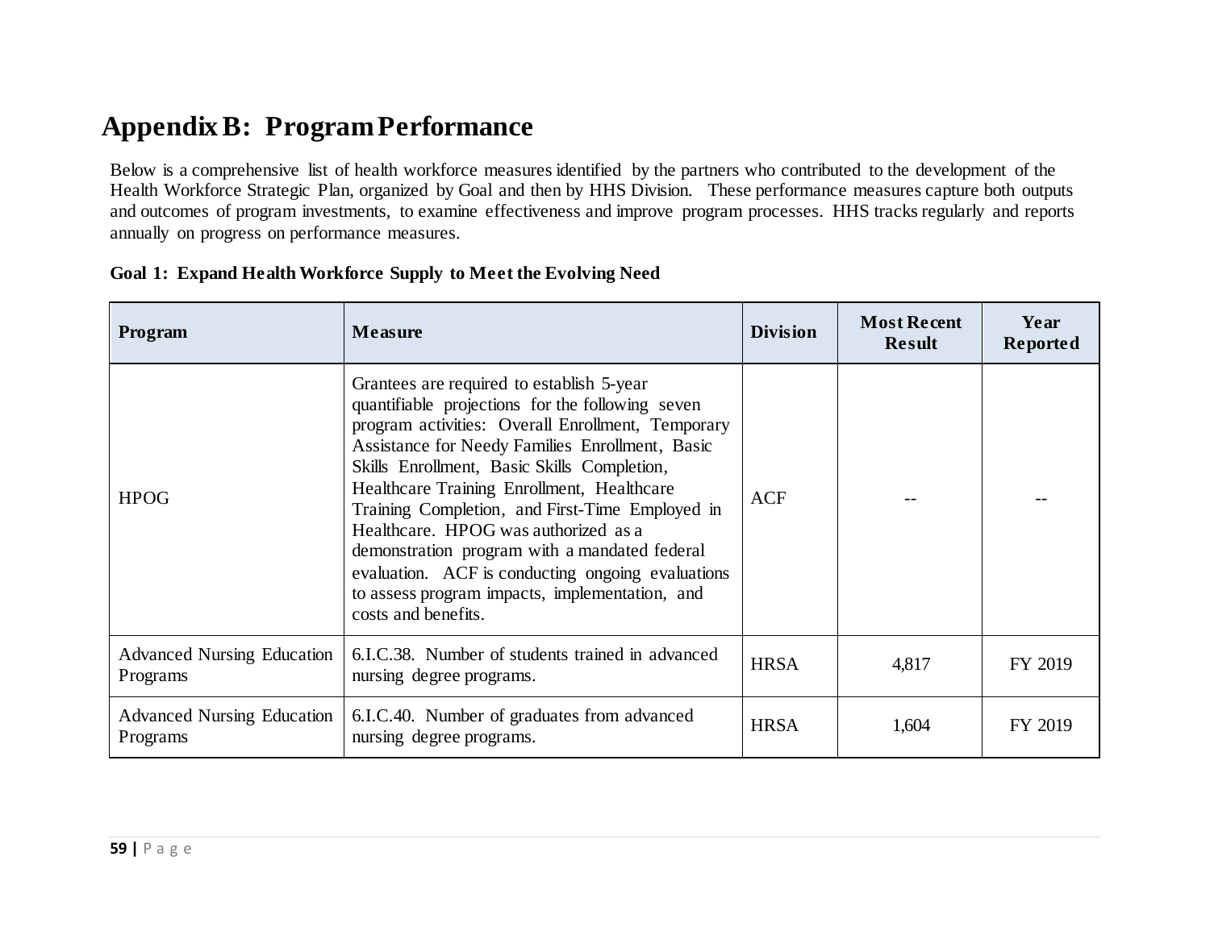# Appendix B: Program Performance

Below is a comprehensive list of health workforce measures identified by the partners who contributed to the development of the Health Workforce Strategic Plan, organized by Goal and then by HHS Division. These performance measures capture both outputs and outcomes of program investments, to examine effectiveness and improve program processes. HHS tracks regularly and reports annually on progress on performance measures.

**Goal 1: Expand Health Workforce Supply to Meet the Evolving Need**

| Program | Measure | Division | Most Recent Result | Year Reported |
|---|---|---|---|---|
| HPOG | Grantees are required to establish 5-year quantifiable projections for the following seven program activities: Overall Enrollment, Temporary Assistance for Needy Families Enrollment, Basic Skills Enrollment, Basic Skills Completion, Healthcare Training Enrollment, Healthcare Training Completion, and First-Time Employed in Healthcare. HPOG was authorized as a demonstration program with a mandated federal evaluation. ACF is conducting ongoing evaluations to assess program impacts, implementation, and costs and benefits. | ACF | -- | -- |
| Advanced Nursing Education Programs | 6.I.C.38. Number of students trained in advanced nursing degree programs. | HRSA | 4,817 | FY 2019 |
| Advanced Nursing Education Programs | 6.I.C.40. Number of graduates from advanced nursing degree programs. | HRSA | 1,604 | FY 2019 |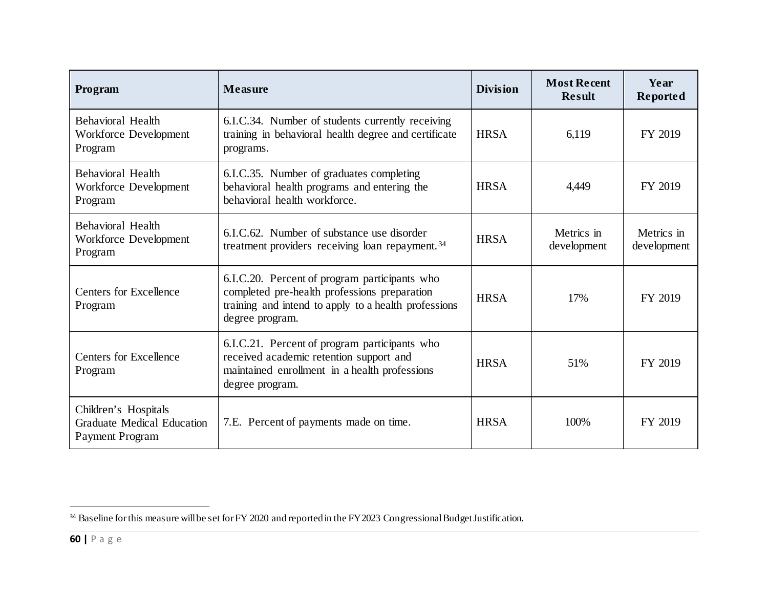| Program | Measure | Division | Most Recent Result | Year Reported |
|---|---|---|---|---|
| Behavioral Health Workforce Development Program | 6.I.C.34. Number of students currently receiving training in behavioral health degree and certificate programs. | HRSA | 6,119 | FY 2019 |
| Behavioral Health Workforce Development Program | 6.I.C.35. Number of graduates completing behavioral health programs and entering the behavioral health workforce. | HRSA | 4,449 | FY 2019 |
| Behavioral Health Workforce Development Program | 6.I.C.62. Number of substance use disorder treatment providers receiving loan repayment.[34] | HRSA | Metrics in development | Metrics in development |
| Centers for Excellence Program | 6.I.C.20. Percent of program participants who completed pre-health professions preparation training and intend to apply to a health professions degree program. | HRSA | 17% | FY 2019 |
| Centers for Excellence Program | 6.I.C.21. Percent of program participants who received academic retention support and maintained enrollment in a health professions degree program. | HRSA | 51% | FY 2019 |
| Children's Hospitals Graduate Medical Education Payment Program | 7.E. Percent of payments made on time. | HRSA | 100% | FY 2019 |

[34] Baseline for this measure will be set for FY 2020 and reported in the FY2023 Congressional Budget Justification.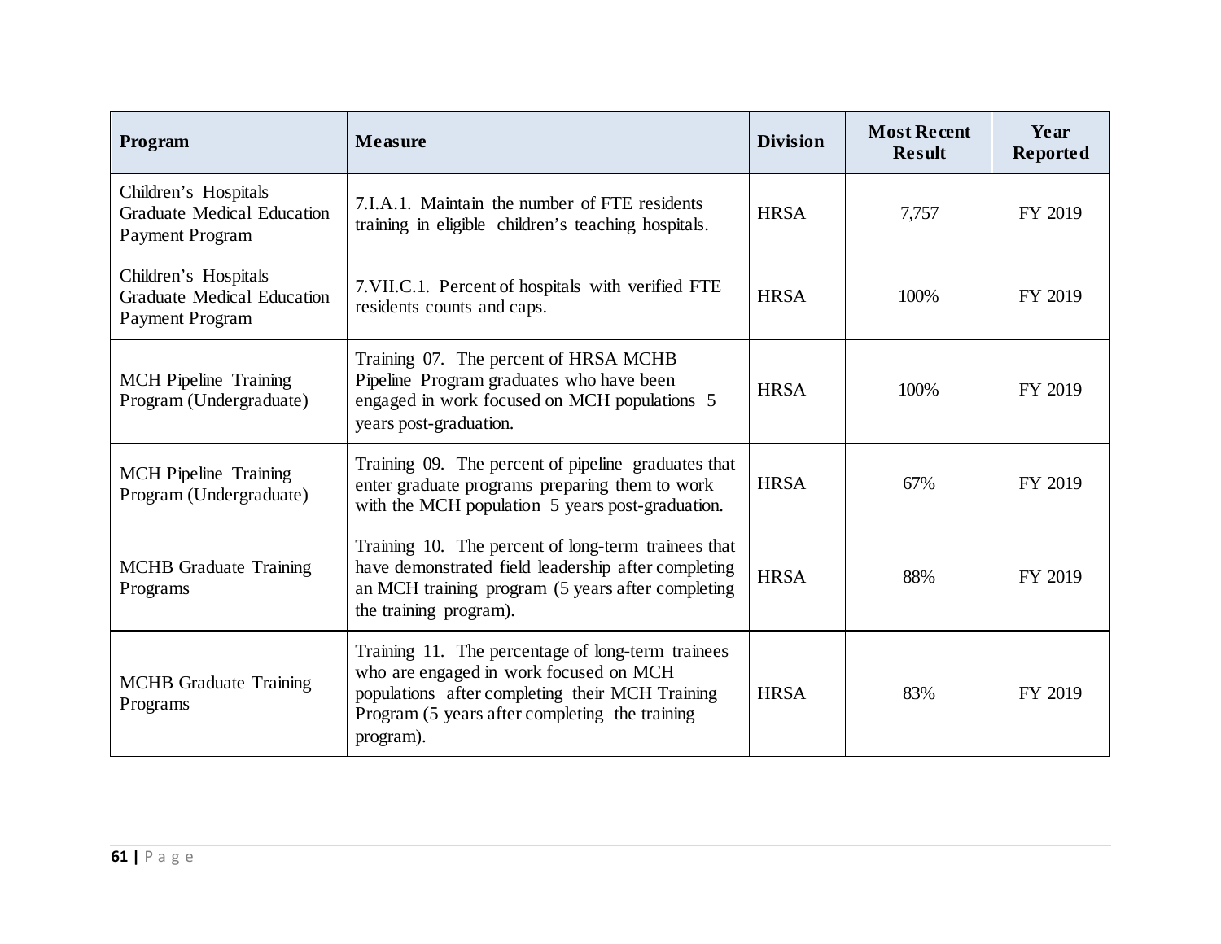| Program | Measure | Division | Most Recent Result | Year Reported |
|---|---|---|---|---|
| Children's Hospitals Graduate Medical Education Payment Program | 7.I.A.1. Maintain the number of FTE residents training in eligible children's teaching hospitals. | HRSA | 7,757 | FY 2019 |
| Children's Hospitals Graduate Medical Education Payment Program | 7.VII.C.1. Percent of hospitals with verified FTE residents counts and caps. | HRSA | 100% | FY 2019 |
| MCH Pipeline Training Program (Undergraduate) | Training 07. The percent of HRSA MCHB Pipeline Program graduates who have been engaged in work focused on MCH populations 5 years post-graduation. | HRSA | 100% | FY 2019 |
| MCH Pipeline Training Program (Undergraduate) | Training 09. The percent of pipeline graduates that enter graduate programs preparing them to work with the MCH population 5 years post-graduation. | HRSA | 67% | FY 2019 |
| MCHB Graduate Training Programs | Training 10. The percent of long-term trainees that have demonstrated field leadership after completing an MCH training program (5 years after completing the training program). | HRSA | 88% | FY 2019 |
| MCHB Graduate Training Programs | Training 11. The percentage of long-term trainees who are engaged in work focused on MCH populations after completing their MCH Training Program (5 years after completing the training program). | HRSA | 83% | FY 2019 |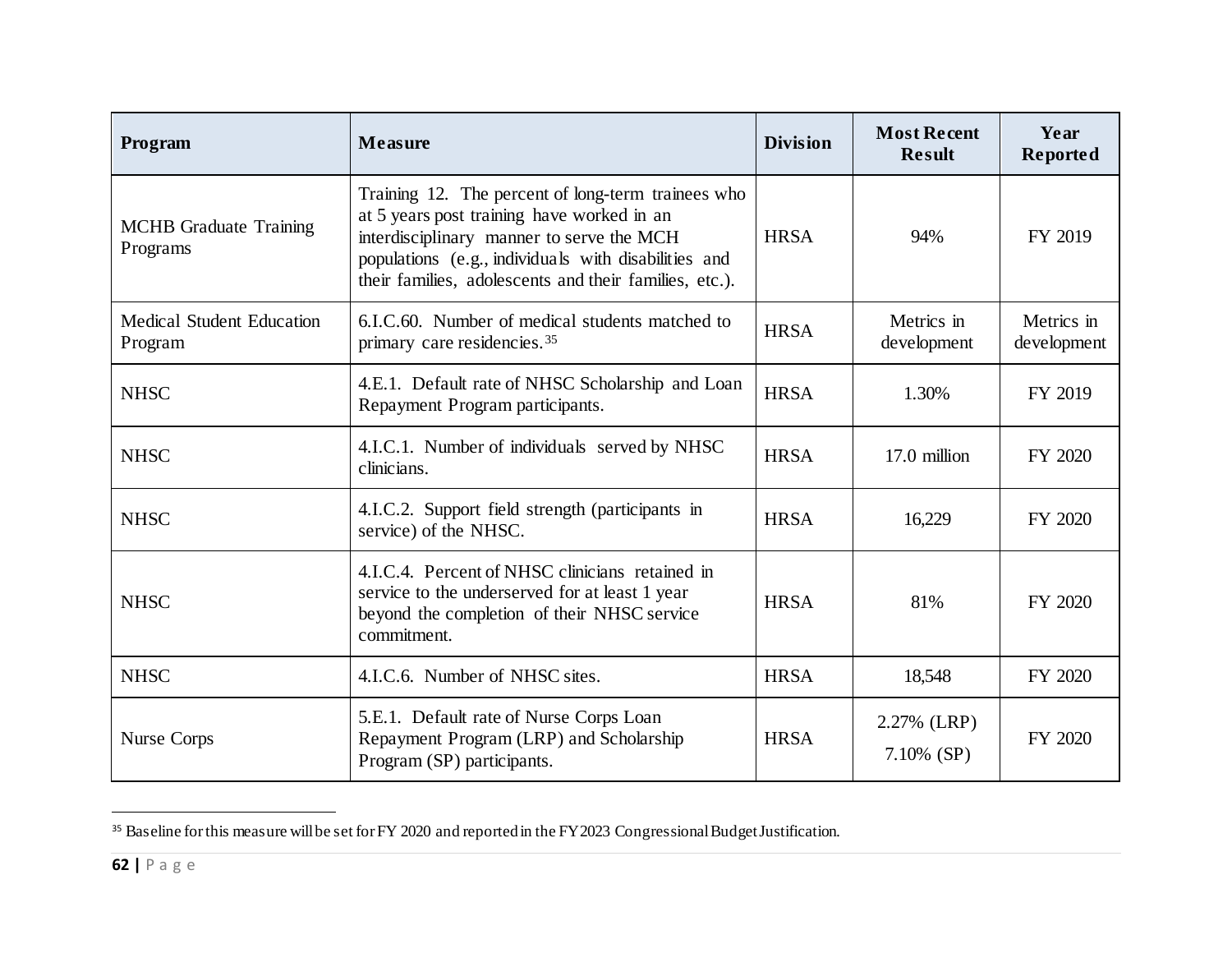| Program | Measure | Division | Most Recent Result | Year Reported |
| --- | --- | --- | --- | --- |
| MCHB Graduate Training Programs | Training 12. The percent of long-term trainees who at 5 years post training have worked in an interdisciplinary manner to serve the MCH populations (e.g., individuals with disabilities and their families, adolescents and their families, etc.). | HRSA | 94% | FY 2019 |
| Medical Student Education Program | 6.I.C.60. Number of medical students matched to primary care residencies.[35] | HRSA | Metrics in development | Metrics in development |
| NHSC | 4.E.1. Default rate of NHSC Scholarship and Loan Repayment Program participants. | HRSA | 1.30% | FY 2019 |
| NHSC | 4.I.C.1. Number of individuals served by NHSC clinicians. | HRSA | 17.0 million | FY 2020 |
| NHSC | 4.I.C.2. Support field strength (participants in service) of the NHSC. | HRSA | 16,229 | FY 2020 |
| NHSC | 4.I.C.4. Percent of NHSC clinicians retained in service to the underserved for at least 1 year beyond the completion of their NHSC service commitment. | HRSA | 81% | FY 2020 |
| NHSC | 4.I.C.6. Number of NHSC sites. | HRSA | 18,548 | FY 2020 |
| Nurse Corps | 5.E.1. Default rate of Nurse Corps Loan Repayment Program (LRP) and Scholarship Program (SP) participants. | HRSA | 2.27% (LRP) 7.10% (SP) | FY 2020 |

[35] Baseline for this measure will be set for FY 2020 and reported in the FY2023 Congressional Budget Justification.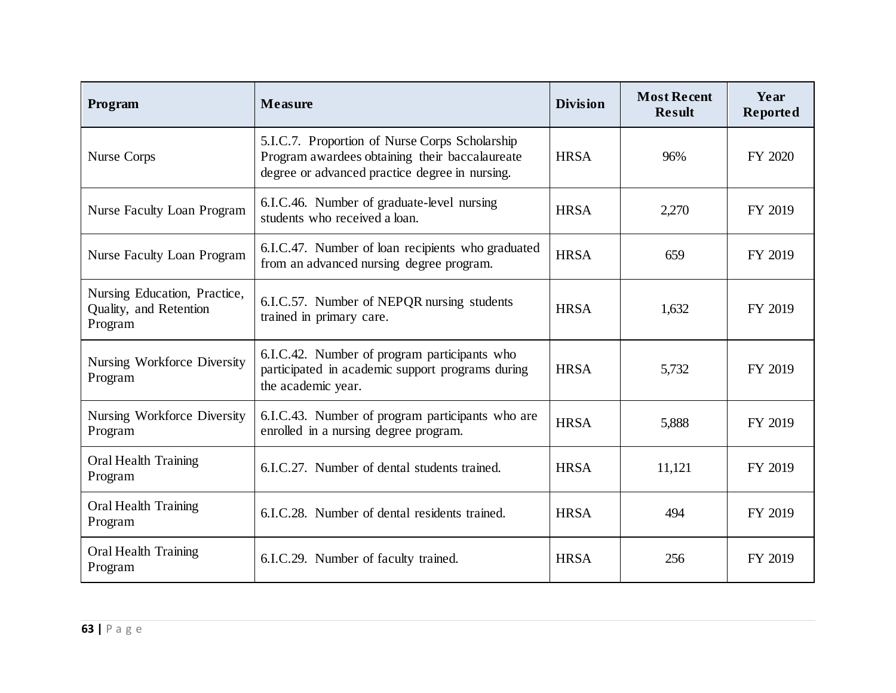| Program | Measure | Division | Most Recent Result | Year Reported |
|---|---|---|---|---|
| Nurse Corps | 5.I.C.7. Proportion of Nurse Corps Scholarship Program awardees obtaining their baccalaureate degree or advanced practice degree in nursing. | HRSA | 96% | FY 2020 |
| Nurse Faculty Loan Program | 6.I.C.46. Number of graduate-level nursing students who received a loan. | HRSA | 2,270 | FY 2019 |
| Nurse Faculty Loan Program | 6.I.C.47. Number of loan recipients who graduated from an advanced nursing degree program. | HRSA | 659 | FY 2019 |
| Nursing Education, Practice, Quality, and Retention Program | 6.I.C.57. Number of NEPQR nursing students trained in primary care. | HRSA | 1,632 | FY 2019 |
| Nursing Workforce Diversity Program | 6.I.C.42. Number of program participants who participated in academic support programs during the academic year. | HRSA | 5,732 | FY 2019 |
| Nursing Workforce Diversity Program | 6.I.C.43. Number of program participants who are enrolled in a nursing degree program. | HRSA | 5,888 | FY 2019 |
| Oral Health Training Program | 6.I.C.27. Number of dental students trained. | HRSA | 11,121 | FY 2019 |
| Oral Health Training Program | 6.I.C.28. Number of dental residents trained. | HRSA | 494 | FY 2019 |
| Oral Health Training Program | 6.I.C.29. Number of faculty trained. | HRSA | 256 | FY 2019 |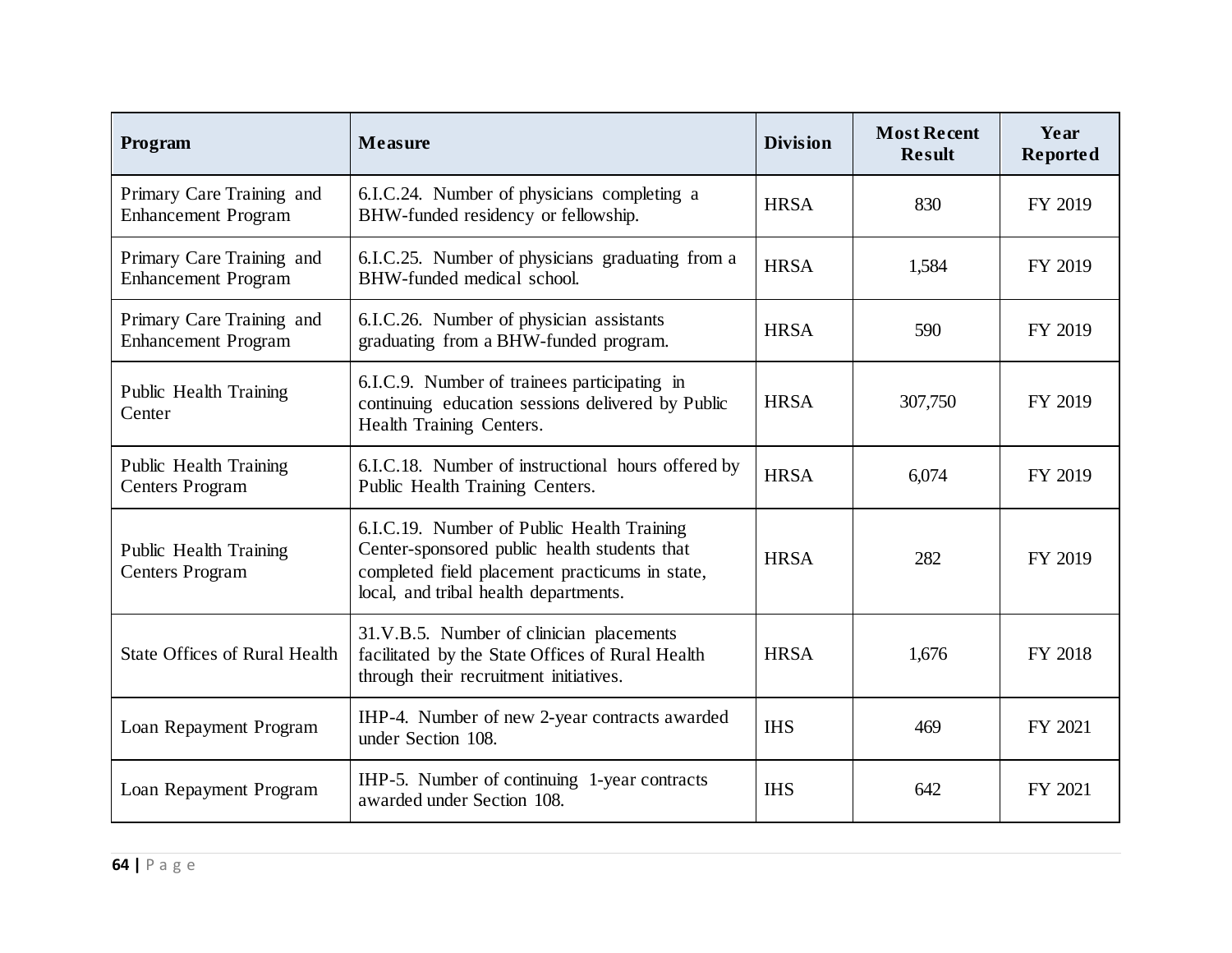| Program | Measure | Division | Most Recent Result | Year Reported |
|---|---|---|---|---|
| Primary Care Training and Enhancement Program | 6.I.C.24. Number of physicians completing a BHW-funded residency or fellowship. | HRSA | 830 | FY 2019 |
| Primary Care Training and Enhancement Program | 6.I.C.25. Number of physicians graduating from a BHW-funded medical school. | HRSA | 1,584 | FY 2019 |
| Primary Care Training and Enhancement Program | 6.I.C.26. Number of physician assistants graduating from a BHW-funded program. | HRSA | 590 | FY 2019 |
| Public Health Training Center | 6.I.C.9. Number of trainees participating in continuing education sessions delivered by Public Health Training Centers. | HRSA | 307,750 | FY 2019 |
| Public Health Training Centers Program | 6.I.C.18. Number of instructional hours offered by Public Health Training Centers. | HRSA | 6,074 | FY 2019 |
| Public Health Training Centers Program | 6.I.C.19. Number of Public Health Training Center-sponsored public health students that completed field placement practicums in state, local, and tribal health departments. | HRSA | 282 | FY 2019 |
| State Offices of Rural Health | 31.V.B.5. Number of clinician placements facilitated by the State Offices of Rural Health through their recruitment initiatives. | HRSA | 1,676 | FY 2018 |
| Loan Repayment Program | IHP-4. Number of new 2-year contracts awarded under Section 108. | IHS | 469 | FY 2021 |
| Loan Repayment Program | IHP-5. Number of continuing 1-year contracts awarded under Section 108. | IHS | 642 | FY 2021 |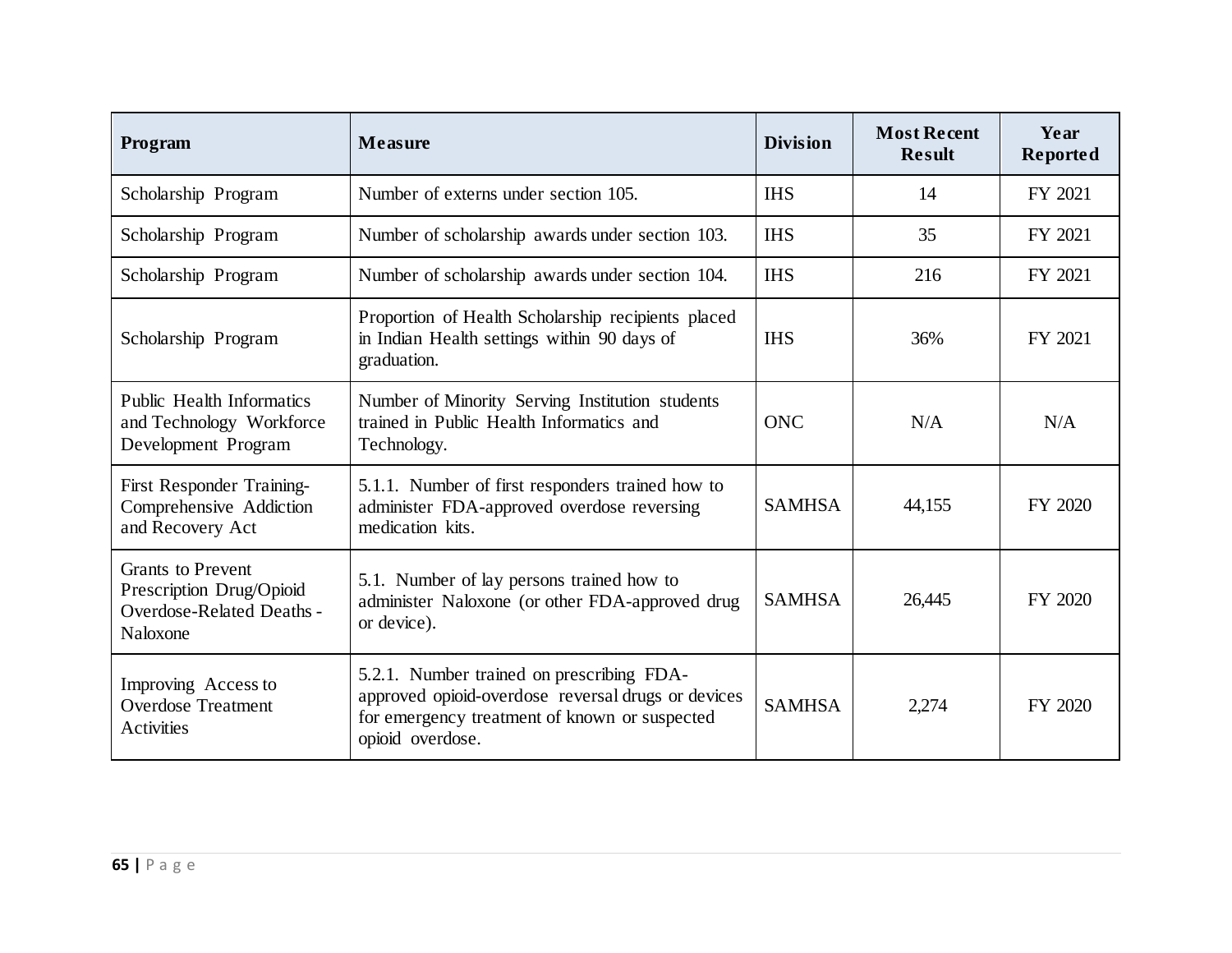| Program | Measure | Division | Most Recent Result | Year Reported |
|---|---|---|---|---|
| Scholarship Program | Number of externs under section 105. | IHS | 14 | FY 2021 |
| Scholarship Program | Number of scholarship awards under section 103. | IHS | 35 | FY 2021 |
| Scholarship Program | Number of scholarship awards under section 104. | IHS | 216 | FY 2021 |
| Scholarship Program | Proportion of Health Scholarship recipients placed in Indian Health settings within 90 days of graduation. | IHS | 36% | FY 2021 |
| Public Health Informatics and Technology Workforce Development Program | Number of Minority Serving Institution students trained in Public Health Informatics and Technology. | ONC | N/A | N/A |
| First Responder Training-Comprehensive Addiction and Recovery Act | 5.1.1. Number of first responders trained how to administer FDA-approved overdose reversing medication kits. | SAMHSA | 44,155 | FY 2020 |
| Grants to Prevent Prescription Drug/Opioid Overdose-Related Deaths - Naloxone | 5.1. Number of lay persons trained how to administer Naloxone (or other FDA-approved drug or device). | SAMHSA | 26,445 | FY 2020 |
| Improving Access to Overdose Treatment Activities | 5.2.1. Number trained on prescribing FDA-approved opioid-overdose reversal drugs or devices for emergency treatment of known or suspected opioid overdose. | SAMHSA | 2,274 | FY 2020 |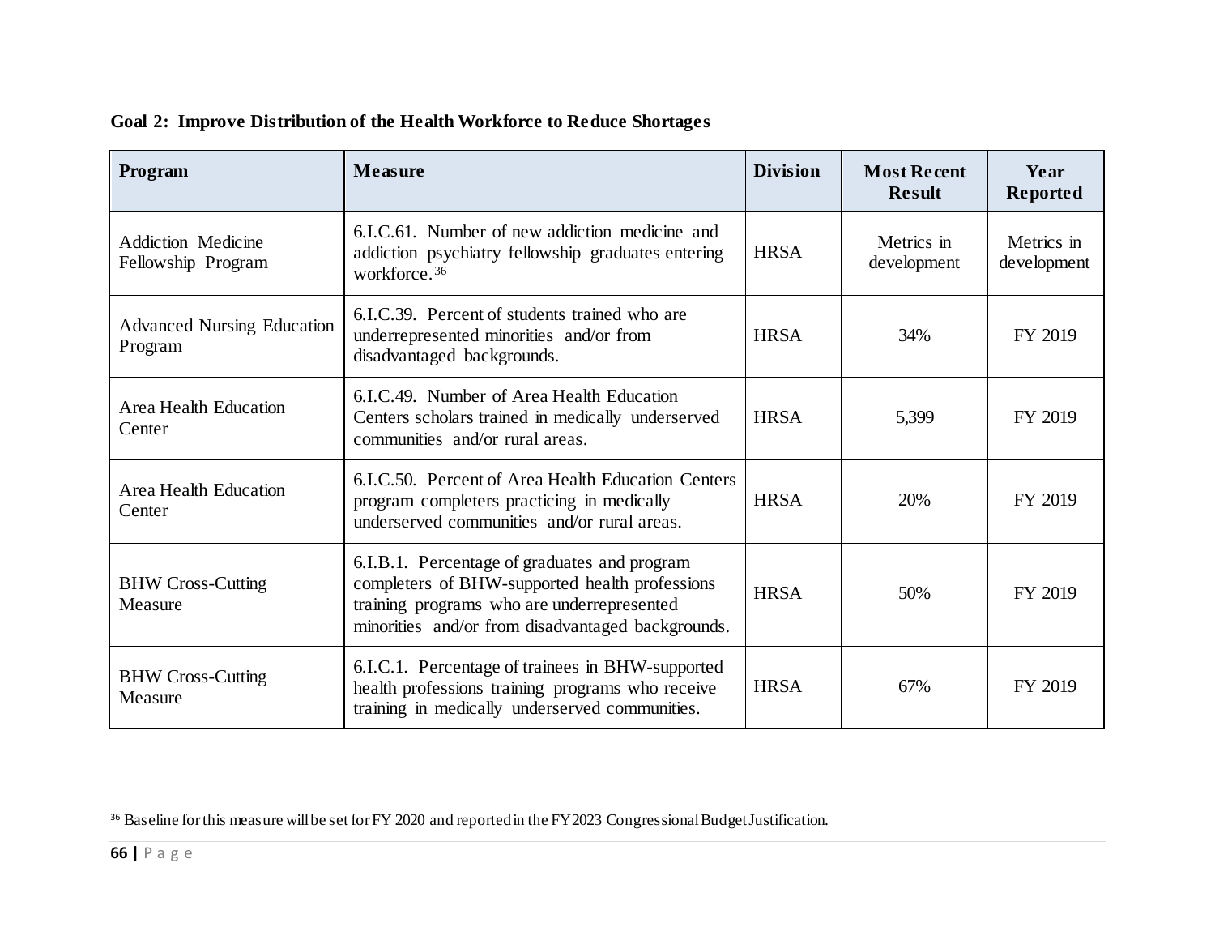**Goal 2: Improve Distribution of the Health Workforce to Reduce Shortages**

| Program | Measure | Division | Most Recent Result | Year Reported |
|---|---|---|---|---|
| Addiction Medicine Fellowship Program | 6.I.C.61. Number of new addiction medicine and addiction psychiatry fellowship graduates entering workforce.[36] | HRSA | Metrics in development | Metrics in development |
| Advanced Nursing Education Program | 6.I.C.39. Percent of students trained who are underrepresented minorities and/or from disadvantaged backgrounds. | HRSA | 34% | FY 2019 |
| Area Health Education Center | 6.I.C.49. Number of Area Health Education Centers scholars trained in medically underserved communities and/or rural areas. | HRSA | 5,399 | FY 2019 |
| Area Health Education Center | 6.I.C.50. Percent of Area Health Education Centers program completers practicing in medically underserved communities and/or rural areas. | HRSA | 20% | FY 2019 |
| BHW Cross-Cutting Measure | 6.I.B.1. Percentage of graduates and program completers of BHW-supported health professions training programs who are underrepresented minorities and/or from disadvantaged backgrounds. | HRSA | 50% | FY 2019 |
| BHW Cross-Cutting Measure | 6.I.C.1. Percentage of trainees in BHW-supported health professions training programs who receive training in medically underserved communities. | HRSA | 67% | FY 2019 |

[36] Baseline for this measure will be set for FY 2020 and reported in the FY2023 Congressional Budget Justification.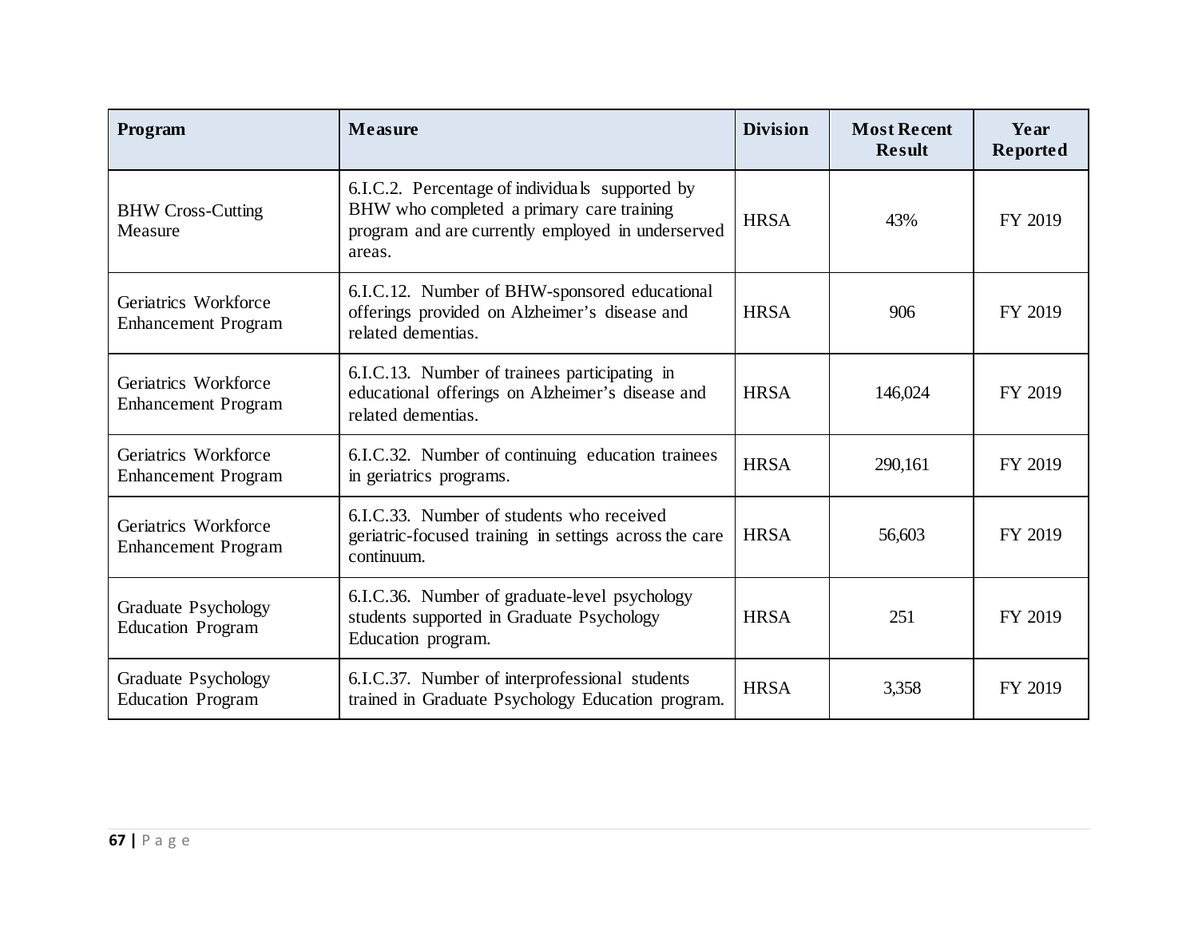| Program | Measure | Division | Most Recent Result | Year Reported |
| --- | --- | --- | --- | --- |
| BHW Cross-Cutting Measure | 6.I.C.2. Percentage of individuals supported by BHW who completed a primary care training program and are currently employed in underserved areas. | HRSA | 43% | FY 2019 |
| Geriatrics Workforce Enhancement Program | 6.I.C.12. Number of BHW-sponsored educational offerings provided on Alzheimer's disease and related dementias. | HRSA | 906 | FY 2019 |
| Geriatrics Workforce Enhancement Program | 6.I.C.13. Number of trainees participating in educational offerings on Alzheimer's disease and related dementias. | HRSA | 146,024 | FY 2019 |
| Geriatrics Workforce Enhancement Program | 6.I.C.32. Number of continuing education trainees in geriatrics programs. | HRSA | 290,161 | FY 2019 |
| Geriatrics Workforce Enhancement Program | 6.I.C.33. Number of students who received geriatric-focused training in settings across the care continuum. | HRSA | 56,603 | FY 2019 |
| Graduate Psychology Education Program | 6.I.C.36. Number of graduate-level psychology students supported in Graduate Psychology Education program. | HRSA | 251 | FY 2019 |
| Graduate Psychology Education Program | 6.I.C.37. Number of interprofessional students trained in Graduate Psychology Education program. | HRSA | 3,358 | FY 2019 |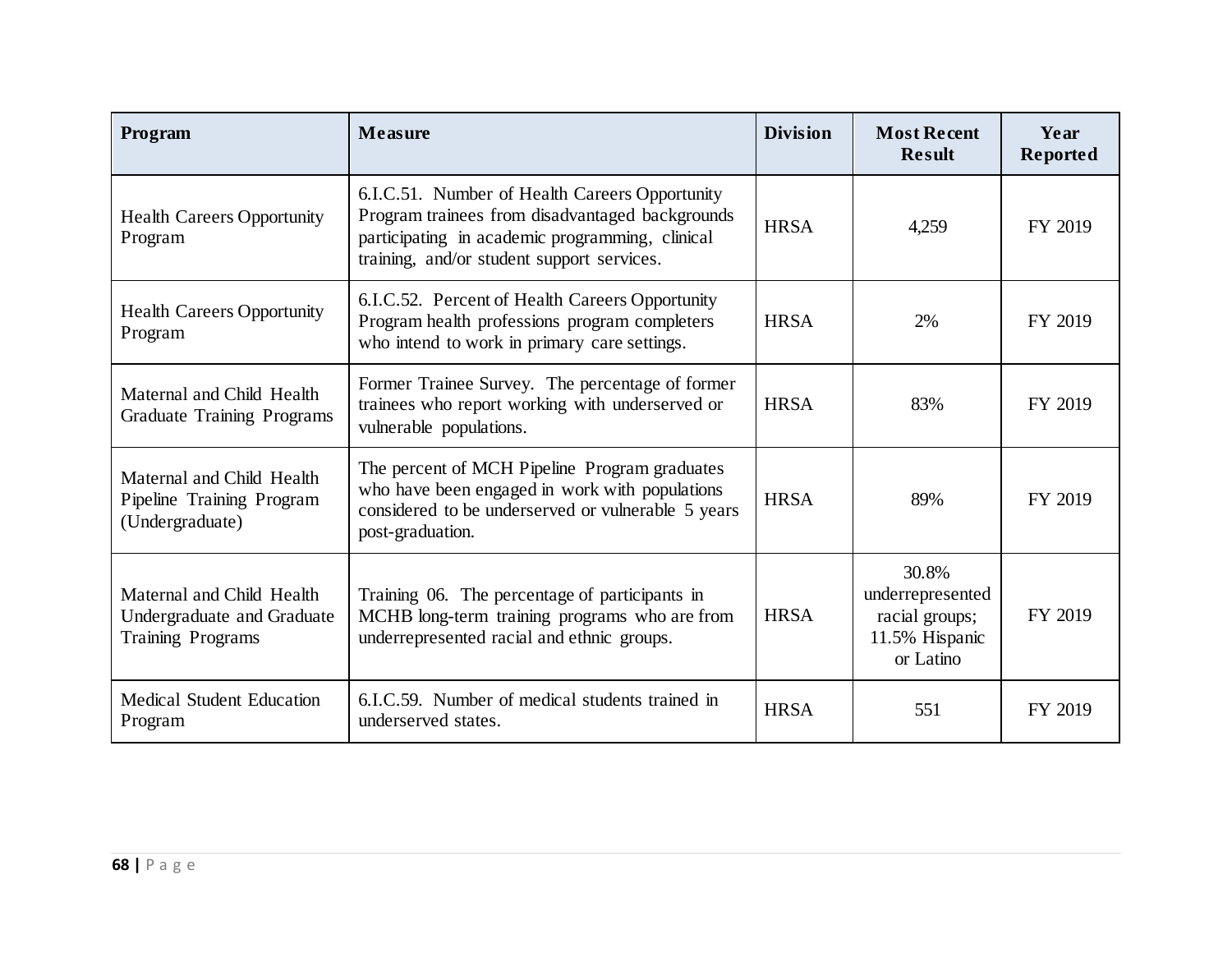| Program | Measure | Division | Most Recent Result | Year Reported |
| --- | --- | --- | --- | --- |
| Health Careers Opportunity Program | 6.I.C.51. Number of Health Careers Opportunity Program trainees from disadvantaged backgrounds participating in academic programming, clinical training, and/or student support services. | HRSA | 4,259 | FY 2019 |
| Health Careers Opportunity Program | 6.I.C.52. Percent of Health Careers Opportunity Program health professions program completers who intend to work in primary care settings. | HRSA | 2% | FY 2019 |
| Maternal and Child Health Graduate Training Programs | Former Trainee Survey. The percentage of former trainees who report working with underserved or vulnerable populations. | HRSA | 83% | FY 2019 |
| Maternal and Child Health Pipeline Training Program (Undergraduate) | The percent of MCH Pipeline Program graduates who have been engaged in work with populations considered to be underserved or vulnerable 5 years post-graduation. | HRSA | 89% | FY 2019 |
| Maternal and Child Health Undergraduate and Graduate Training Programs | Training 06. The percentage of participants in MCHB long-term training programs who are from underrepresented racial and ethnic groups. | HRSA | 30.8% underrepresented racial groups; 11.5% Hispanic or Latino | FY 2019 |
| Medical Student Education Program | 6.I.C.59. Number of medical students trained in underserved states. | HRSA | 551 | FY 2019 |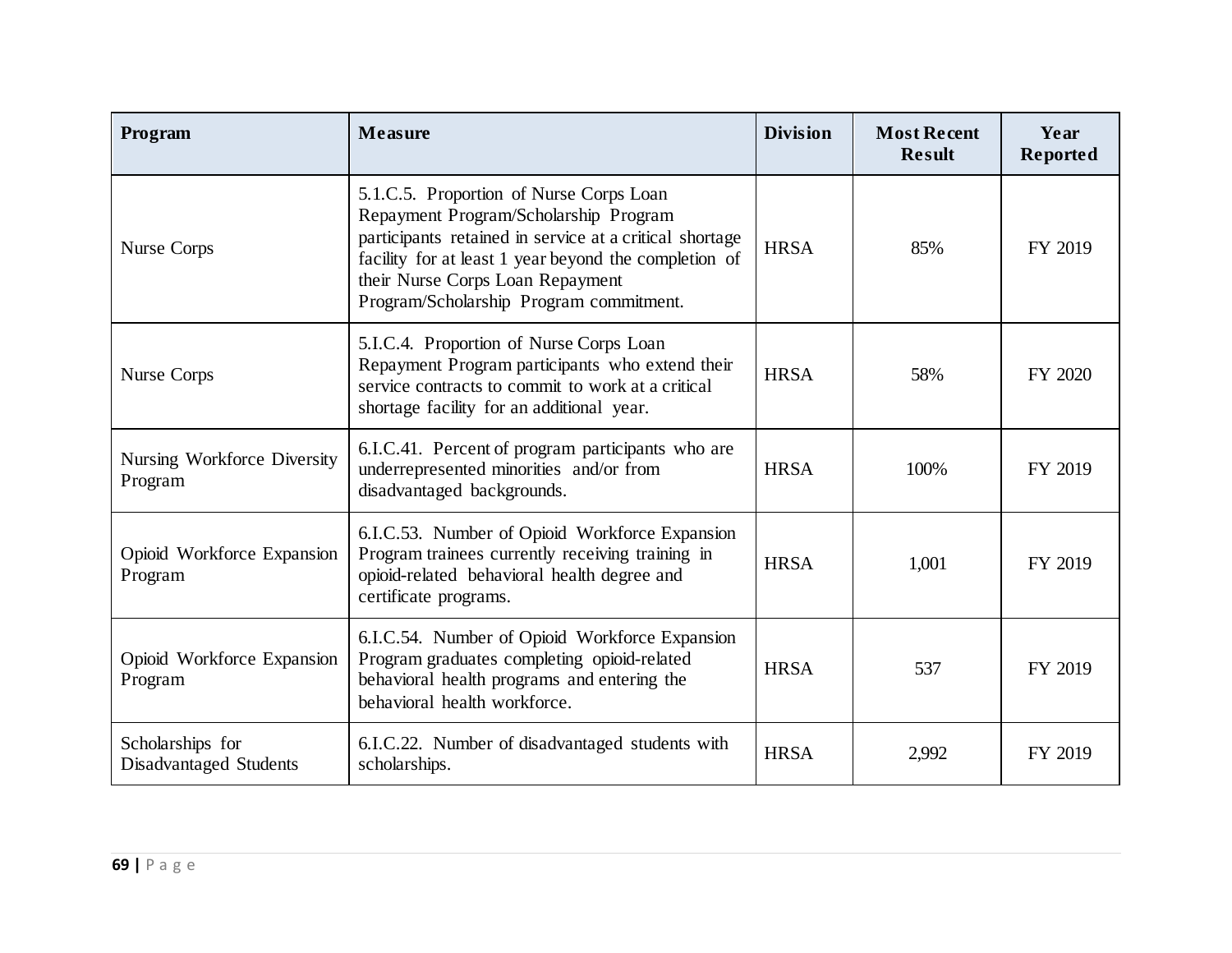| Program | Measure | Division | Most Recent Result | Year Reported |
| --- | --- | --- | --- | --- |
| Nurse Corps | 5.1.C.5. Proportion of Nurse Corps Loan Repayment Program/Scholarship Program participants retained in service at a critical shortage facility for at least 1 year beyond the completion of their Nurse Corps Loan Repayment Program/Scholarship Program commitment. | HRSA | 85% | FY 2019 |
| Nurse Corps | 5.I.C.4. Proportion of Nurse Corps Loan Repayment Program participants who extend their service contracts to commit to work at a critical shortage facility for an additional year. | HRSA | 58% | FY 2020 |
| Nursing Workforce Diversity Program | 6.I.C.41. Percent of program participants who are underrepresented minorities and/or from disadvantaged backgrounds. | HRSA | 100% | FY 2019 |
| Opioid Workforce Expansion Program | 6.I.C.53. Number of Opioid Workforce Expansion Program trainees currently receiving training in opioid-related behavioral health degree and certificate programs. | HRSA | 1,001 | FY 2019 |
| Opioid Workforce Expansion Program | 6.I.C.54. Number of Opioid Workforce Expansion Program graduates completing opioid-related behavioral health programs and entering the behavioral health workforce. | HRSA | 537 | FY 2019 |
| Scholarships for Disadvantaged Students | 6.I.C.22. Number of disadvantaged students with scholarships. | HRSA | 2,992 | FY 2019 |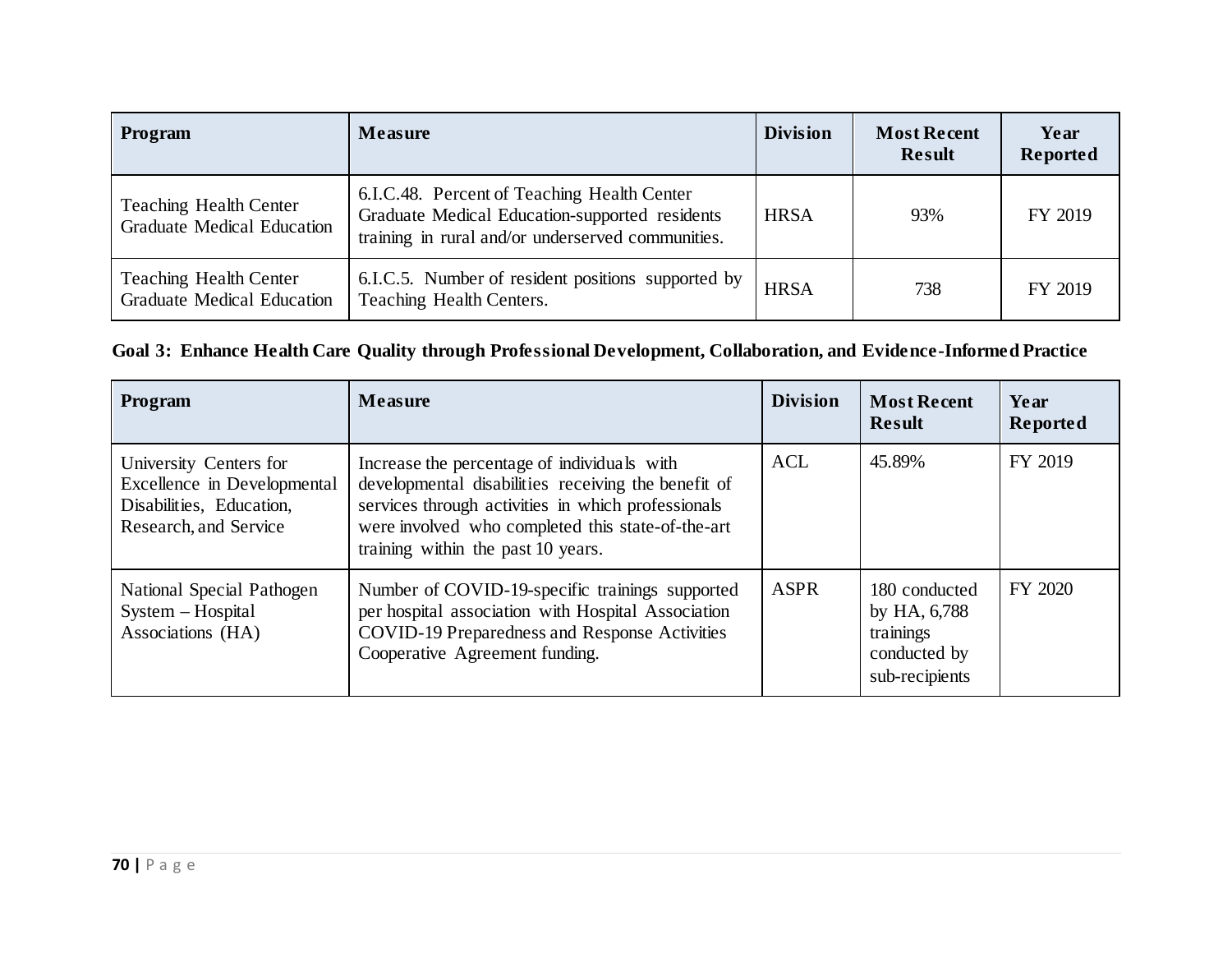| Program | Measure | Division | Most Recent Result | Year Reported |
|---|---|---|---|---|
| Teaching Health Center Graduate Medical Education | 6.I.C.48. Percent of Teaching Health Center Graduate Medical Education-supported residents training in rural and/or underserved communities. | HRSA | 93% | FY 2019 |
| Teaching Health Center Graduate Medical Education | 6.I.C.5. Number of resident positions supported by Teaching Health Centers. | HRSA | 738 | FY 2019 |

**Goal 3: Enhance Health Care Quality through Professional Development, Collaboration, and Evidence-Informed Practice**

| Program | Measure | Division | Most Recent Result | Year Reported |
|---|---|---|---|---|
| University Centers for Excellence in Developmental Disabilities, Education, Research, and Service | Increase the percentage of individuals with developmental disabilities receiving the benefit of services through activities in which professionals were involved who completed this state-of-the-art training within the past 10 years. | ACL | 45.89% | FY 2019 |
| National Special Pathogen System – Hospital Associations (HA) | Number of COVID-19-specific trainings supported per hospital association with Hospital Association COVID-19 Preparedness and Response Activities Cooperative Agreement funding. | ASPR | 180 conducted by HA, 6,788 trainings conducted by sub-recipients | FY 2020 |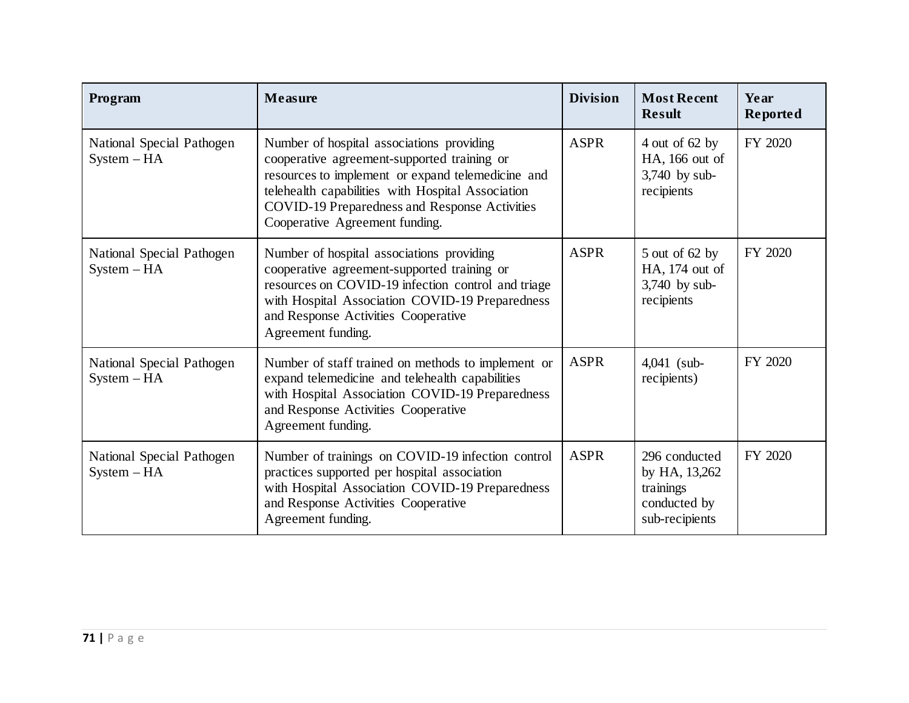| Program | Measure | Division | Most Recent Result | Year Reported |
| --- | --- | --- | --- | --- |
| National Special Pathogen System – HA | Number of hospital associations providing cooperative agreement-supported training or resources to implement or expand telemedicine and telehealth capabilities with Hospital Association COVID-19 Preparedness and Response Activities Cooperative Agreement funding. | ASPR | 4 out of 62 by HA, 166 out of 3,740 by sub-recipients | FY 2020 |
| National Special Pathogen System – HA | Number of hospital associations providing cooperative agreement-supported training or resources on COVID-19 infection control and triage with Hospital Association COVID-19 Preparedness and Response Activities Cooperative Agreement funding. | ASPR | 5 out of 62 by HA, 174 out of 3,740 by sub-recipients | FY 2020 |
| National Special Pathogen System – HA | Number of staff trained on methods to implement or expand telemedicine and telehealth capabilities with Hospital Association COVID-19 Preparedness and Response Activities Cooperative Agreement funding. | ASPR | 4,041 (sub-recipients) | FY 2020 |
| National Special Pathogen System – HA | Number of trainings on COVID-19 infection control practices supported per hospital association with Hospital Association COVID-19 Preparedness and Response Activities Cooperative Agreement funding. | ASPR | 296 conducted by HA, 13,262 trainings conducted by sub-recipients | FY 2020 |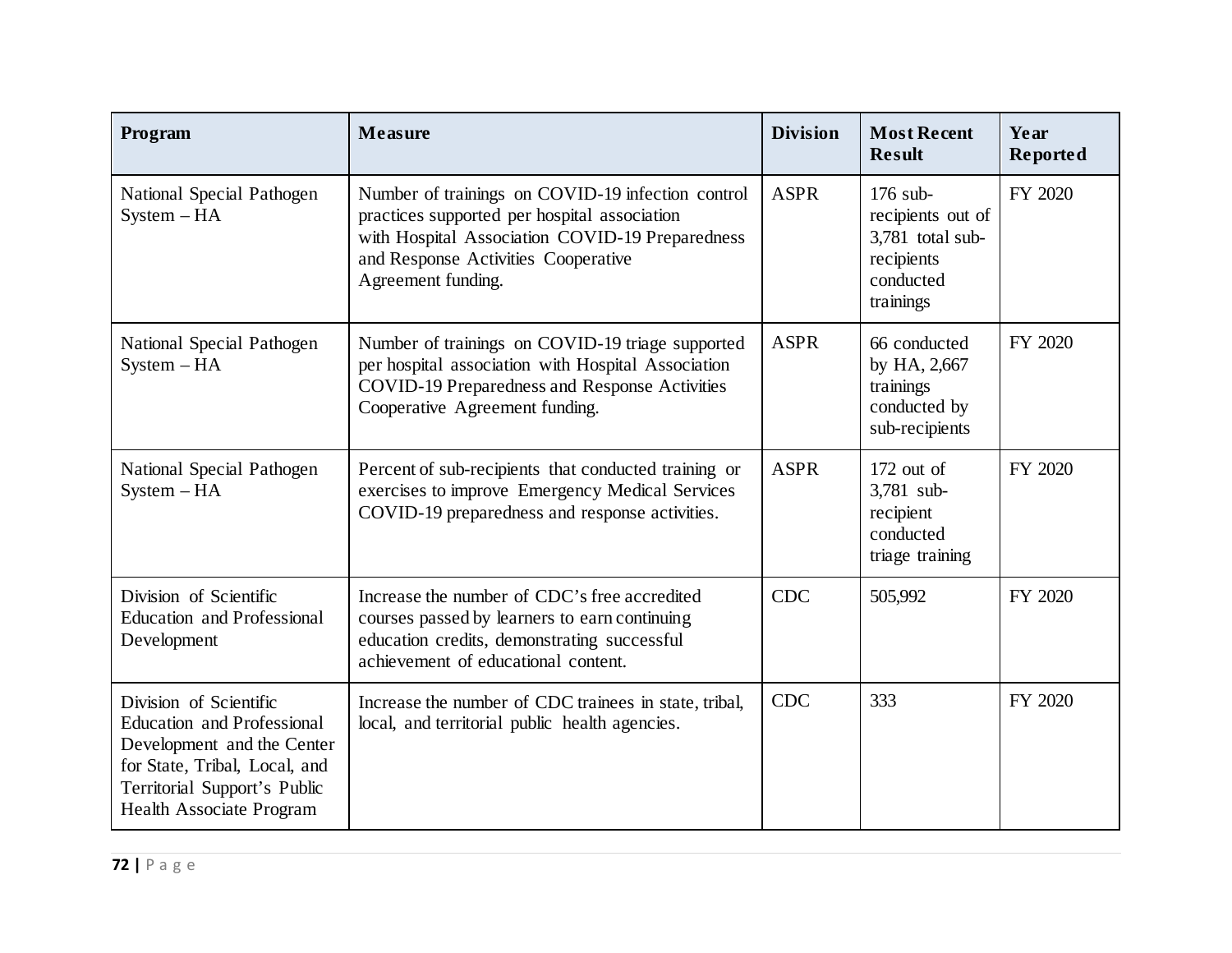| Program | Measure | Division | Most Recent Result | Year Reported |
|---|---|---|---|---|
| National Special Pathogen System – HA | Number of trainings on COVID-19 infection control practices supported per hospital association with Hospital Association COVID-19 Preparedness and Response Activities Cooperative Agreement funding. | ASPR | 176 sub-recipients out of 3,781 total sub-recipients conducted trainings | FY 2020 |
| National Special Pathogen System – HA | Number of trainings on COVID-19 triage supported per hospital association with Hospital Association COVID-19 Preparedness and Response Activities Cooperative Agreement funding. | ASPR | 66 conducted by HA, 2,667 trainings conducted by sub-recipients | FY 2020 |
| National Special Pathogen System – HA | Percent of sub-recipients that conducted training or exercises to improve Emergency Medical Services COVID-19 preparedness and response activities. | ASPR | 172 out of 3,781 sub-recipient conducted triage training | FY 2020 |
| Division of Scientific Education and Professional Development | Increase the number of CDC's free accredited courses passed by learners to earn continuing education credits, demonstrating successful achievement of educational content. | CDC | 505,992 | FY 2020 |
| Division of Scientific Education and Professional Development and the Center for State, Tribal, Local, and Territorial Support's Public Health Associate Program | Increase the number of CDC trainees in state, tribal, local, and territorial public health agencies. | CDC | 333 | FY 2020 |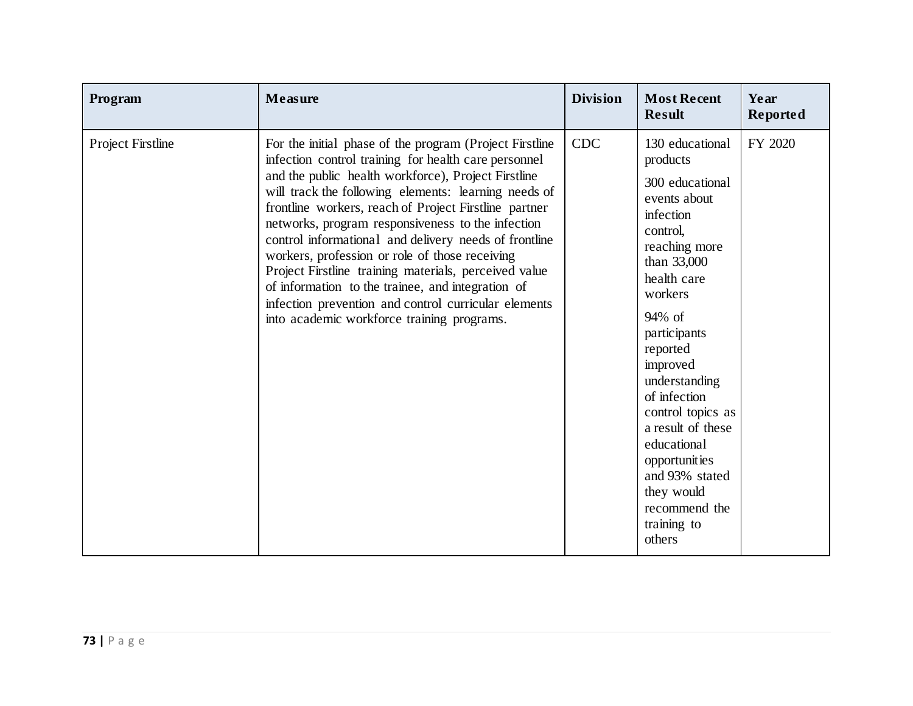| Program | Measure | Division | Most Recent Result | Year Reported |
| --- | --- | --- | --- | --- |
| Project Firstline | For the initial phase of the program (Project Firstline infection control training for health care personnel and the public health workforce), Project Firstline will track the following elements: learning needs of frontline workers, reach of Project Firstline partner networks, program responsiveness to the infection control informational and delivery needs of frontline workers, profession or role of those receiving Project Firstline training materials, perceived value of information to the trainee, and integration of infection prevention and control curricular elements into academic workforce training programs. | CDC | 130 educational products<br><br>300 educational events about infection control, reaching more than 33,000 health care workers<br><br>94% of participants reported improved understanding of infection control topics as a result of these educational opportunities and 93% stated they would recommend the training to others | FY 2020 |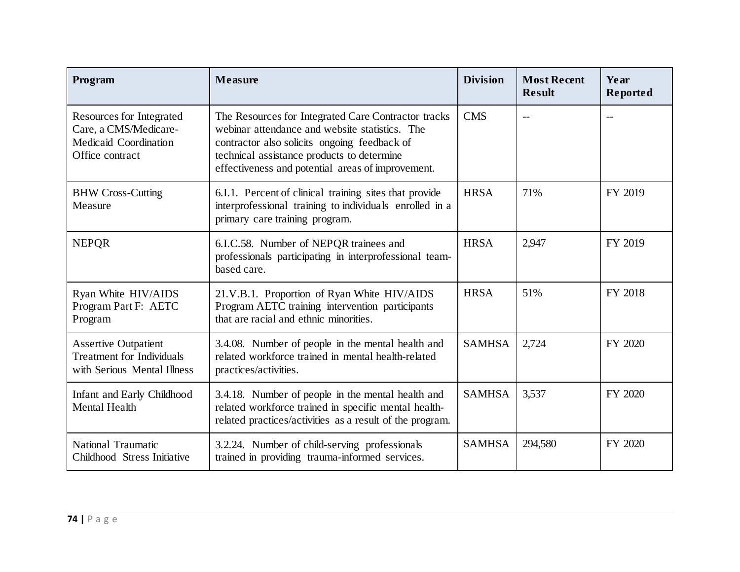| Program | Measure | Division | Most Recent Result | Year Reported |
| --- | --- | --- | --- | --- |
| Resources for Integrated Care, a CMS/Medicare-Medicaid Coordination Office contract | The Resources for Integrated Care Contractor tracks webinar attendance and website statistics. The contractor also solicits ongoing feedback of technical assistance products to determine effectiveness and potential areas of improvement. | CMS | -- | -- |
| BHW Cross-Cutting Measure | 6.I.1. Percent of clinical training sites that provide interprofessional training to individuals enrolled in a primary care training program. | HRSA | 71% | FY 2019 |
| NEPQR | 6.I.C.58. Number of NEPQR trainees and professionals participating in interprofessional team-based care. | HRSA | 2,947 | FY 2019 |
| Ryan White HIV/AIDS Program Part F: AETC Program | 21.V.B.1. Proportion of Ryan White HIV/AIDS Program AETC training intervention participants that are racial and ethnic minorities. | HRSA | 51% | FY 2018 |
| Assertive Outpatient Treatment for Individuals with Serious Mental Illness | 3.4.08. Number of people in the mental health and related workforce trained in mental health-related practices/activities. | SAMHSA | 2,724 | FY 2020 |
| Infant and Early Childhood Mental Health | 3.4.18. Number of people in the mental health and related workforce trained in specific mental health-related practices/activities as a result of the program. | SAMHSA | 3,537 | FY 2020 |
| National Traumatic Childhood Stress Initiative | 3.2.24. Number of child-serving professionals trained in providing trauma-informed services. | SAMHSA | 294,580 | FY 2020 |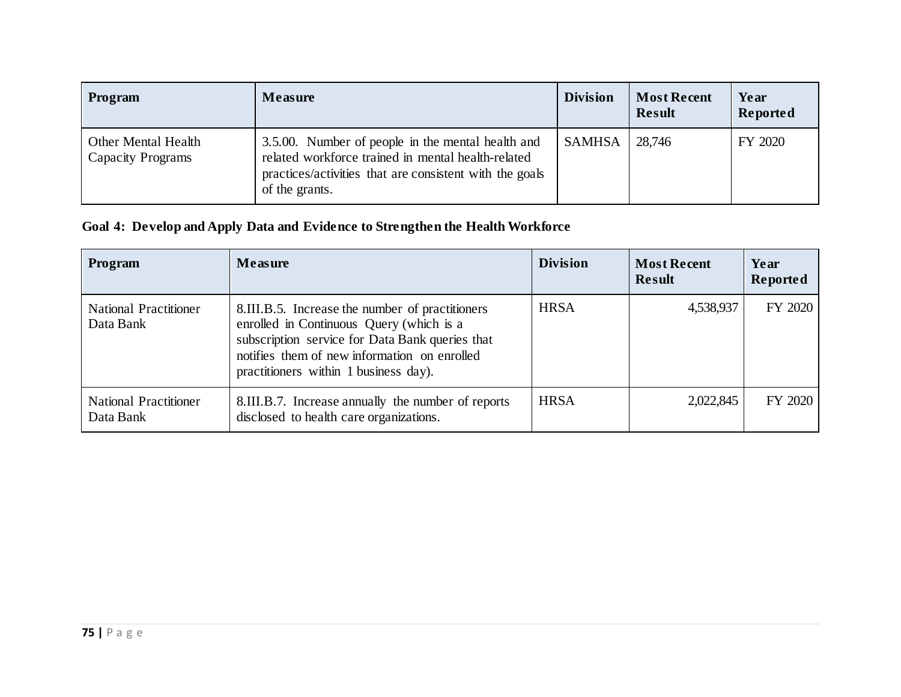| Program | Measure | Division | Most Recent Result | Year Reported |
|---|---|---|---|---|
| Other Mental Health Capacity Programs | 3.5.00. Number of people in the mental health and related workforce trained in mental health-related practices/activities that are consistent with the goals of the grants. | SAMHSA | 28,746 | FY 2020 |

**Goal 4: Develop and Apply Data and Evidence to Strengthen the Health Workforce**

| Program | Measure | Division | Most Recent Result | Year Reported |
|---|---|---|---|---|
| National Practitioner Data Bank | 8.III.B.5. Increase the number of practitioners enrolled in Continuous Query (which is a subscription service for Data Bank queries that notifies them of new information on enrolled practitioners within 1 business day). | HRSA | 4,538,937 | FY 2020 |
| National Practitioner Data Bank | 8.III.B.7. Increase annually the number of reports disclosed to health care organizations. | HRSA | 2,022,845 | FY 2020 |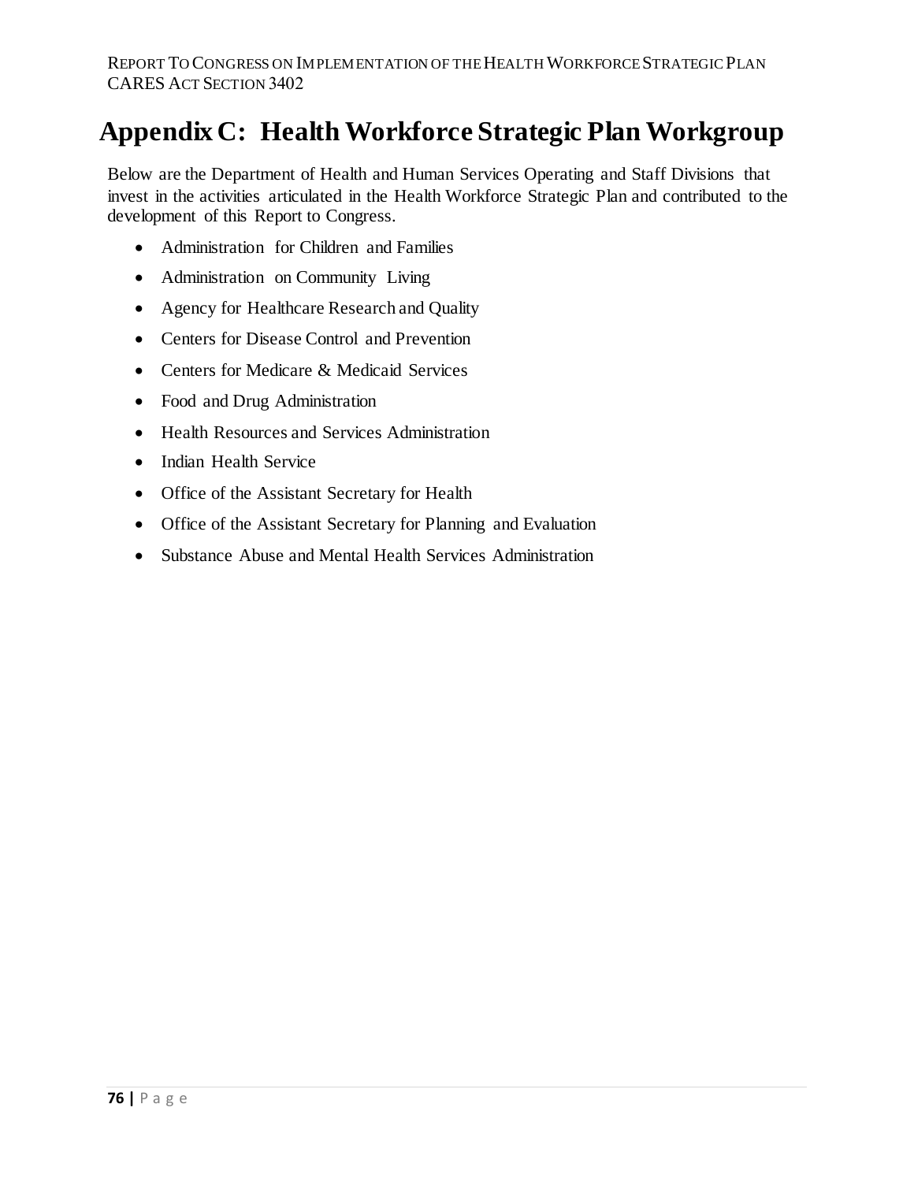# Appendix C: Health Workforce Strategic Plan Workgroup

Below are the Department of Health and Human Services Operating and Staff Divisions that invest in the activities articulated in the Health Workforce Strategic Plan and contributed to the development of this Report to Congress.

- Administration for Children and Families
- Administration on Community Living
- Agency for Healthcare Research and Quality
- Centers for Disease Control and Prevention
- Centers for Medicare & Medicaid Services
- Food and Drug Administration
- Health Resources and Services Administration
- Indian Health Service
- Office of the Assistant Secretary for Health
- Office of the Assistant Secretary for Planning and Evaluation
- Substance Abuse and Mental Health Services Administration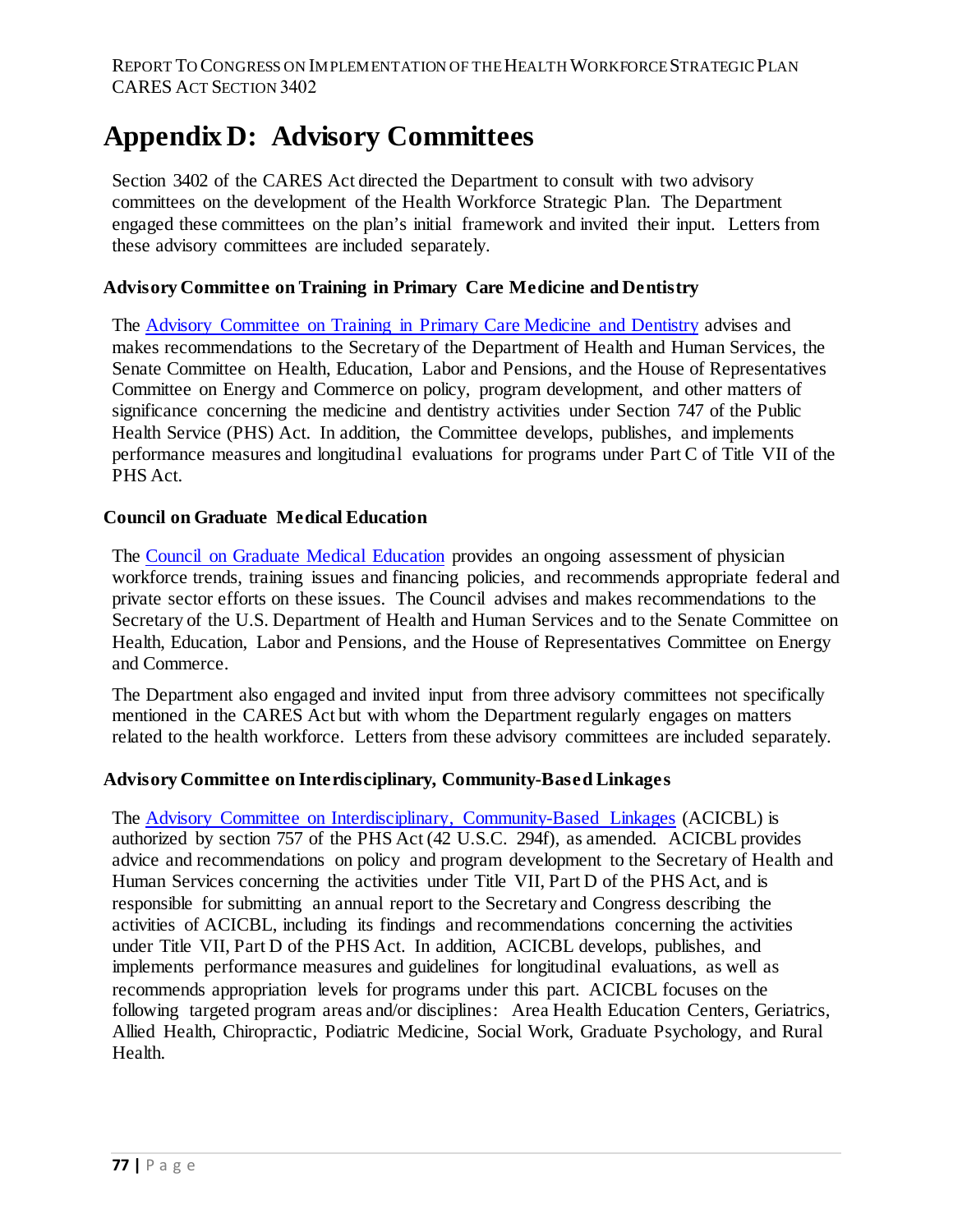# Appendix D: Advisory Committees

Section 3402 of the CARES Act directed the Department to consult with two advisory committees on the development of the Health Workforce Strategic Plan. The Department engaged these committees on the plan's initial framework and invited their input. Letters from these advisory committees are included separately.

### Advisory Committee on Training in Primary Care Medicine and Dentistry

The Advisory Committee on Training in Primary Care Medicine and Dentistry advises and makes recommendations to the Secretary of the Department of Health and Human Services, the Senate Committee on Health, Education, Labor and Pensions, and the House of Representatives Committee on Energy and Commerce on policy, program development, and other matters of significance concerning the medicine and dentistry activities under Section 747 of the Public Health Service (PHS) Act. In addition, the Committee develops, publishes, and implements performance measures and longitudinal evaluations for programs under Part C of Title VII of the PHS Act.

### Council on Graduate Medical Education

The Council on Graduate Medical Education provides an ongoing assessment of physician workforce trends, training issues and financing policies, and recommends appropriate federal and private sector efforts on these issues. The Council advises and makes recommendations to the Secretary of the U.S. Department of Health and Human Services and to the Senate Committee on Health, Education, Labor and Pensions, and the House of Representatives Committee on Energy and Commerce.

The Department also engaged and invited input from three advisory committees not specifically mentioned in the CARES Act but with whom the Department regularly engages on matters related to the health workforce. Letters from these advisory committees are included separately.

### Advisory Committee on Interdisciplinary, Community-Based Linkages

The Advisory Committee on Interdisciplinary, Community-Based Linkages (ACICBL) is authorized by section 757 of the PHS Act (42 U.S.C. 294f), as amended. ACICBL provides advice and recommendations on policy and program development to the Secretary of Health and Human Services concerning the activities under Title VII, Part D of the PHS Act, and is responsible for submitting an annual report to the Secretary and Congress describing the activities of ACICBL, including its findings and recommendations concerning the activities under Title VII, Part D of the PHS Act. In addition, ACICBL develops, publishes, and implements performance measures and guidelines for longitudinal evaluations, as well as recommends appropriation levels for programs under this part. ACICBL focuses on the following targeted program areas and/or disciplines: Area Health Education Centers, Geriatrics, Allied Health, Chiropractic, Podiatric Medicine, Social Work, Graduate Psychology, and Rural Health.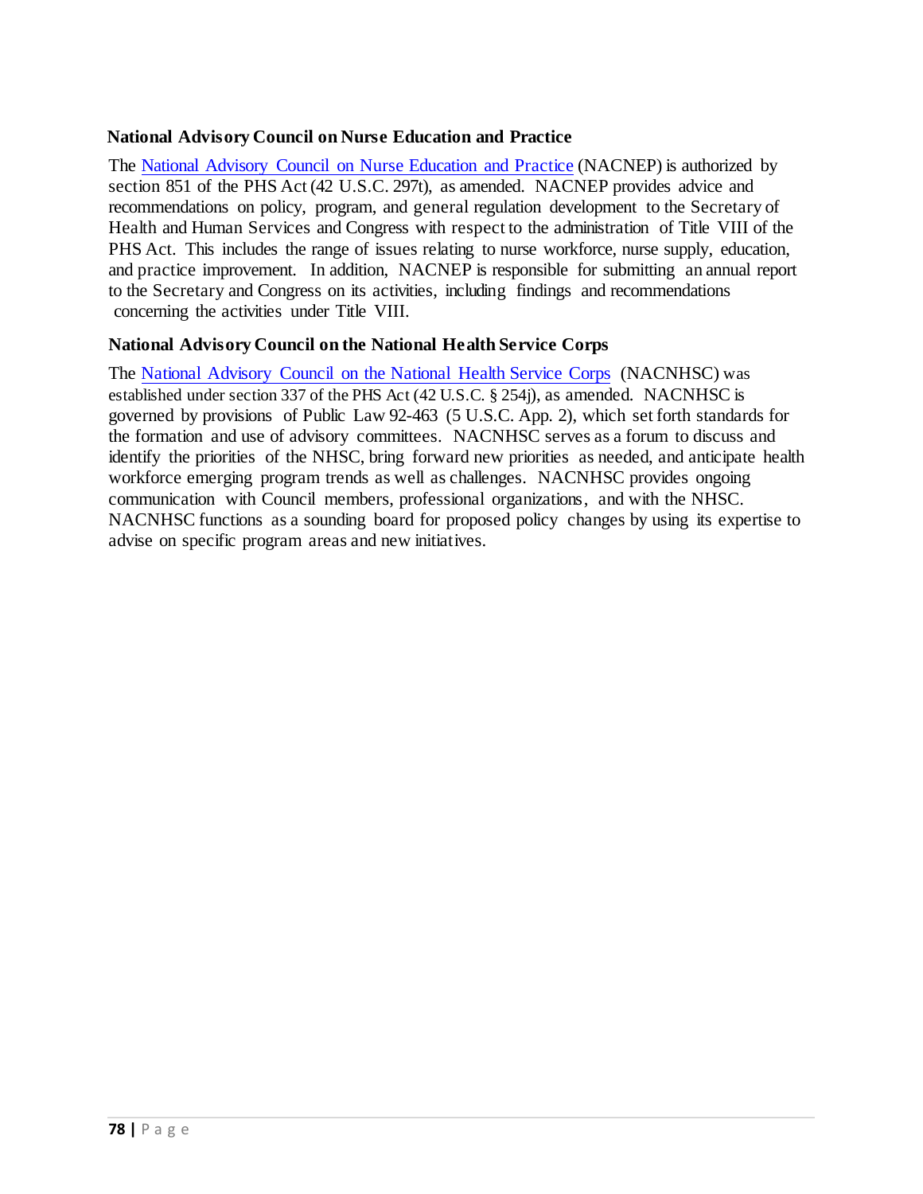### National Advisory Council on Nurse Education and Practice

The National Advisory Council on Nurse Education and Practice (NACNEP) is authorized by section 851 of the PHS Act (42 U.S.C. 297t), as amended. NACNEP provides advice and recommendations on policy, program, and general regulation development to the Secretary of Health and Human Services and Congress with respect to the administration of Title VIII of the PHS Act. This includes the range of issues relating to nurse workforce, nurse supply, education, and practice improvement. In addition, NACNEP is responsible for submitting an annual report to the Secretary and Congress on its activities, including findings and recommendations concerning the activities under Title VIII.

### National Advisory Council on the National Health Service Corps

The National Advisory Council on the National Health Service Corps (NACNHSC) was established under section 337 of the PHS Act (42 U.S.C. § 254j), as amended. NACNHSC is governed by provisions of Public Law 92-463 (5 U.S.C. App. 2), which set forth standards for the formation and use of advisory committees. NACNHSC serves as a forum to discuss and identify the priorities of the NHSC, bring forward new priorities as needed, and anticipate health workforce emerging program trends as well as challenges. NACNHSC provides ongoing communication with Council members, professional organizations, and with the NHSC. NACNHSC functions as a sounding board for proposed policy changes by using its expertise to advise on specific program areas and new initiatives.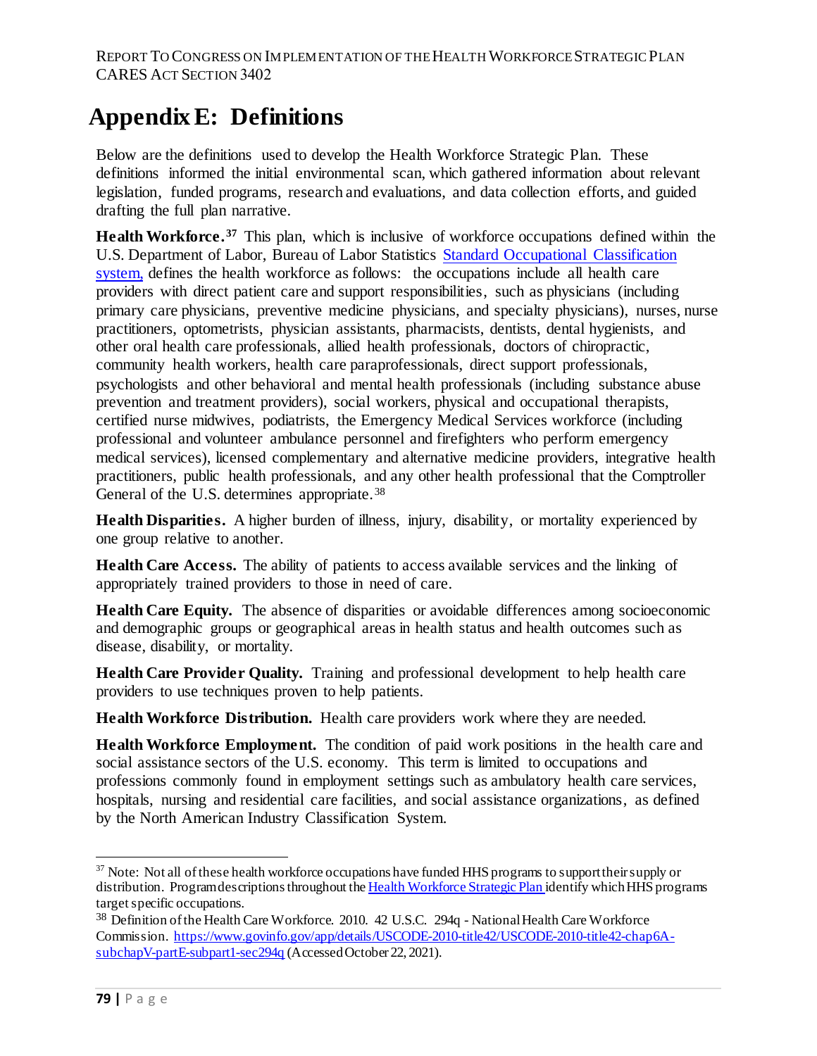# Appendix E: Definitions

Below are the definitions used to develop the Health Workforce Strategic Plan. These definitions informed the initial environmental scan, which gathered information about relevant legislation, funded programs, research and evaluations, and data collection efforts, and guided drafting the full plan narrative.

**Health Workforce.**[37] This plan, which is inclusive of workforce occupations defined within the U.S. Department of Labor, Bureau of Labor Statistics [Standard Occupational Classification system,] defines the health workforce as follows: the occupations include all health care providers with direct patient care and support responsibilities, such as physicians (including primary care physicians, preventive medicine physicians, and specialty physicians), nurses, nurse practitioners, optometrists, physician assistants, pharmacists, dentists, dental hygienists, and other oral health care professionals, allied health professionals, doctors of chiropractic, community health workers, health care paraprofessionals, direct support professionals, psychologists and other behavioral and mental health professionals (including substance abuse prevention and treatment providers), social workers, physical and occupational therapists, certified nurse midwives, podiatrists, the Emergency Medical Services workforce (including professional and volunteer ambulance personnel and firefighters who perform emergency medical services), licensed complementary and alternative medicine providers, integrative health practitioners, public health professionals, and any other health professional that the Comptroller General of the U.S. determines appropriate.[38]

**Health Disparities.** A higher burden of illness, injury, disability, or mortality experienced by one group relative to another.

**Health Care Access.** The ability of patients to access available services and the linking of appropriately trained providers to those in need of care.

**Health Care Equity.** The absence of disparities or avoidable differences among socioeconomic and demographic groups or geographical areas in health status and health outcomes such as disease, disability, or mortality.

**Health Care Provider Quality.** Training and professional development to help health care providers to use techniques proven to help patients.

**Health Workforce Distribution.** Health care providers work where they are needed.

**Health Workforce Employment.** The condition of paid work positions in the health care and social assistance sectors of the U.S. economy. This term is limited to occupations and professions commonly found in employment settings such as ambulatory health care services, hospitals, nursing and residential care facilities, and social assistance organizations, as defined by the North American Industry Classification System.

---

[37] Note: Not all of these health workforce occupations have funded HHS programs to support their supply or distribution. Program descriptions throughout the Health Workforce Strategic Plan identify which HHS programs target specific occupations.

[38] Definition of the Health Care Workforce. 2010. 42 U.S.C. 294q - National Health Care Workforce Commission. https://www.govinfo.gov/app/details/USCODE-2010-title42/USCODE-2010-title42-chap6A-subchapV-partE-subpart1-sec294q (Accessed October 22, 2021).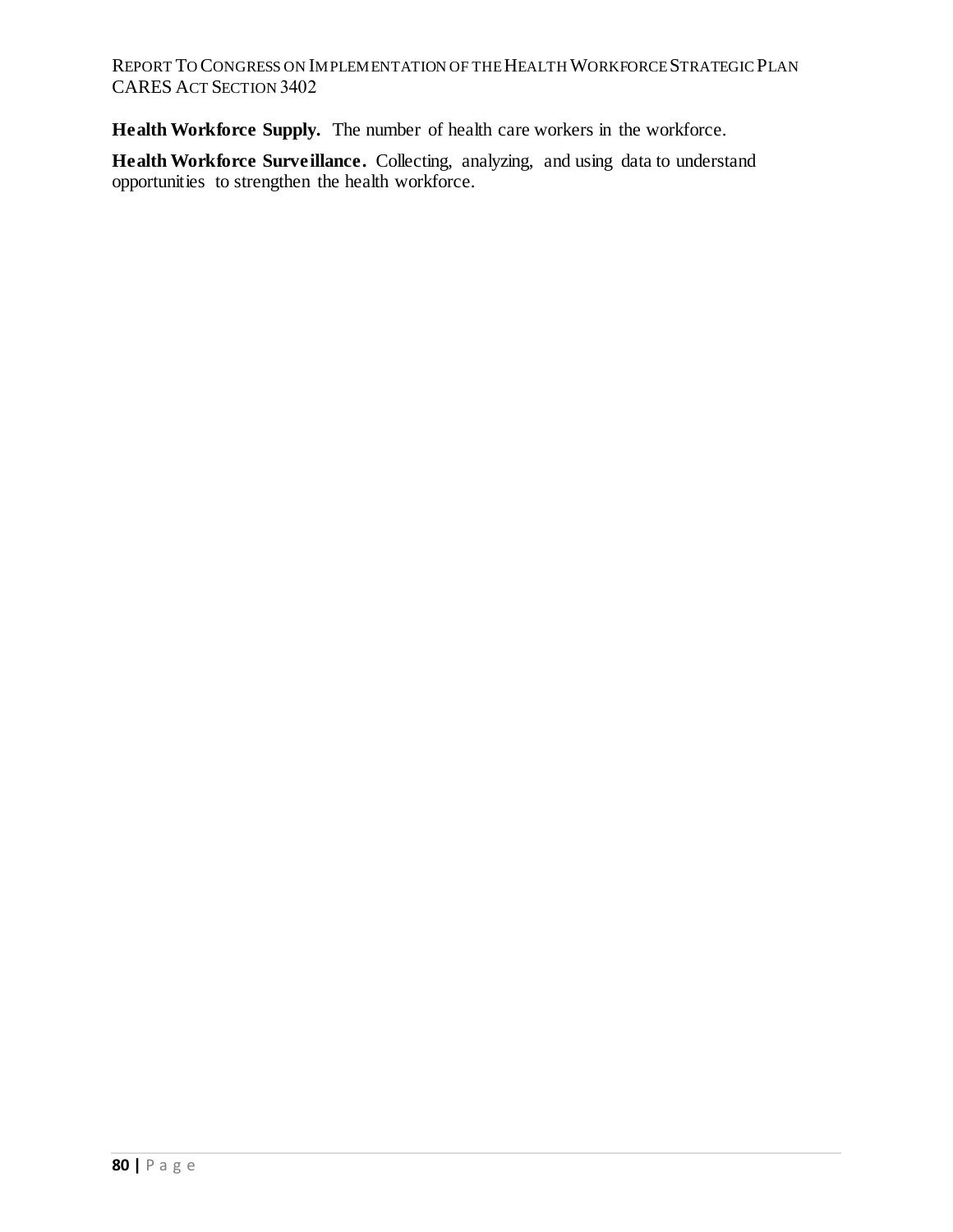**Health Workforce Supply.** The number of health care workers in the workforce.

**Health Workforce Surveillance.** Collecting, analyzing, and using data to understand opportunities to strengthen the health workforce.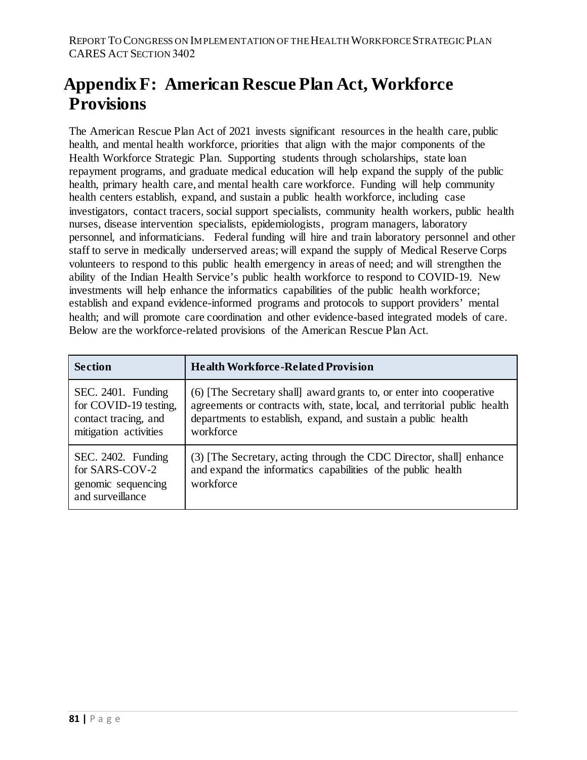# Appendix F: American Rescue Plan Act, Workforce Provisions

The American Rescue Plan Act of 2021 invests significant resources in the health care, public health, and mental health workforce, priorities that align with the major components of the Health Workforce Strategic Plan. Supporting students through scholarships, state loan repayment programs, and graduate medical education will help expand the supply of the public health, primary health care, and mental health care workforce. Funding will help community health centers establish, expand, and sustain a public health workforce, including case investigators, contact tracers, social support specialists, community health workers, public health nurses, disease intervention specialists, epidemiologists, program managers, laboratory personnel, and informaticians. Federal funding will hire and train laboratory personnel and other staff to serve in medically underserved areas; will expand the supply of Medical Reserve Corps volunteers to respond to this public health emergency in areas of need; and will strengthen the ability of the Indian Health Service's public health workforce to respond to COVID-19. New investments will help enhance the informatics capabilities of the public health workforce; establish and expand evidence-informed programs and protocols to support providers' mental health; and will promote care coordination and other evidence-based integrated models of care. Below are the workforce-related provisions of the American Rescue Plan Act.

| Section | Health Workforce-Related Provision |
|---|---|
| SEC. 2401. Funding for COVID-19 testing, contact tracing, and mitigation activities | (6) [The Secretary shall] award grants to, or enter into cooperative agreements or contracts with, state, local, and territorial public health departments to establish, expand, and sustain a public health workforce |
| SEC. 2402. Funding for SARS-COV-2 genomic sequencing and surveillance | (3) [The Secretary, acting through the CDC Director, shall] enhance and expand the informatics capabilities of the public health workforce |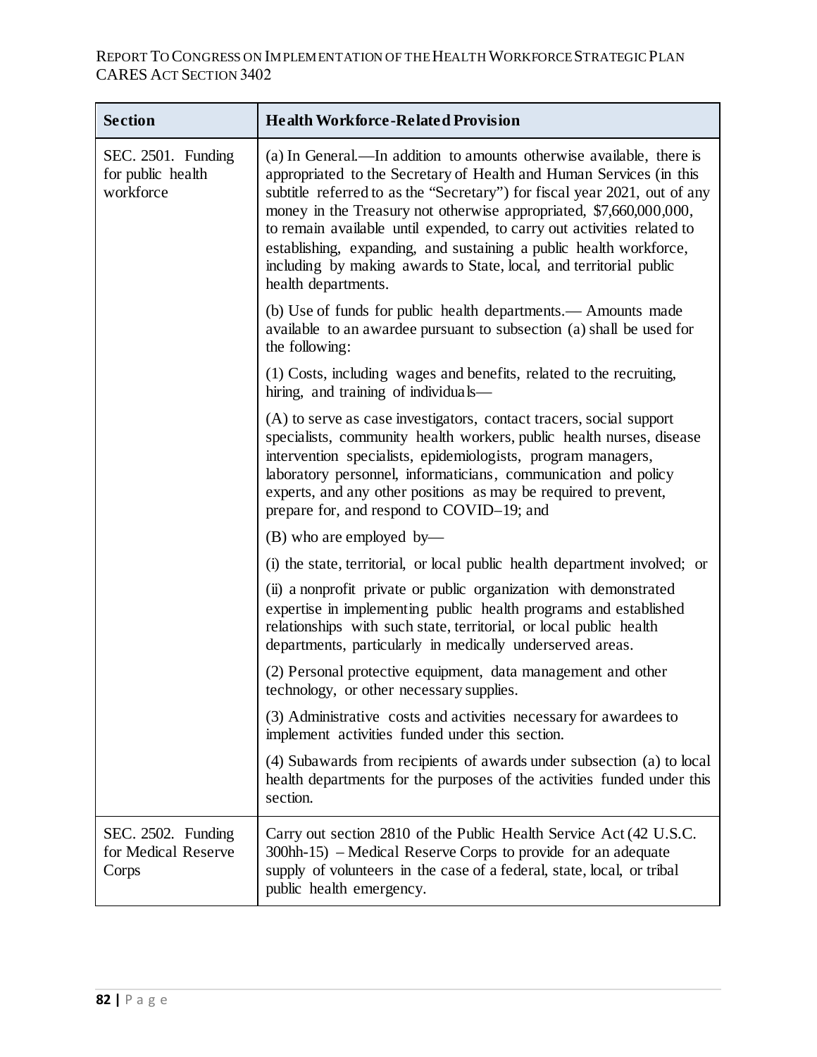| Section | Health Workforce-Related Provision |
| --- | --- |
| SEC. 2501. Funding for public health workforce | (a) In General.—In addition to amounts otherwise available, there is appropriated to the Secretary of Health and Human Services (in this subtitle referred to as the "Secretary") for fiscal year 2021, out of any money in the Treasury not otherwise appropriated, $7,660,000,000, to remain available until expended, to carry out activities related to establishing, expanding, and sustaining a public health workforce, including by making awards to State, local, and territorial public health departments. |
| | (b) Use of funds for public health departments.— Amounts made available to an awardee pursuant to subsection (a) shall be used for the following: |
| | (1) Costs, including wages and benefits, related to the recruiting, hiring, and training of individuals— |
| | (A) to serve as case investigators, contact tracers, social support specialists, community health workers, public health nurses, disease intervention specialists, epidemiologists, program managers, laboratory personnel, informaticians, communication and policy experts, and any other positions as may be required to prevent, prepare for, and respond to COVID–19; and |
| | (B) who are employed by— |
| | (i) the state, territorial, or local public health department involved; or |
| | (ii) a nonprofit private or public organization with demonstrated expertise in implementing public health programs and established relationships with such state, territorial, or local public health departments, particularly in medically underserved areas. |
| | (2) Personal protective equipment, data management and other technology, or other necessary supplies. |
| | (3) Administrative costs and activities necessary for awardees to implement activities funded under this section. |
| | (4) Subawards from recipients of awards under subsection (a) to local health departments for the purposes of the activities funded under this section. |
| SEC. 2502. Funding for Medical Reserve Corps | Carry out section 2810 of the Public Health Service Act (42 U.S.C. 300hh-15) – Medical Reserve Corps to provide for an adequate supply of volunteers in the case of a federal, state, local, or tribal public health emergency. |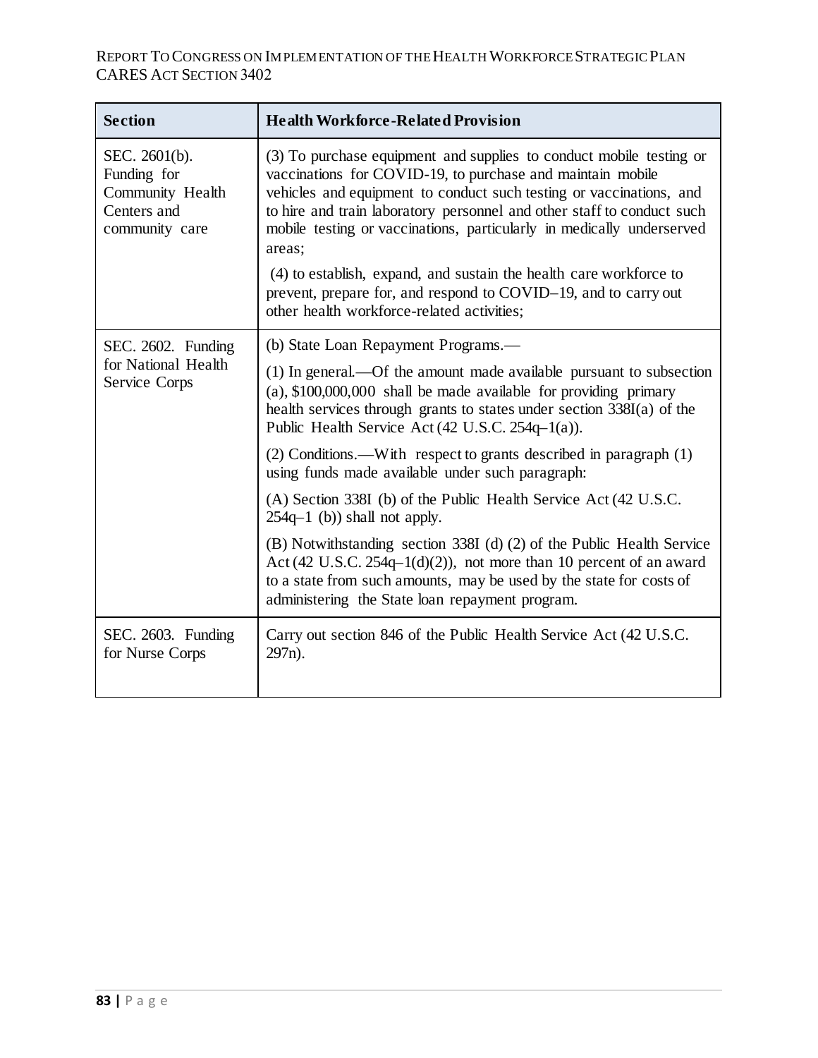| Section | Health Workforce-Related Provision |
|---|---|
| SEC. 2601(b). Funding for Community Health Centers and community care | (3) To purchase equipment and supplies to conduct mobile testing or vaccinations for COVID-19, to purchase and maintain mobile vehicles and equipment to conduct such testing or vaccinations, and to hire and train laboratory personnel and other staff to conduct such mobile testing or vaccinations, particularly in medically underserved areas;<br><br>(4) to establish, expand, and sustain the health care workforce to prevent, prepare for, and respond to COVID–19, and to carry out other health workforce-related activities; |
| SEC. 2602. Funding for National Health Service Corps | (b) State Loan Repayment Programs.—<br><br>(1) In general.—Of the amount made available pursuant to subsection (a), $100,000,000 shall be made available for providing primary health services through grants to states under section 338I(a) of the Public Health Service Act (42 U.S.C. 254q–1(a)).<br><br>(2) Conditions.—With respect to grants described in paragraph (1) using funds made available under such paragraph:<br><br>(A) Section 338I (b) of the Public Health Service Act (42 U.S.C. 254q–1 (b)) shall not apply.<br><br>(B) Notwithstanding section 338I (d) (2) of the Public Health Service Act (42 U.S.C. 254q–1(d)(2)), not more than 10 percent of an award to a state from such amounts, may be used by the state for costs of administering the State loan repayment program. |
| SEC. 2603. Funding for Nurse Corps | Carry out section 846 of the Public Health Service Act (42 U.S.C. 297n). |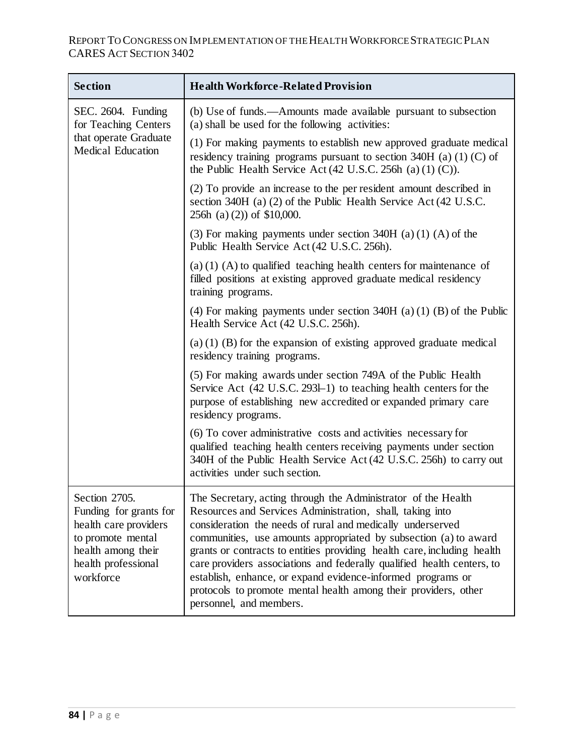| Section | Health Workforce-Related Provision |
| --- | --- |
| SEC. 2604. Funding for Teaching Centers that operate Graduate Medical Education | (b) Use of funds.—Amounts made available pursuant to subsection (a) shall be used for the following activities: |
| | (1) For making payments to establish new approved graduate medical residency training programs pursuant to section 340H (a) (1) (C) of the Public Health Service Act (42 U.S.C. 256h (a) (1) (C)). |
| | (2) To provide an increase to the per resident amount described in section 340H (a) (2) of the Public Health Service Act (42 U.S.C. 256h (a) (2)) of $10,000. |
| | (3) For making payments under section 340H (a) (1) (A) of the Public Health Service Act (42 U.S.C. 256h). |
| | (a) (1) (A) to qualified teaching health centers for maintenance of filled positions at existing approved graduate medical residency training programs. |
| | (4) For making payments under section 340H (a) (1) (B) of the Public Health Service Act (42 U.S.C. 256h). |
| | (a) (1) (B) for the expansion of existing approved graduate medical residency training programs. |
| | (5) For making awards under section 749A of the Public Health Service Act (42 U.S.C. 293l–1) to teaching health centers for the purpose of establishing new accredited or expanded primary care residency programs. |
| | (6) To cover administrative costs and activities necessary for qualified teaching health centers receiving payments under section 340H of the Public Health Service Act (42 U.S.C. 256h) to carry out activities under such section. |
| Section 2705. Funding for grants for health care providers to promote mental health among their health professional workforce | The Secretary, acting through the Administrator of the Health Resources and Services Administration, shall, taking into consideration the needs of rural and medically underserved communities, use amounts appropriated by subsection (a) to award grants or contracts to entities providing health care, including health care providers associations and federally qualified health centers, to establish, enhance, or expand evidence-informed programs or protocols to promote mental health among their providers, other personnel, and members. |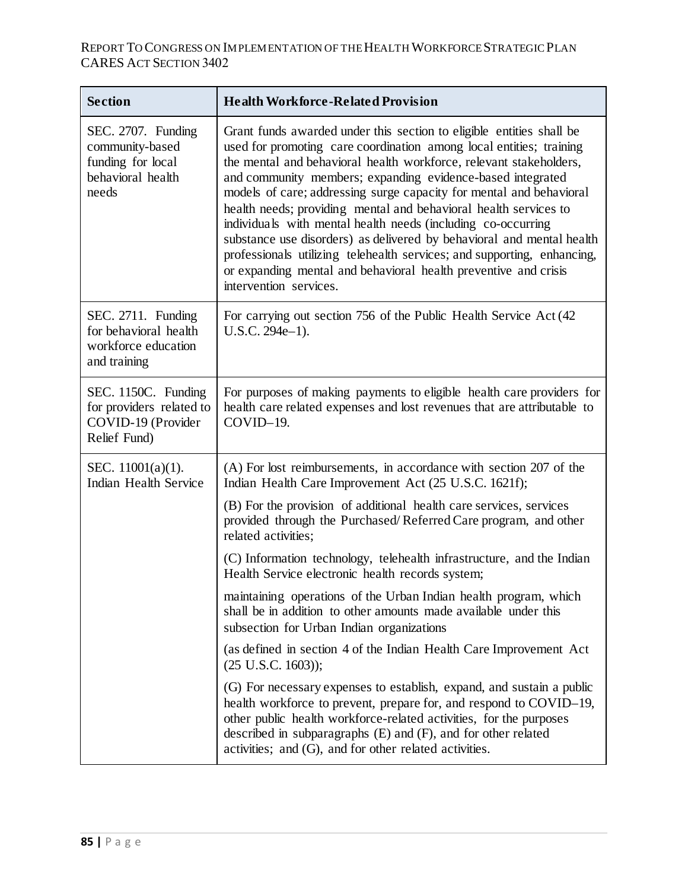| Section | Health Workforce-Related Provision |
| --- | --- |
| SEC. 2707. Funding community-based funding for local behavioral health needs | Grant funds awarded under this section to eligible entities shall be used for promoting care coordination among local entities; training the mental and behavioral health workforce, relevant stakeholders, and community members; expanding evidence-based integrated models of care; addressing surge capacity for mental and behavioral health needs; providing mental and behavioral health services to individuals with mental health needs (including co-occurring substance use disorders) as delivered by behavioral and mental health professionals utilizing telehealth services; and supporting, enhancing, or expanding mental and behavioral health preventive and crisis intervention services. |
| SEC. 2711. Funding for behavioral health workforce education and training | For carrying out section 756 of the Public Health Service Act (42 U.S.C. 294e–1). |
| SEC. 1150C. Funding for providers related to COVID-19 (Provider Relief Fund) | For purposes of making payments to eligible health care providers for health care related expenses and lost revenues that are attributable to COVID–19. |
| SEC. 11001(a)(1). Indian Health Service | (A) For lost reimbursements, in accordance with section 207 of the Indian Health Care Improvement Act (25 U.S.C. 1621f); |
| | (B) For the provision of additional health care services, services provided through the Purchased/Referred Care program, and other related activities; |
| | (C) Information technology, telehealth infrastructure, and the Indian Health Service electronic health records system; |
| | maintaining operations of the Urban Indian health program, which shall be in addition to other amounts made available under this subsection for Urban Indian organizations |
| | (as defined in section 4 of the Indian Health Care Improvement Act (25 U.S.C. 1603)); |
| | (G) For necessary expenses to establish, expand, and sustain a public health workforce to prevent, prepare for, and respond to COVID–19, other public health workforce-related activities, for the purposes described in subparagraphs (E) and (F), and for other related activities; and (G), and for other related activities. |